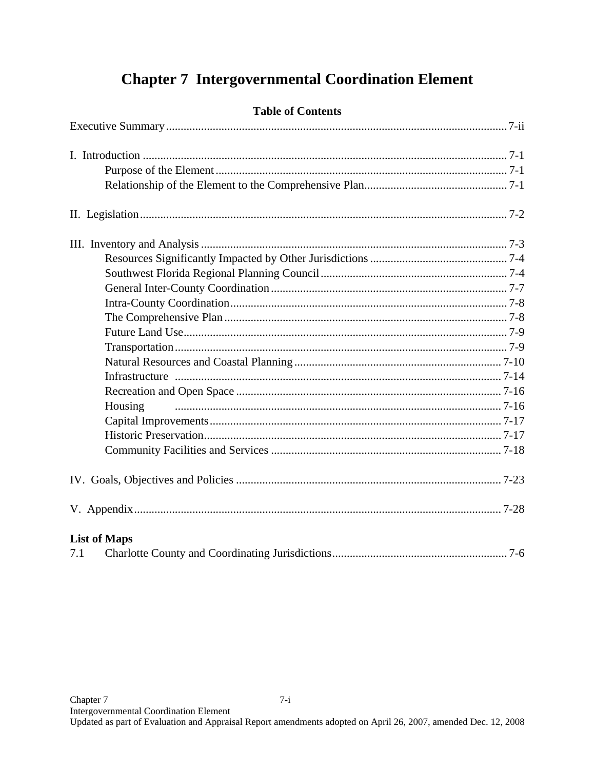# Chapter 7 Intergovernmental Coordination Element

## Table of Contents

Executive Summary ... 7-ii

I. Introduction ... 7-1
- Purpose of the Element ... 7-1
- Relationship of the Element to the Comprehensive Plan ... 7-1

II. Legislation ... 7-2

III. Inventory and Analysis ... 7-3
- Resources Significantly Impacted by Other Jurisdictions ... 7-4
- Southwest Florida Regional Planning Council ... 7-4
- General Inter-County Coordination ... 7-7
- Intra-County Coordination ... 7-8
- The Comprehensive Plan ... 7-8
- Future Land Use ... 7-9
- Transportation ... 7-9
- Natural Resources and Coastal Planning ... 7-10
- Infrastructure ... 7-14
- Recreation and Open Space ... 7-16
- Housing ... 7-16
- Capital Improvements ... 7-17
- Historic Preservation ... 7-17
- Community Facilities and Services ... 7-18

IV. Goals, Objectives and Policies ... 7-23

V. Appendix ... 7-28

**List of Maps**

7.1 Charlotte County and Coordinating Jurisdictions ... 7-6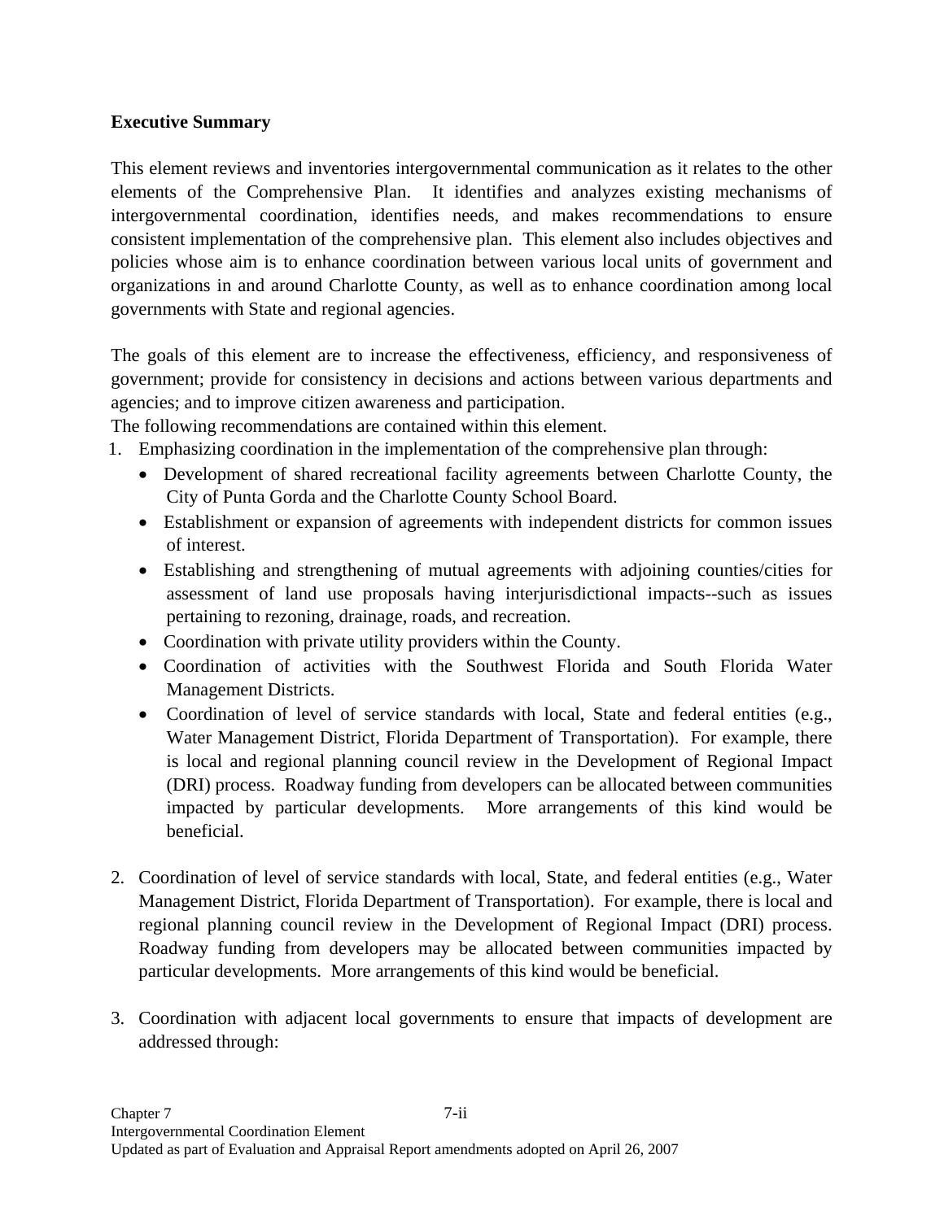**Executive Summary**

This element reviews and inventories intergovernmental communication as it relates to the other elements of the Comprehensive Plan. It identifies and analyzes existing mechanisms of intergovernmental coordination, identifies needs, and makes recommendations to ensure consistent implementation of the comprehensive plan. This element also includes objectives and policies whose aim is to enhance coordination between various local units of government and organizations in and around Charlotte County, as well as to enhance coordination among local governments with State and regional agencies.

The goals of this element are to increase the effectiveness, efficiency, and responsiveness of government; provide for consistency in decisions and actions between various departments and agencies; and to improve citizen awareness and participation.
The following recommendations are contained within this element.

1. Emphasizing coordination in the implementation of the comprehensive plan through:
   - Development of shared recreational facility agreements between Charlotte County, the City of Punta Gorda and the Charlotte County School Board.
   - Establishment or expansion of agreements with independent districts for common issues of interest.
   - Establishing and strengthening of mutual agreements with adjoining counties/cities for assessment of land use proposals having interjurisdictional impacts--such as issues pertaining to rezoning, drainage, roads, and recreation.
   - Coordination with private utility providers within the County.
   - Coordination of activities with the Southwest Florida and South Florida Water Management Districts.
   - Coordination of level of service standards with local, State and federal entities (e.g., Water Management District, Florida Department of Transportation). For example, there is local and regional planning council review in the Development of Regional Impact (DRI) process. Roadway funding from developers can be allocated between communities impacted by particular developments. More arrangements of this kind would be beneficial.

2. Coordination of level of service standards with local, State, and federal entities (e.g., Water Management District, Florida Department of Transportation). For example, there is local and regional planning council review in the Development of Regional Impact (DRI) process. Roadway funding from developers may be allocated between communities impacted by particular developments. More arrangements of this kind would be beneficial.

3. Coordination with adjacent local governments to ensure that impacts of development are addressed through: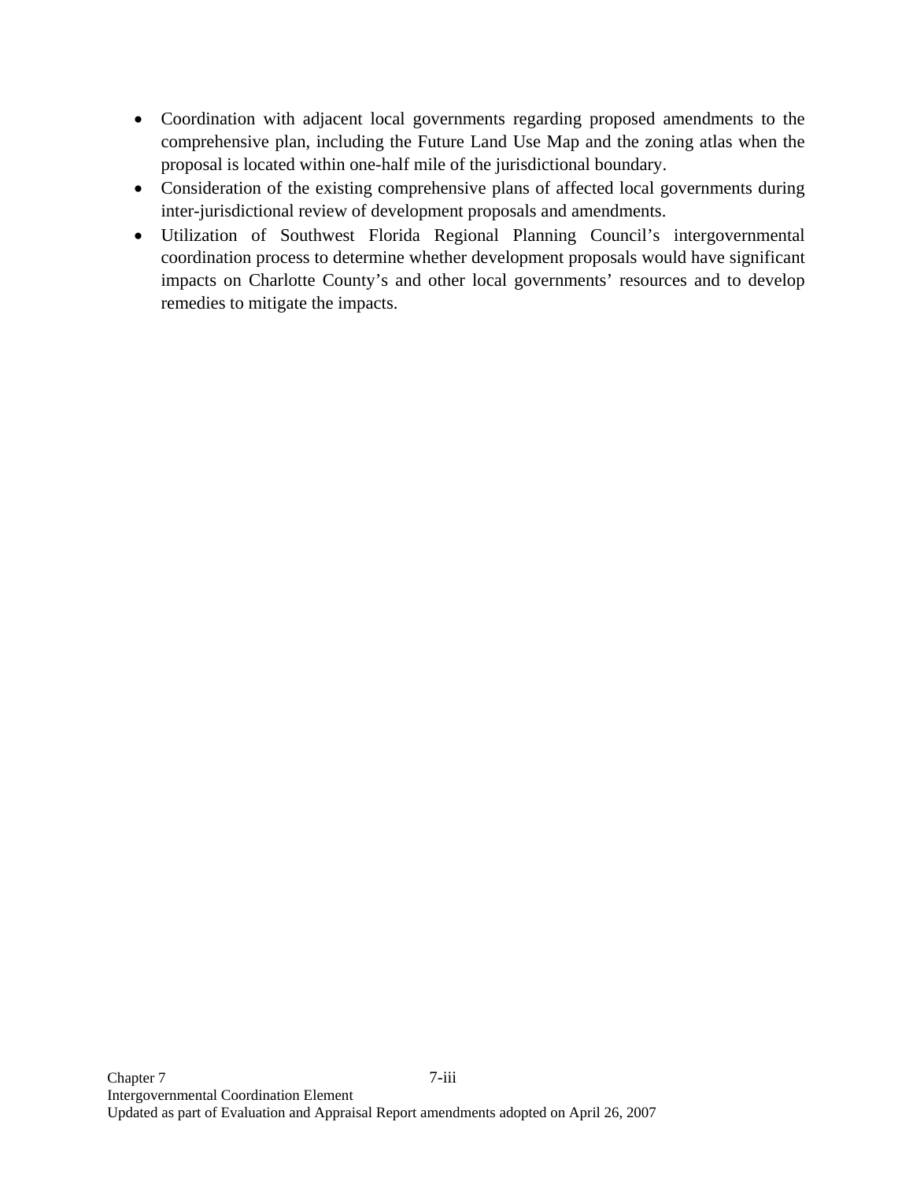- Coordination with adjacent local governments regarding proposed amendments to the comprehensive plan, including the Future Land Use Map and the zoning atlas when the proposal is located within one-half mile of the jurisdictional boundary.
- Consideration of the existing comprehensive plans of affected local governments during inter-jurisdictional review of development proposals and amendments.
- Utilization of Southwest Florida Regional Planning Council's intergovernmental coordination process to determine whether development proposals would have significant impacts on Charlotte County's and other local governments' resources and to develop remedies to mitigate the impacts.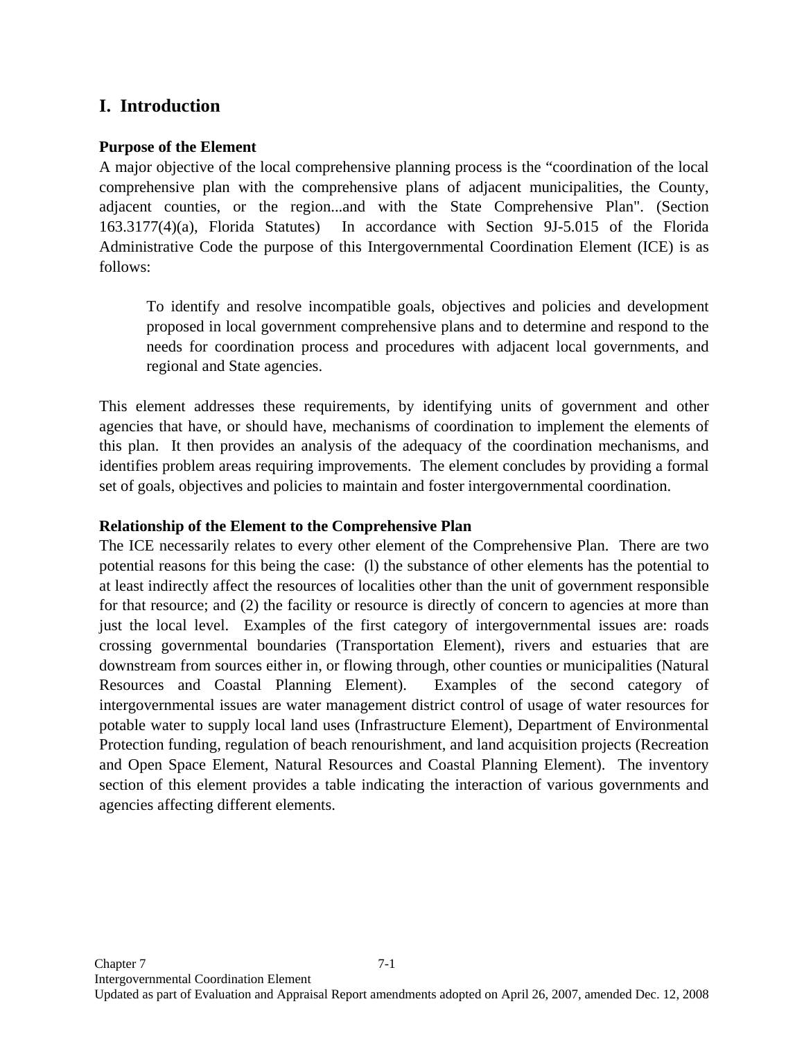## I. Introduction

**Purpose of the Element**

A major objective of the local comprehensive planning process is the "coordination of the local comprehensive plan with the comprehensive plans of adjacent municipalities, the County, adjacent counties, or the region...and with the State Comprehensive Plan". (Section 163.3177(4)(a), Florida Statutes) In accordance with Section 9J-5.015 of the Florida Administrative Code the purpose of this Intergovernmental Coordination Element (ICE) is as follows:

> To identify and resolve incompatible goals, objectives and policies and development proposed in local government comprehensive plans and to determine and respond to the needs for coordination process and procedures with adjacent local governments, and regional and State agencies.

This element addresses these requirements, by identifying units of government and other agencies that have, or should have, mechanisms of coordination to implement the elements of this plan. It then provides an analysis of the adequacy of the coordination mechanisms, and identifies problem areas requiring improvements. The element concludes by providing a formal set of goals, objectives and policies to maintain and foster intergovernmental coordination.

**Relationship of the Element to the Comprehensive Plan**

The ICE necessarily relates to every other element of the Comprehensive Plan. There are two potential reasons for this being the case: (l) the substance of other elements has the potential to at least indirectly affect the resources of localities other than the unit of government responsible for that resource; and (2) the facility or resource is directly of concern to agencies at more than just the local level. Examples of the first category of intergovernmental issues are: roads crossing governmental boundaries (Transportation Element), rivers and estuaries that are downstream from sources either in, or flowing through, other counties or municipalities (Natural Resources and Coastal Planning Element). Examples of the second category of intergovernmental issues are water management district control of usage of water resources for potable water to supply local land uses (Infrastructure Element), Department of Environmental Protection funding, regulation of beach renourishment, and land acquisition projects (Recreation and Open Space Element, Natural Resources and Coastal Planning Element). The inventory section of this element provides a table indicating the interaction of various governments and agencies affecting different elements.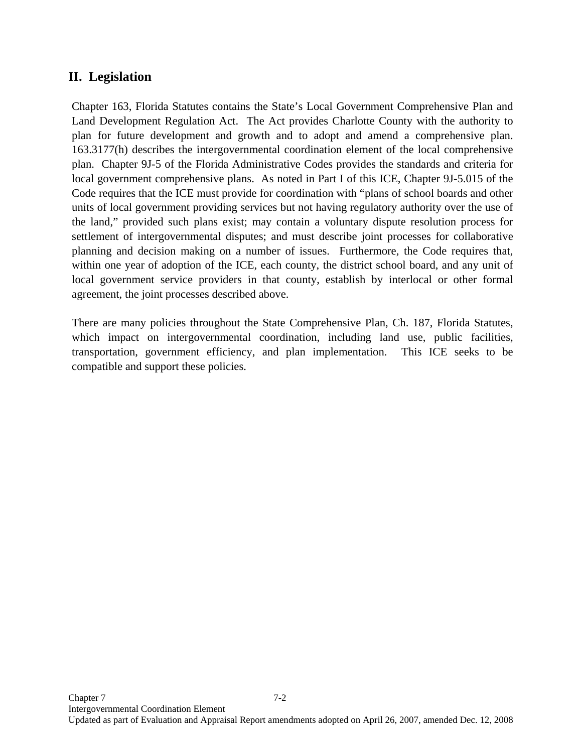## II. Legislation

Chapter 163, Florida Statutes contains the State's Local Government Comprehensive Plan and Land Development Regulation Act. The Act provides Charlotte County with the authority to plan for future development and growth and to adopt and amend a comprehensive plan. 163.3177(h) describes the intergovernmental coordination element of the local comprehensive plan. Chapter 9J-5 of the Florida Administrative Codes provides the standards and criteria for local government comprehensive plans. As noted in Part I of this ICE, Chapter 9J-5.015 of the Code requires that the ICE must provide for coordination with "plans of school boards and other units of local government providing services but not having regulatory authority over the use of the land," provided such plans exist; may contain a voluntary dispute resolution process for settlement of intergovernmental disputes; and must describe joint processes for collaborative planning and decision making on a number of issues. Furthermore, the Code requires that, within one year of adoption of the ICE, each county, the district school board, and any unit of local government service providers in that county, establish by interlocal or other formal agreement, the joint processes described above.

There are many policies throughout the State Comprehensive Plan, Ch. 187, Florida Statutes, which impact on intergovernmental coordination, including land use, public facilities, transportation, government efficiency, and plan implementation. This ICE seeks to be compatible and support these policies.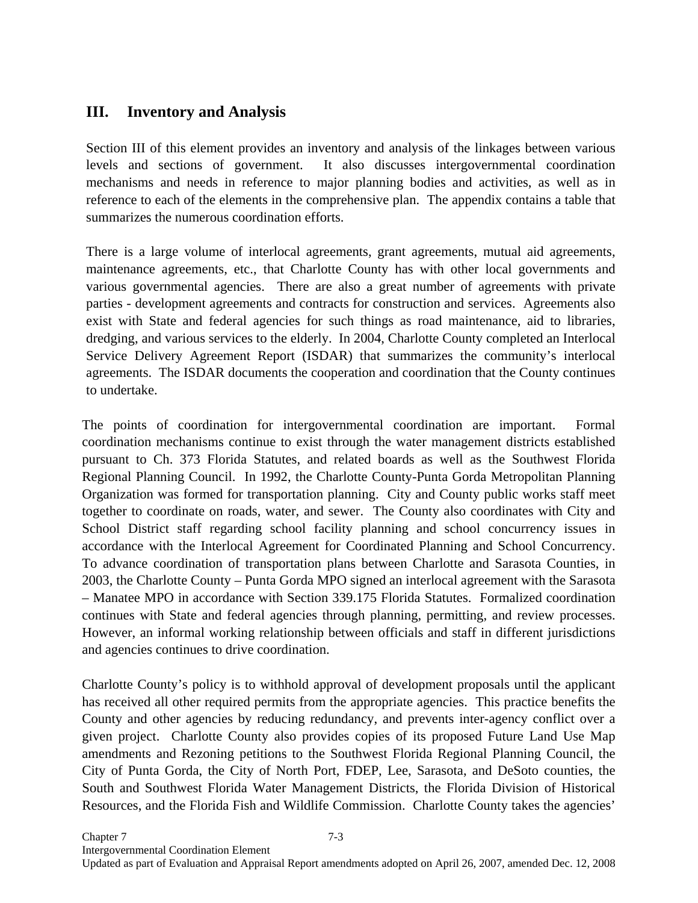## III. Inventory and Analysis

Section III of this element provides an inventory and analysis of the linkages between various levels and sections of government. It also discusses intergovernmental coordination mechanisms and needs in reference to major planning bodies and activities, as well as in reference to each of the elements in the comprehensive plan. The appendix contains a table that summarizes the numerous coordination efforts.

There is a large volume of interlocal agreements, grant agreements, mutual aid agreements, maintenance agreements, etc., that Charlotte County has with other local governments and various governmental agencies. There are also a great number of agreements with private parties - development agreements and contracts for construction and services. Agreements also exist with State and federal agencies for such things as road maintenance, aid to libraries, dredging, and various services to the elderly. In 2004, Charlotte County completed an Interlocal Service Delivery Agreement Report (ISDAR) that summarizes the community's interlocal agreements. The ISDAR documents the cooperation and coordination that the County continues to undertake.

The points of coordination for intergovernmental coordination are important. Formal coordination mechanisms continue to exist through the water management districts established pursuant to Ch. 373 Florida Statutes, and related boards as well as the Southwest Florida Regional Planning Council. In 1992, the Charlotte County-Punta Gorda Metropolitan Planning Organization was formed for transportation planning. City and County public works staff meet together to coordinate on roads, water, and sewer. The County also coordinates with City and School District staff regarding school facility planning and school concurrency issues in accordance with the Interlocal Agreement for Coordinated Planning and School Concurrency. To advance coordination of transportation plans between Charlotte and Sarasota Counties, in 2003, the Charlotte County – Punta Gorda MPO signed an interlocal agreement with the Sarasota – Manatee MPO in accordance with Section 339.175 Florida Statutes. Formalized coordination continues with State and federal agencies through planning, permitting, and review processes. However, an informal working relationship between officials and staff in different jurisdictions and agencies continues to drive coordination.

Charlotte County's policy is to withhold approval of development proposals until the applicant has received all other required permits from the appropriate agencies. This practice benefits the County and other agencies by reducing redundancy, and prevents inter-agency conflict over a given project. Charlotte County also provides copies of its proposed Future Land Use Map amendments and Rezoning petitions to the Southwest Florida Regional Planning Council, the City of Punta Gorda, the City of North Port, FDEP, Lee, Sarasota, and DeSoto counties, the South and Southwest Florida Water Management Districts, the Florida Division of Historical Resources, and the Florida Fish and Wildlife Commission. Charlotte County takes the agencies'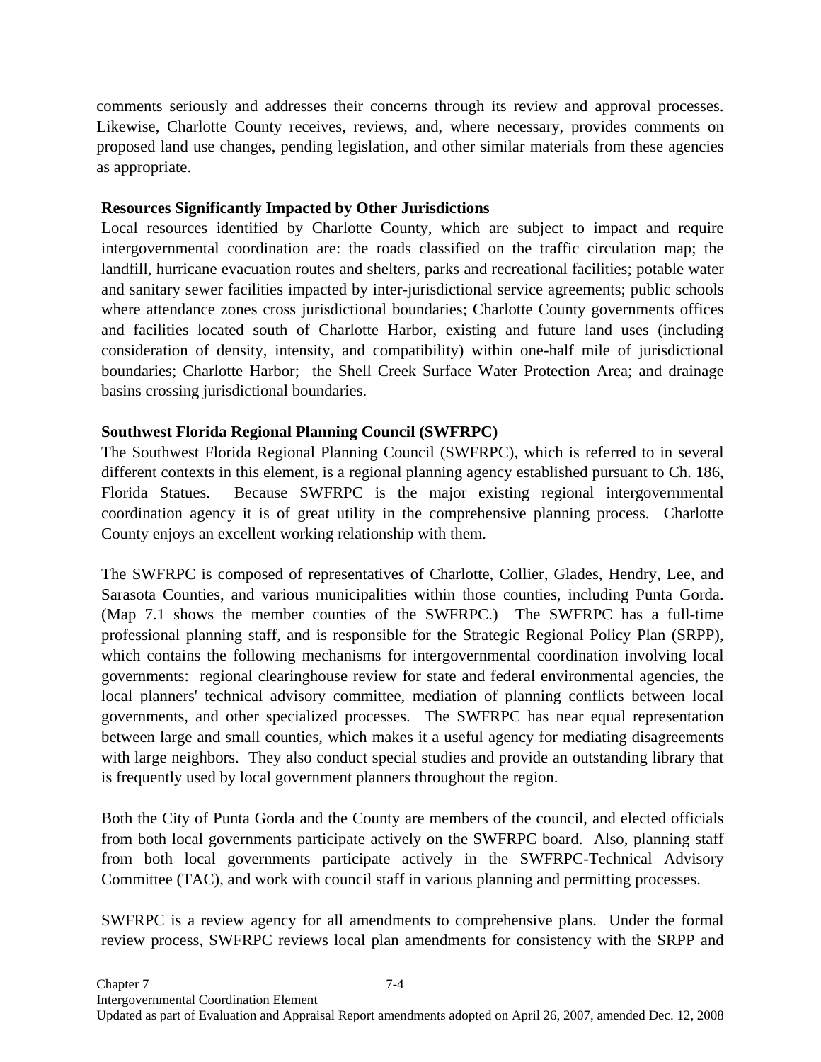comments seriously and addresses their concerns through its review and approval processes. Likewise, Charlotte County receives, reviews, and, where necessary, provides comments on proposed land use changes, pending legislation, and other similar materials from these agencies as appropriate.

**Resources Significantly Impacted by Other Jurisdictions**

Local resources identified by Charlotte County, which are subject to impact and require intergovernmental coordination are: the roads classified on the traffic circulation map; the landfill, hurricane evacuation routes and shelters, parks and recreational facilities; potable water and sanitary sewer facilities impacted by inter-jurisdictional service agreements; public schools where attendance zones cross jurisdictional boundaries; Charlotte County governments offices and facilities located south of Charlotte Harbor, existing and future land uses (including consideration of density, intensity, and compatibility) within one-half mile of jurisdictional boundaries; Charlotte Harbor; the Shell Creek Surface Water Protection Area; and drainage basins crossing jurisdictional boundaries.

**Southwest Florida Regional Planning Council (SWFRPC)**

The Southwest Florida Regional Planning Council (SWFRPC), which is referred to in several different contexts in this element, is a regional planning agency established pursuant to Ch. 186, Florida Statues. Because SWFRPC is the major existing regional intergovernmental coordination agency it is of great utility in the comprehensive planning process. Charlotte County enjoys an excellent working relationship with them.

The SWFRPC is composed of representatives of Charlotte, Collier, Glades, Hendry, Lee, and Sarasota Counties, and various municipalities within those counties, including Punta Gorda. (Map 7.1 shows the member counties of the SWFRPC.) The SWFRPC has a full-time professional planning staff, and is responsible for the Strategic Regional Policy Plan (SRPP), which contains the following mechanisms for intergovernmental coordination involving local governments: regional clearinghouse review for state and federal environmental agencies, the local planners' technical advisory committee, mediation of planning conflicts between local governments, and other specialized processes. The SWFRPC has near equal representation between large and small counties, which makes it a useful agency for mediating disagreements with large neighbors. They also conduct special studies and provide an outstanding library that is frequently used by local government planners throughout the region.

Both the City of Punta Gorda and the County are members of the council, and elected officials from both local governments participate actively on the SWFRPC board. Also, planning staff from both local governments participate actively in the SWFRPC-Technical Advisory Committee (TAC), and work with council staff in various planning and permitting processes.

SWFRPC is a review agency for all amendments to comprehensive plans. Under the formal review process, SWFRPC reviews local plan amendments for consistency with the SRPP and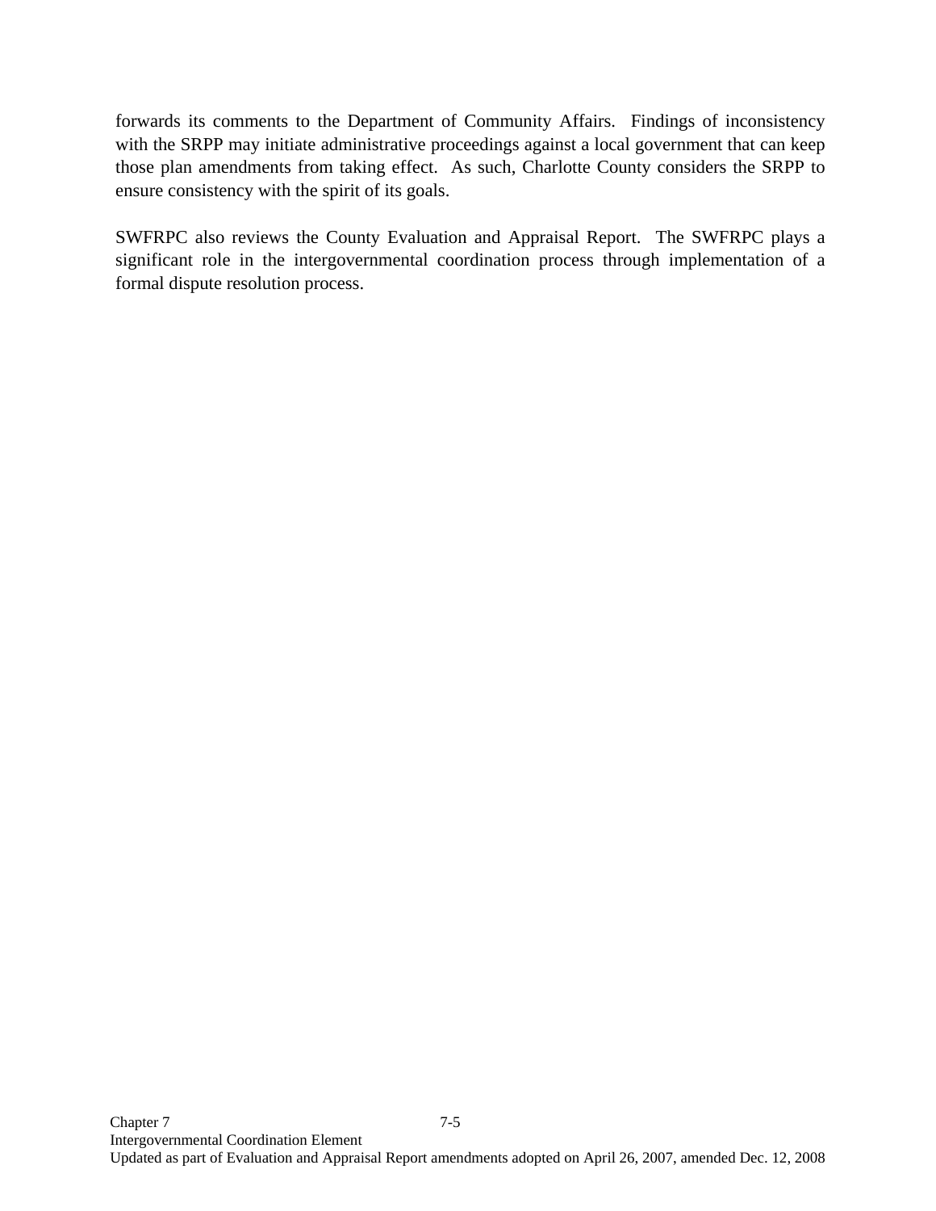forwards its comments to the Department of Community Affairs. Findings of inconsistency with the SRPP may initiate administrative proceedings against a local government that can keep those plan amendments from taking effect. As such, Charlotte County considers the SRPP to ensure consistency with the spirit of its goals.

SWFRPC also reviews the County Evaluation and Appraisal Report. The SWFRPC plays a significant role in the intergovernmental coordination process through implementation of a formal dispute resolution process.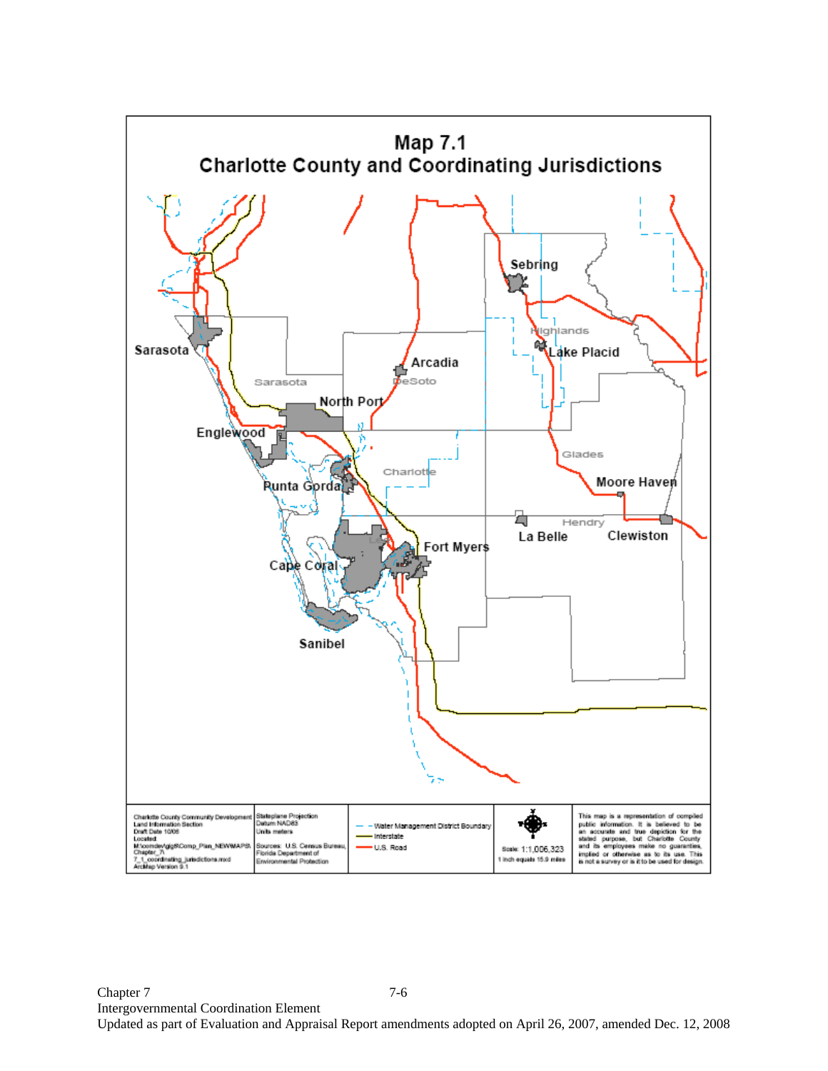# Map 7.1
## Charlotte County and Coordinating Jurisdictions

Sebring
Highlands
Lake Placid
Sarasota
Arcadia
Sarasota
DeSoto
North Port
Englewood
Glades
Charlotte
Punta Gorda
Moore Haven
La Belle
Hendry
Clewiston
Lee
Fort Myers
Cape Coral
Sanibel

| | | | | |
|---|---|---|---|---|
| Charlotte County Community Development Land Information Section Draft Date 10/06 Located: M:\comdev\gis\Comp_Plan_NEW\MAPS\Chapter_7\7_1_coordinating_jurisdictions.mxd ArcMap Version 9.1 | Stateplane Projection Datum NAD83 Units meters Sources: U.S. Census Bureau, Florida Department of Environmental Protection | Water Management District Boundary; Interstate; U.S. Road | Scale: 1:1,006,323 1 inch equals 15.9 miles | This map is a representation of compiled public information. It is believed to be an accurate and true depiction for the stated purpose, but Charlotte County and its employees make no guarantees, implied or otherwise as to its use. This is not a survey or is it to be used for design. |

Chapter 7
Intergovernmental Coordination Element
Updated as part of Evaluation and Appraisal Report amendments adopted on April 26, 2007, amended Dec. 12, 2008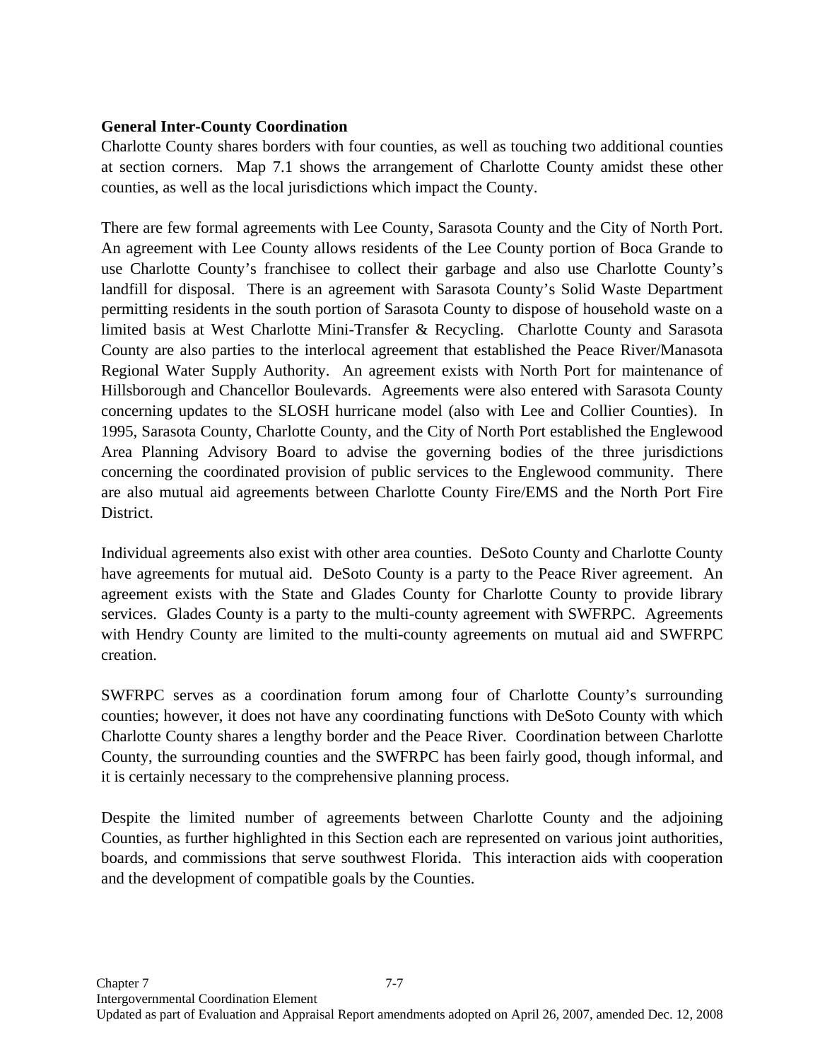**General Inter-County Coordination**

Charlotte County shares borders with four counties, as well as touching two additional counties at section corners. Map 7.1 shows the arrangement of Charlotte County amidst these other counties, as well as the local jurisdictions which impact the County.

There are few formal agreements with Lee County, Sarasota County and the City of North Port. An agreement with Lee County allows residents of the Lee County portion of Boca Grande to use Charlotte County's franchisee to collect their garbage and also use Charlotte County's landfill for disposal. There is an agreement with Sarasota County's Solid Waste Department permitting residents in the south portion of Sarasota County to dispose of household waste on a limited basis at West Charlotte Mini-Transfer & Recycling. Charlotte County and Sarasota County are also parties to the interlocal agreement that established the Peace River/Manasota Regional Water Supply Authority. An agreement exists with North Port for maintenance of Hillsborough and Chancellor Boulevards. Agreements were also entered with Sarasota County concerning updates to the SLOSH hurricane model (also with Lee and Collier Counties). In 1995, Sarasota County, Charlotte County, and the City of North Port established the Englewood Area Planning Advisory Board to advise the governing bodies of the three jurisdictions concerning the coordinated provision of public services to the Englewood community. There are also mutual aid agreements between Charlotte County Fire/EMS and the North Port Fire District.

Individual agreements also exist with other area counties. DeSoto County and Charlotte County have agreements for mutual aid. DeSoto County is a party to the Peace River agreement. An agreement exists with the State and Glades County for Charlotte County to provide library services. Glades County is a party to the multi-county agreement with SWFRPC. Agreements with Hendry County are limited to the multi-county agreements on mutual aid and SWFRPC creation.

SWFRPC serves as a coordination forum among four of Charlotte County's surrounding counties; however, it does not have any coordinating functions with DeSoto County with which Charlotte County shares a lengthy border and the Peace River. Coordination between Charlotte County, the surrounding counties and the SWFRPC has been fairly good, though informal, and it is certainly necessary to the comprehensive planning process.

Despite the limited number of agreements between Charlotte County and the adjoining Counties, as further highlighted in this Section each are represented on various joint authorities, boards, and commissions that serve southwest Florida. This interaction aids with cooperation and the development of compatible goals by the Counties.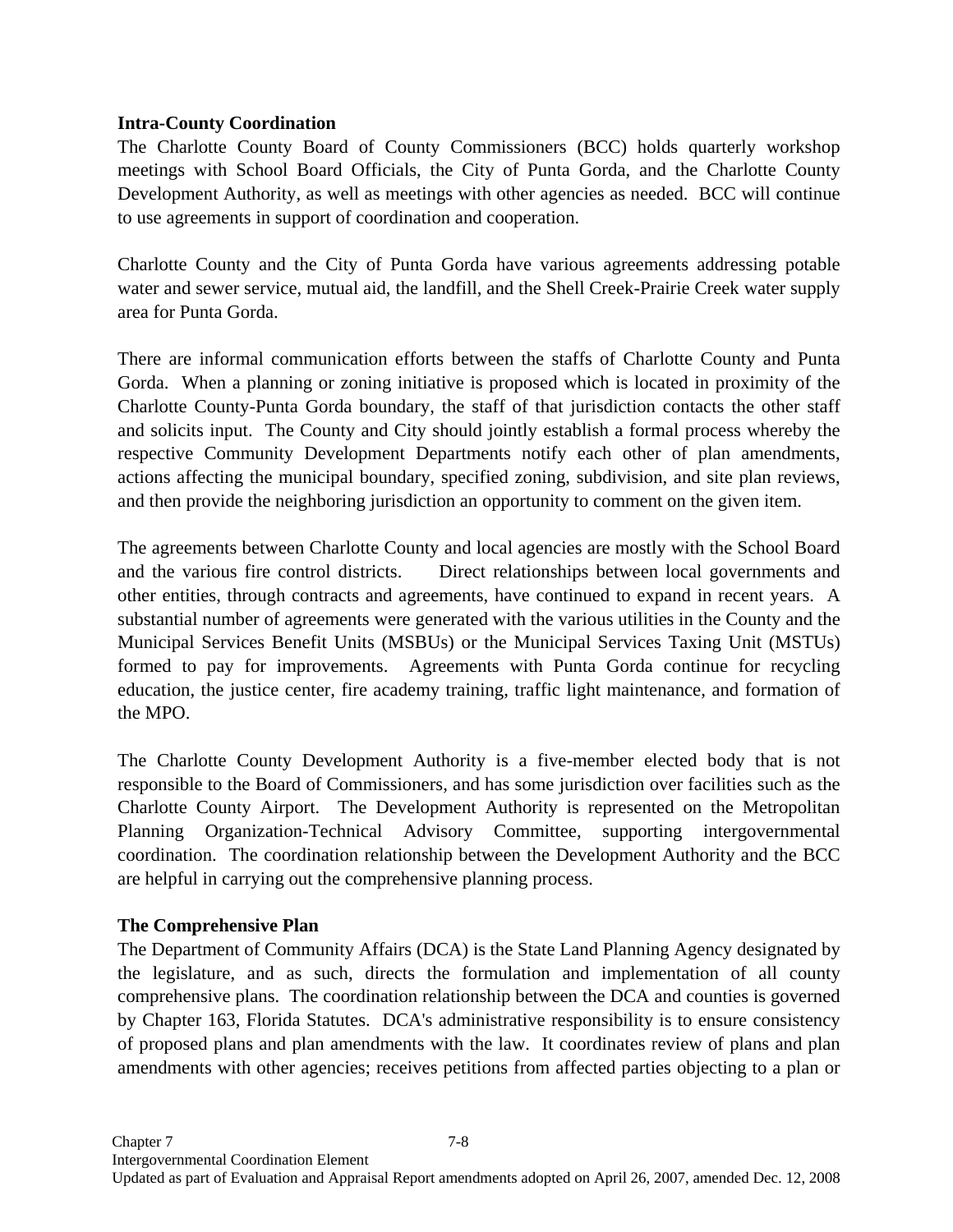**Intra-County Coordination**

The Charlotte County Board of County Commissioners (BCC) holds quarterly workshop meetings with School Board Officials, the City of Punta Gorda, and the Charlotte County Development Authority, as well as meetings with other agencies as needed. BCC will continue to use agreements in support of coordination and cooperation.

Charlotte County and the City of Punta Gorda have various agreements addressing potable water and sewer service, mutual aid, the landfill, and the Shell Creek-Prairie Creek water supply area for Punta Gorda.

There are informal communication efforts between the staffs of Charlotte County and Punta Gorda. When a planning or zoning initiative is proposed which is located in proximity of the Charlotte County-Punta Gorda boundary, the staff of that jurisdiction contacts the other staff and solicits input. The County and City should jointly establish a formal process whereby the respective Community Development Departments notify each other of plan amendments, actions affecting the municipal boundary, specified zoning, subdivision, and site plan reviews, and then provide the neighboring jurisdiction an opportunity to comment on the given item.

The agreements between Charlotte County and local agencies are mostly with the School Board and the various fire control districts. Direct relationships between local governments and other entities, through contracts and agreements, have continued to expand in recent years. A substantial number of agreements were generated with the various utilities in the County and the Municipal Services Benefit Units (MSBUs) or the Municipal Services Taxing Unit (MSTUs) formed to pay for improvements. Agreements with Punta Gorda continue for recycling education, the justice center, fire academy training, traffic light maintenance, and formation of the MPO.

The Charlotte County Development Authority is a five-member elected body that is not responsible to the Board of Commissioners, and has some jurisdiction over facilities such as the Charlotte County Airport. The Development Authority is represented on the Metropolitan Planning Organization-Technical Advisory Committee, supporting intergovernmental coordination. The coordination relationship between the Development Authority and the BCC are helpful in carrying out the comprehensive planning process.

**The Comprehensive Plan**

The Department of Community Affairs (DCA) is the State Land Planning Agency designated by the legislature, and as such, directs the formulation and implementation of all county comprehensive plans. The coordination relationship between the DCA and counties is governed by Chapter 163, Florida Statutes. DCA's administrative responsibility is to ensure consistency of proposed plans and plan amendments with the law. It coordinates review of plans and plan amendments with other agencies; receives petitions from affected parties objecting to a plan or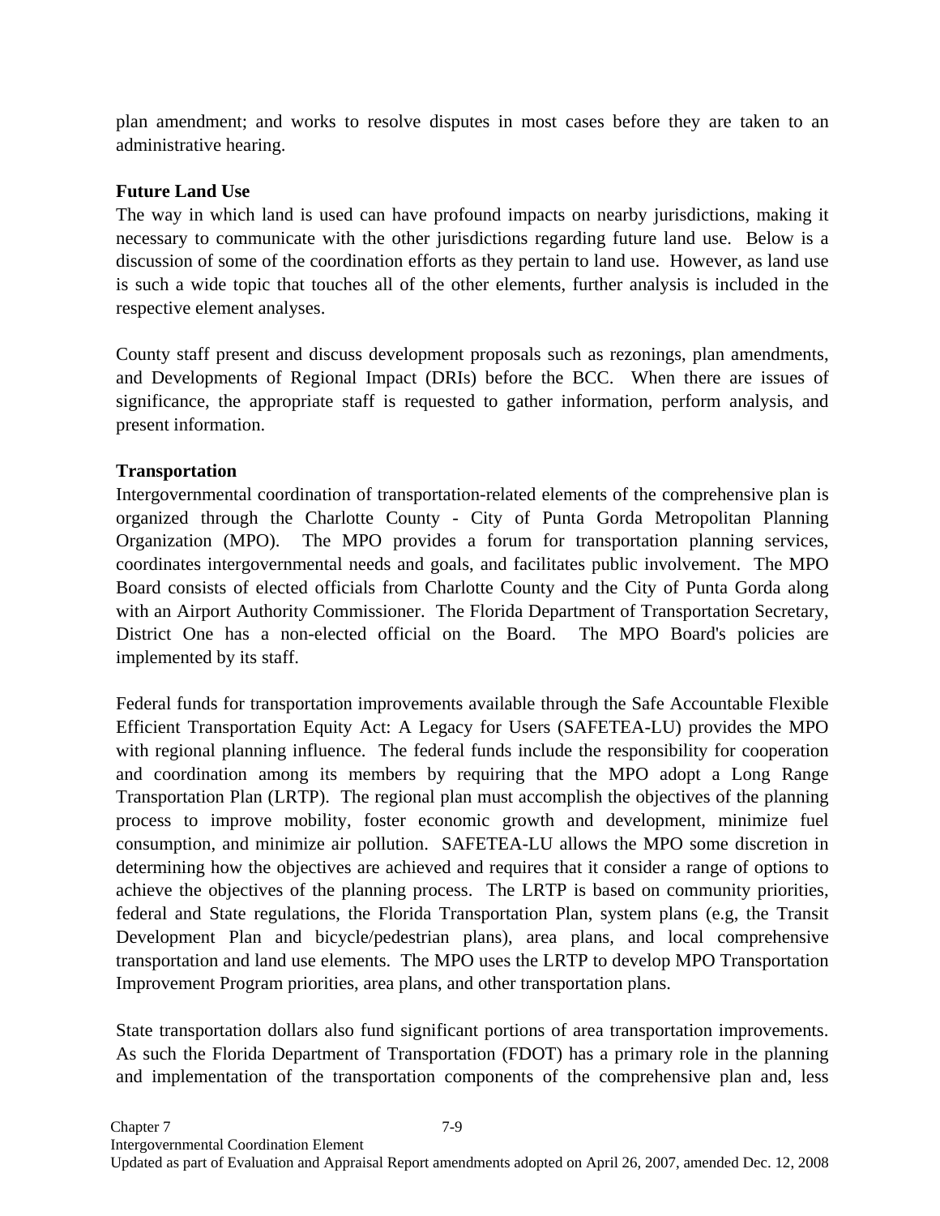plan amendment; and works to resolve disputes in most cases before they are taken to an administrative hearing.

**Future Land Use**

The way in which land is used can have profound impacts on nearby jurisdictions, making it necessary to communicate with the other jurisdictions regarding future land use. Below is a discussion of some of the coordination efforts as they pertain to land use. However, as land use is such a wide topic that touches all of the other elements, further analysis is included in the respective element analyses.

County staff present and discuss development proposals such as rezonings, plan amendments, and Developments of Regional Impact (DRIs) before the BCC. When there are issues of significance, the appropriate staff is requested to gather information, perform analysis, and present information.

**Transportation**

Intergovernmental coordination of transportation-related elements of the comprehensive plan is organized through the Charlotte County - City of Punta Gorda Metropolitan Planning Organization (MPO). The MPO provides a forum for transportation planning services, coordinates intergovernmental needs and goals, and facilitates public involvement. The MPO Board consists of elected officials from Charlotte County and the City of Punta Gorda along with an Airport Authority Commissioner. The Florida Department of Transportation Secretary, District One has a non-elected official on the Board. The MPO Board's policies are implemented by its staff.

Federal funds for transportation improvements available through the Safe Accountable Flexible Efficient Transportation Equity Act: A Legacy for Users (SAFETEA-LU) provides the MPO with regional planning influence. The federal funds include the responsibility for cooperation and coordination among its members by requiring that the MPO adopt a Long Range Transportation Plan (LRTP). The regional plan must accomplish the objectives of the planning process to improve mobility, foster economic growth and development, minimize fuel consumption, and minimize air pollution. SAFETEA-LU allows the MPO some discretion in determining how the objectives are achieved and requires that it consider a range of options to achieve the objectives of the planning process. The LRTP is based on community priorities, federal and State regulations, the Florida Transportation Plan, system plans (e.g, the Transit Development Plan and bicycle/pedestrian plans), area plans, and local comprehensive transportation and land use elements. The MPO uses the LRTP to develop MPO Transportation Improvement Program priorities, area plans, and other transportation plans.

State transportation dollars also fund significant portions of area transportation improvements. As such the Florida Department of Transportation (FDOT) has a primary role in the planning and implementation of the transportation components of the comprehensive plan and, less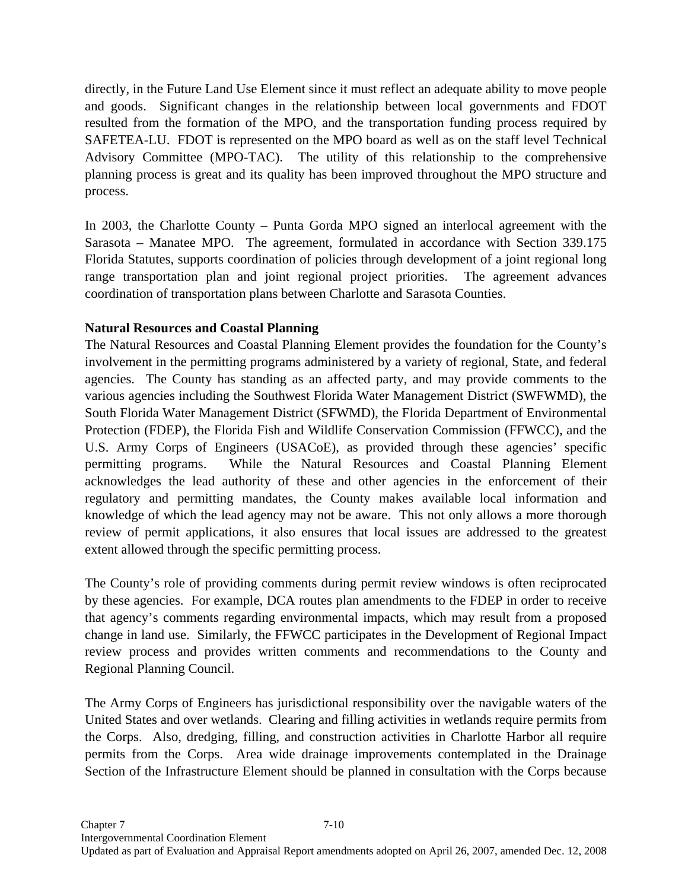directly, in the Future Land Use Element since it must reflect an adequate ability to move people and goods. Significant changes in the relationship between local governments and FDOT resulted from the formation of the MPO, and the transportation funding process required by SAFETEA-LU. FDOT is represented on the MPO board as well as on the staff level Technical Advisory Committee (MPO-TAC). The utility of this relationship to the comprehensive planning process is great and its quality has been improved throughout the MPO structure and process.

In 2003, the Charlotte County – Punta Gorda MPO signed an interlocal agreement with the Sarasota – Manatee MPO. The agreement, formulated in accordance with Section 339.175 Florida Statutes, supports coordination of policies through development of a joint regional long range transportation plan and joint regional project priorities. The agreement advances coordination of transportation plans between Charlotte and Sarasota Counties.

**Natural Resources and Coastal Planning**

The Natural Resources and Coastal Planning Element provides the foundation for the County's involvement in the permitting programs administered by a variety of regional, State, and federal agencies. The County has standing as an affected party, and may provide comments to the various agencies including the Southwest Florida Water Management District (SWFWMD), the South Florida Water Management District (SFWMD), the Florida Department of Environmental Protection (FDEP), the Florida Fish and Wildlife Conservation Commission (FFWCC), and the U.S. Army Corps of Engineers (USACoE), as provided through these agencies' specific permitting programs. While the Natural Resources and Coastal Planning Element acknowledges the lead authority of these and other agencies in the enforcement of their regulatory and permitting mandates, the County makes available local information and knowledge of which the lead agency may not be aware. This not only allows a more thorough review of permit applications, it also ensures that local issues are addressed to the greatest extent allowed through the specific permitting process.

The County's role of providing comments during permit review windows is often reciprocated by these agencies. For example, DCA routes plan amendments to the FDEP in order to receive that agency's comments regarding environmental impacts, which may result from a proposed change in land use. Similarly, the FFWCC participates in the Development of Regional Impact review process and provides written comments and recommendations to the County and Regional Planning Council.

The Army Corps of Engineers has jurisdictional responsibility over the navigable waters of the United States and over wetlands. Clearing and filling activities in wetlands require permits from the Corps. Also, dredging, filling, and construction activities in Charlotte Harbor all require permits from the Corps. Area wide drainage improvements contemplated in the Drainage Section of the Infrastructure Element should be planned in consultation with the Corps because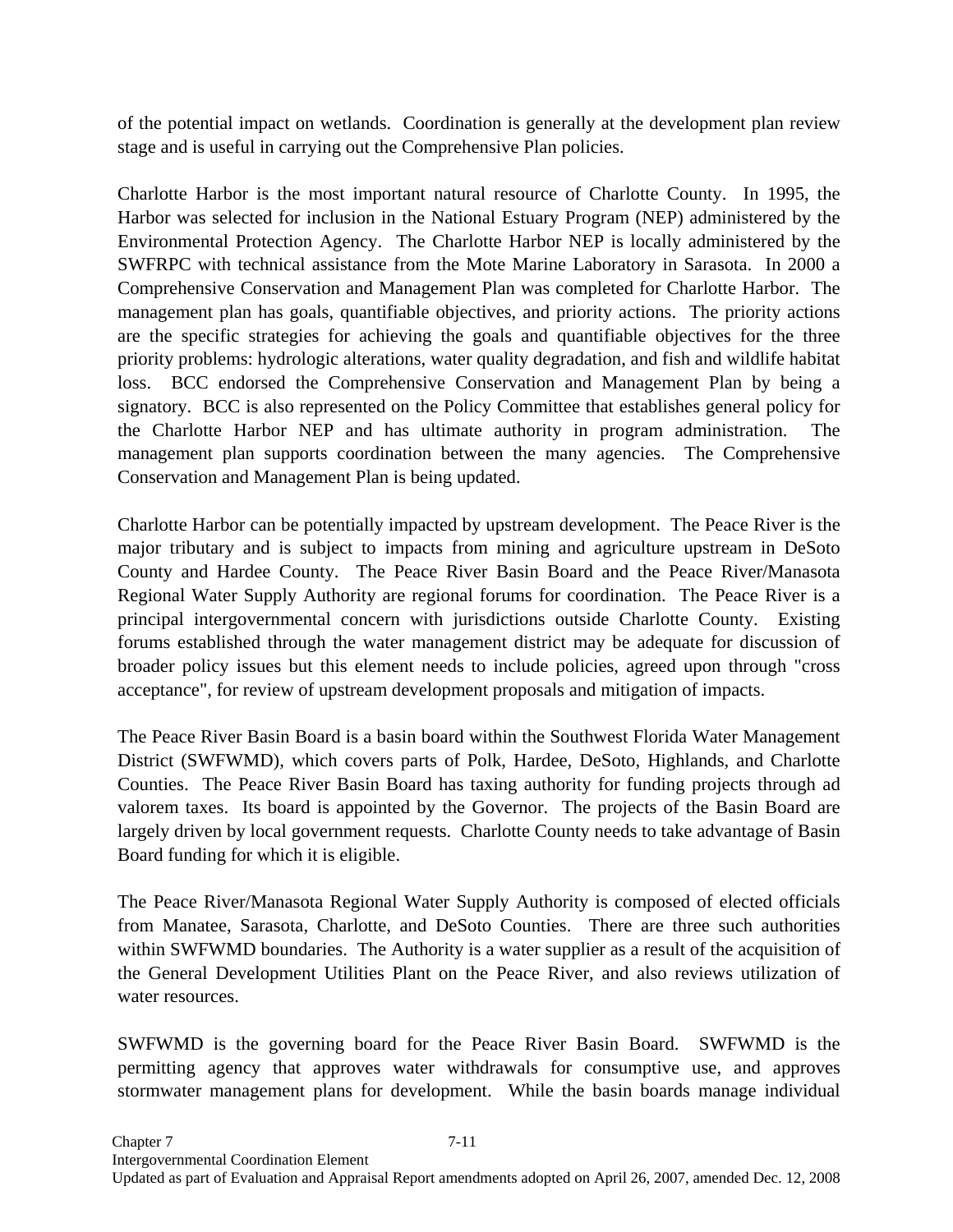of the potential impact on wetlands. Coordination is generally at the development plan review stage and is useful in carrying out the Comprehensive Plan policies.

Charlotte Harbor is the most important natural resource of Charlotte County. In 1995, the Harbor was selected for inclusion in the National Estuary Program (NEP) administered by the Environmental Protection Agency. The Charlotte Harbor NEP is locally administered by the SWFRPC with technical assistance from the Mote Marine Laboratory in Sarasota. In 2000 a Comprehensive Conservation and Management Plan was completed for Charlotte Harbor. The management plan has goals, quantifiable objectives, and priority actions. The priority actions are the specific strategies for achieving the goals and quantifiable objectives for the three priority problems: hydrologic alterations, water quality degradation, and fish and wildlife habitat loss. BCC endorsed the Comprehensive Conservation and Management Plan by being a signatory. BCC is also represented on the Policy Committee that establishes general policy for the Charlotte Harbor NEP and has ultimate authority in program administration. The management plan supports coordination between the many agencies. The Comprehensive Conservation and Management Plan is being updated.

Charlotte Harbor can be potentially impacted by upstream development. The Peace River is the major tributary and is subject to impacts from mining and agriculture upstream in DeSoto County and Hardee County. The Peace River Basin Board and the Peace River/Manasota Regional Water Supply Authority are regional forums for coordination. The Peace River is a principal intergovernmental concern with jurisdictions outside Charlotte County. Existing forums established through the water management district may be adequate for discussion of broader policy issues but this element needs to include policies, agreed upon through "cross acceptance", for review of upstream development proposals and mitigation of impacts.

The Peace River Basin Board is a basin board within the Southwest Florida Water Management District (SWFWMD), which covers parts of Polk, Hardee, DeSoto, Highlands, and Charlotte Counties. The Peace River Basin Board has taxing authority for funding projects through ad valorem taxes. Its board is appointed by the Governor. The projects of the Basin Board are largely driven by local government requests. Charlotte County needs to take advantage of Basin Board funding for which it is eligible.

The Peace River/Manasota Regional Water Supply Authority is composed of elected officials from Manatee, Sarasota, Charlotte, and DeSoto Counties. There are three such authorities within SWFWMD boundaries. The Authority is a water supplier as a result of the acquisition of the General Development Utilities Plant on the Peace River, and also reviews utilization of water resources.

SWFWMD is the governing board for the Peace River Basin Board. SWFWMD is the permitting agency that approves water withdrawals for consumptive use, and approves stormwater management plans for development. While the basin boards manage individual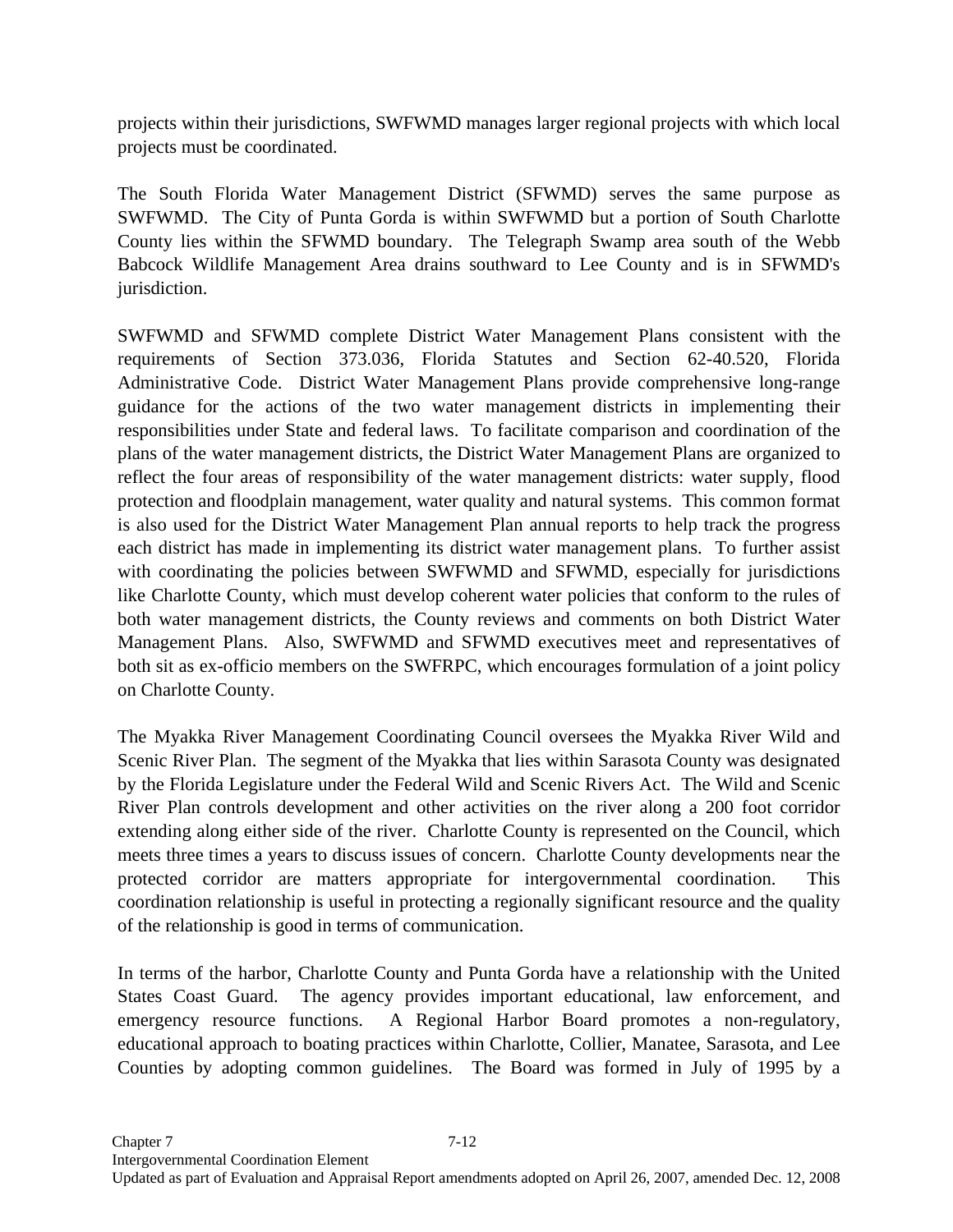projects within their jurisdictions, SWFWMD manages larger regional projects with which local projects must be coordinated.

The South Florida Water Management District (SFWMD) serves the same purpose as SWFWMD. The City of Punta Gorda is within SWFWMD but a portion of South Charlotte County lies within the SFWMD boundary. The Telegraph Swamp area south of the Webb Babcock Wildlife Management Area drains southward to Lee County and is in SFWMD's jurisdiction.

SWFWMD and SFWMD complete District Water Management Plans consistent with the requirements of Section 373.036, Florida Statutes and Section 62-40.520, Florida Administrative Code. District Water Management Plans provide comprehensive long-range guidance for the actions of the two water management districts in implementing their responsibilities under State and federal laws. To facilitate comparison and coordination of the plans of the water management districts, the District Water Management Plans are organized to reflect the four areas of responsibility of the water management districts: water supply, flood protection and floodplain management, water quality and natural systems. This common format is also used for the District Water Management Plan annual reports to help track the progress each district has made in implementing its district water management plans. To further assist with coordinating the policies between SWFWMD and SFWMD, especially for jurisdictions like Charlotte County, which must develop coherent water policies that conform to the rules of both water management districts, the County reviews and comments on both District Water Management Plans. Also, SWFWMD and SFWMD executives meet and representatives of both sit as ex-officio members on the SWFRPC, which encourages formulation of a joint policy on Charlotte County.

The Myakka River Management Coordinating Council oversees the Myakka River Wild and Scenic River Plan. The segment of the Myakka that lies within Sarasota County was designated by the Florida Legislature under the Federal Wild and Scenic Rivers Act. The Wild and Scenic River Plan controls development and other activities on the river along a 200 foot corridor extending along either side of the river. Charlotte County is represented on the Council, which meets three times a years to discuss issues of concern. Charlotte County developments near the protected corridor are matters appropriate for intergovernmental coordination. This coordination relationship is useful in protecting a regionally significant resource and the quality of the relationship is good in terms of communication.

In terms of the harbor, Charlotte County and Punta Gorda have a relationship with the United States Coast Guard. The agency provides important educational, law enforcement, and emergency resource functions. A Regional Harbor Board promotes a non-regulatory, educational approach to boating practices within Charlotte, Collier, Manatee, Sarasota, and Lee Counties by adopting common guidelines. The Board was formed in July of 1995 by a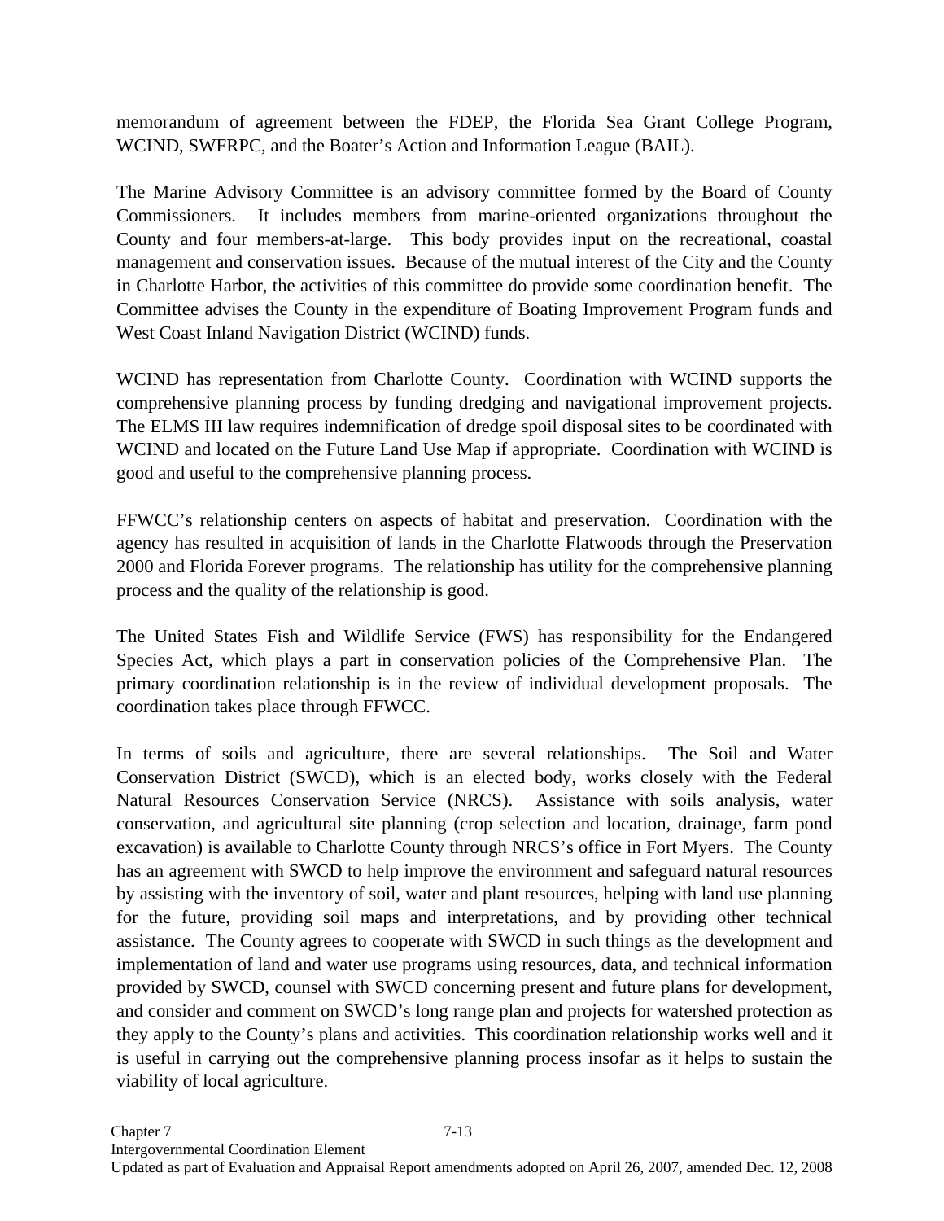memorandum of agreement between the FDEP, the Florida Sea Grant College Program, WCIND, SWFRPC, and the Boater's Action and Information League (BAIL).

The Marine Advisory Committee is an advisory committee formed by the Board of County Commissioners. It includes members from marine-oriented organizations throughout the County and four members-at-large. This body provides input on the recreational, coastal management and conservation issues. Because of the mutual interest of the City and the County in Charlotte Harbor, the activities of this committee do provide some coordination benefit. The Committee advises the County in the expenditure of Boating Improvement Program funds and West Coast Inland Navigation District (WCIND) funds.

WCIND has representation from Charlotte County. Coordination with WCIND supports the comprehensive planning process by funding dredging and navigational improvement projects. The ELMS III law requires indemnification of dredge spoil disposal sites to be coordinated with WCIND and located on the Future Land Use Map if appropriate. Coordination with WCIND is good and useful to the comprehensive planning process.

FFWCC's relationship centers on aspects of habitat and preservation. Coordination with the agency has resulted in acquisition of lands in the Charlotte Flatwoods through the Preservation 2000 and Florida Forever programs. The relationship has utility for the comprehensive planning process and the quality of the relationship is good.

The United States Fish and Wildlife Service (FWS) has responsibility for the Endangered Species Act, which plays a part in conservation policies of the Comprehensive Plan. The primary coordination relationship is in the review of individual development proposals. The coordination takes place through FFWCC.

In terms of soils and agriculture, there are several relationships. The Soil and Water Conservation District (SWCD), which is an elected body, works closely with the Federal Natural Resources Conservation Service (NRCS). Assistance with soils analysis, water conservation, and agricultural site planning (crop selection and location, drainage, farm pond excavation) is available to Charlotte County through NRCS's office in Fort Myers. The County has an agreement with SWCD to help improve the environment and safeguard natural resources by assisting with the inventory of soil, water and plant resources, helping with land use planning for the future, providing soil maps and interpretations, and by providing other technical assistance. The County agrees to cooperate with SWCD in such things as the development and implementation of land and water use programs using resources, data, and technical information provided by SWCD, counsel with SWCD concerning present and future plans for development, and consider and comment on SWCD's long range plan and projects for watershed protection as they apply to the County's plans and activities. This coordination relationship works well and it is useful in carrying out the comprehensive planning process insofar as it helps to sustain the viability of local agriculture.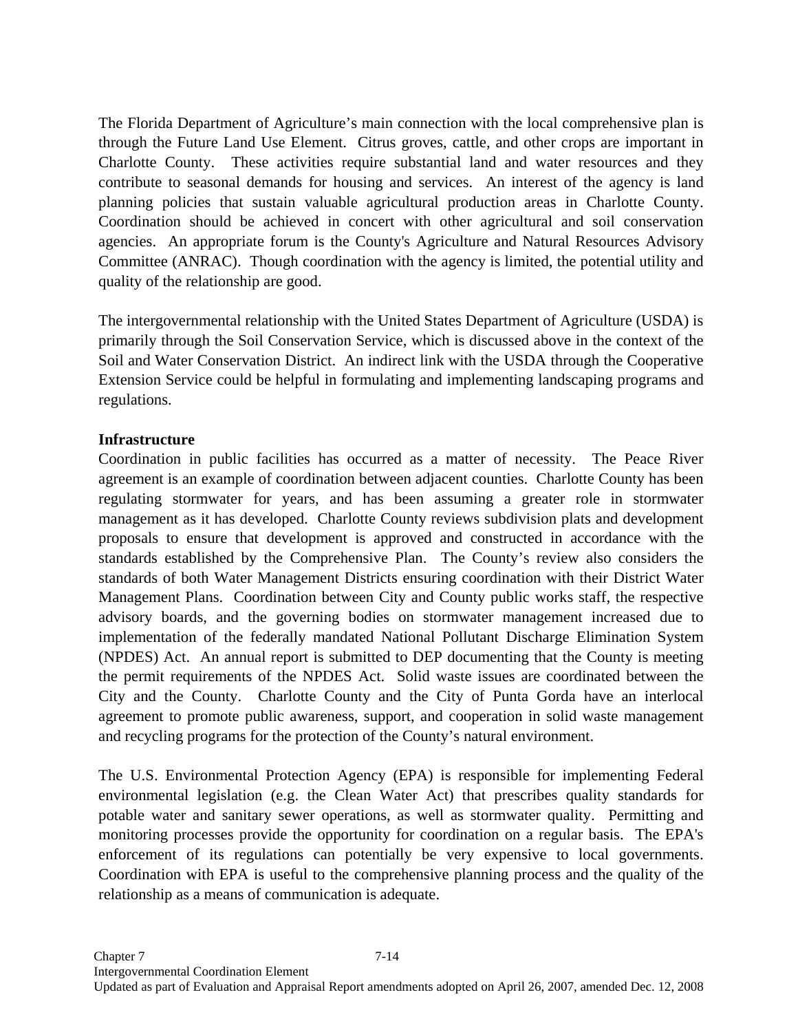The Florida Department of Agriculture's main connection with the local comprehensive plan is through the Future Land Use Element. Citrus groves, cattle, and other crops are important in Charlotte County. These activities require substantial land and water resources and they contribute to seasonal demands for housing and services. An interest of the agency is land planning policies that sustain valuable agricultural production areas in Charlotte County. Coordination should be achieved in concert with other agricultural and soil conservation agencies. An appropriate forum is the County's Agriculture and Natural Resources Advisory Committee (ANRAC). Though coordination with the agency is limited, the potential utility and quality of the relationship are good.

The intergovernmental relationship with the United States Department of Agriculture (USDA) is primarily through the Soil Conservation Service, which is discussed above in the context of the Soil and Water Conservation District. An indirect link with the USDA through the Cooperative Extension Service could be helpful in formulating and implementing landscaping programs and regulations.

**Infrastructure**

Coordination in public facilities has occurred as a matter of necessity. The Peace River agreement is an example of coordination between adjacent counties. Charlotte County has been regulating stormwater for years, and has been assuming a greater role in stormwater management as it has developed. Charlotte County reviews subdivision plats and development proposals to ensure that development is approved and constructed in accordance with the standards established by the Comprehensive Plan. The County's review also considers the standards of both Water Management Districts ensuring coordination with their District Water Management Plans. Coordination between City and County public works staff, the respective advisory boards, and the governing bodies on stormwater management increased due to implementation of the federally mandated National Pollutant Discharge Elimination System (NPDES) Act. An annual report is submitted to DEP documenting that the County is meeting the permit requirements of the NPDES Act. Solid waste issues are coordinated between the City and the County. Charlotte County and the City of Punta Gorda have an interlocal agreement to promote public awareness, support, and cooperation in solid waste management and recycling programs for the protection of the County's natural environment.

The U.S. Environmental Protection Agency (EPA) is responsible for implementing Federal environmental legislation (e.g. the Clean Water Act) that prescribes quality standards for potable water and sanitary sewer operations, as well as stormwater quality. Permitting and monitoring processes provide the opportunity for coordination on a regular basis. The EPA's enforcement of its regulations can potentially be very expensive to local governments. Coordination with EPA is useful to the comprehensive planning process and the quality of the relationship as a means of communication is adequate.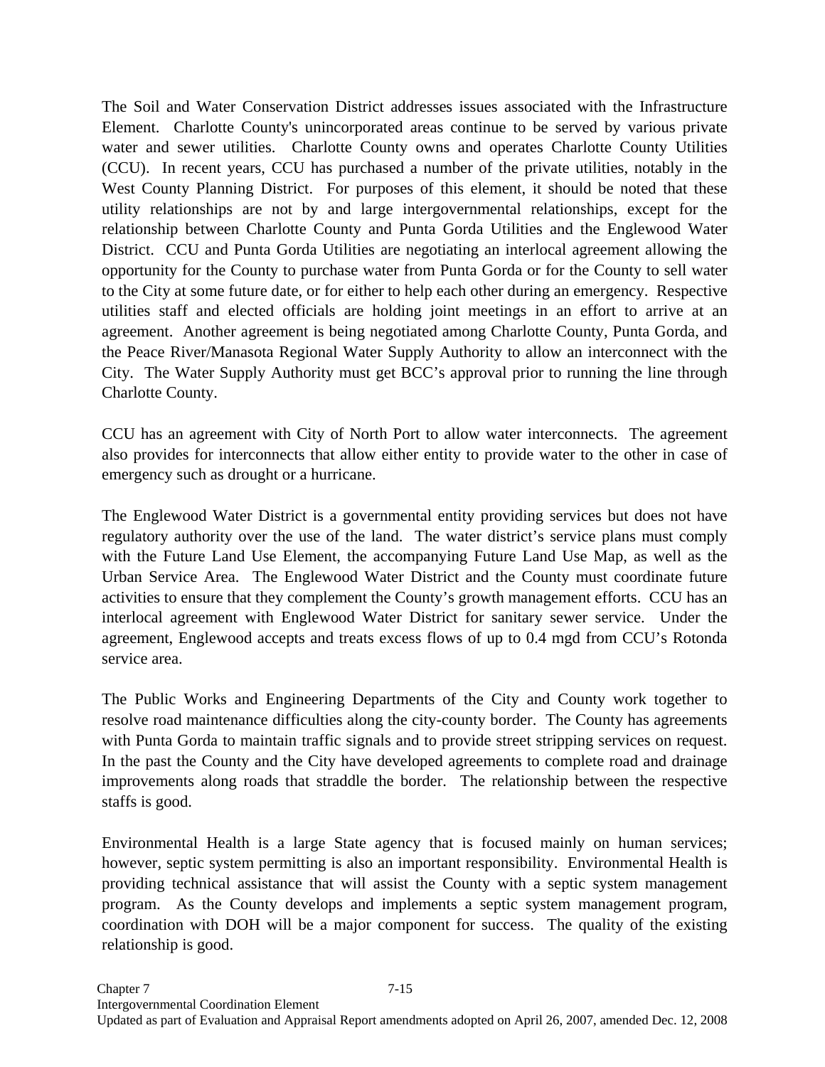The Soil and Water Conservation District addresses issues associated with the Infrastructure Element. Charlotte County's unincorporated areas continue to be served by various private water and sewer utilities. Charlotte County owns and operates Charlotte County Utilities (CCU). In recent years, CCU has purchased a number of the private utilities, notably in the West County Planning District. For purposes of this element, it should be noted that these utility relationships are not by and large intergovernmental relationships, except for the relationship between Charlotte County and Punta Gorda Utilities and the Englewood Water District. CCU and Punta Gorda Utilities are negotiating an interlocal agreement allowing the opportunity for the County to purchase water from Punta Gorda or for the County to sell water to the City at some future date, or for either to help each other during an emergency. Respective utilities staff and elected officials are holding joint meetings in an effort to arrive at an agreement. Another agreement is being negotiated among Charlotte County, Punta Gorda, and the Peace River/Manasota Regional Water Supply Authority to allow an interconnect with the City. The Water Supply Authority must get BCC's approval prior to running the line through Charlotte County.

CCU has an agreement with City of North Port to allow water interconnects. The agreement also provides for interconnects that allow either entity to provide water to the other in case of emergency such as drought or a hurricane.

The Englewood Water District is a governmental entity providing services but does not have regulatory authority over the use of the land. The water district's service plans must comply with the Future Land Use Element, the accompanying Future Land Use Map, as well as the Urban Service Area. The Englewood Water District and the County must coordinate future activities to ensure that they complement the County's growth management efforts. CCU has an interlocal agreement with Englewood Water District for sanitary sewer service. Under the agreement, Englewood accepts and treats excess flows of up to 0.4 mgd from CCU's Rotonda service area.

The Public Works and Engineering Departments of the City and County work together to resolve road maintenance difficulties along the city-county border. The County has agreements with Punta Gorda to maintain traffic signals and to provide street stripping services on request. In the past the County and the City have developed agreements to complete road and drainage improvements along roads that straddle the border. The relationship between the respective staffs is good.

Environmental Health is a large State agency that is focused mainly on human services; however, septic system permitting is also an important responsibility. Environmental Health is providing technical assistance that will assist the County with a septic system management program. As the County develops and implements a septic system management program, coordination with DOH will be a major component for success. The quality of the existing relationship is good.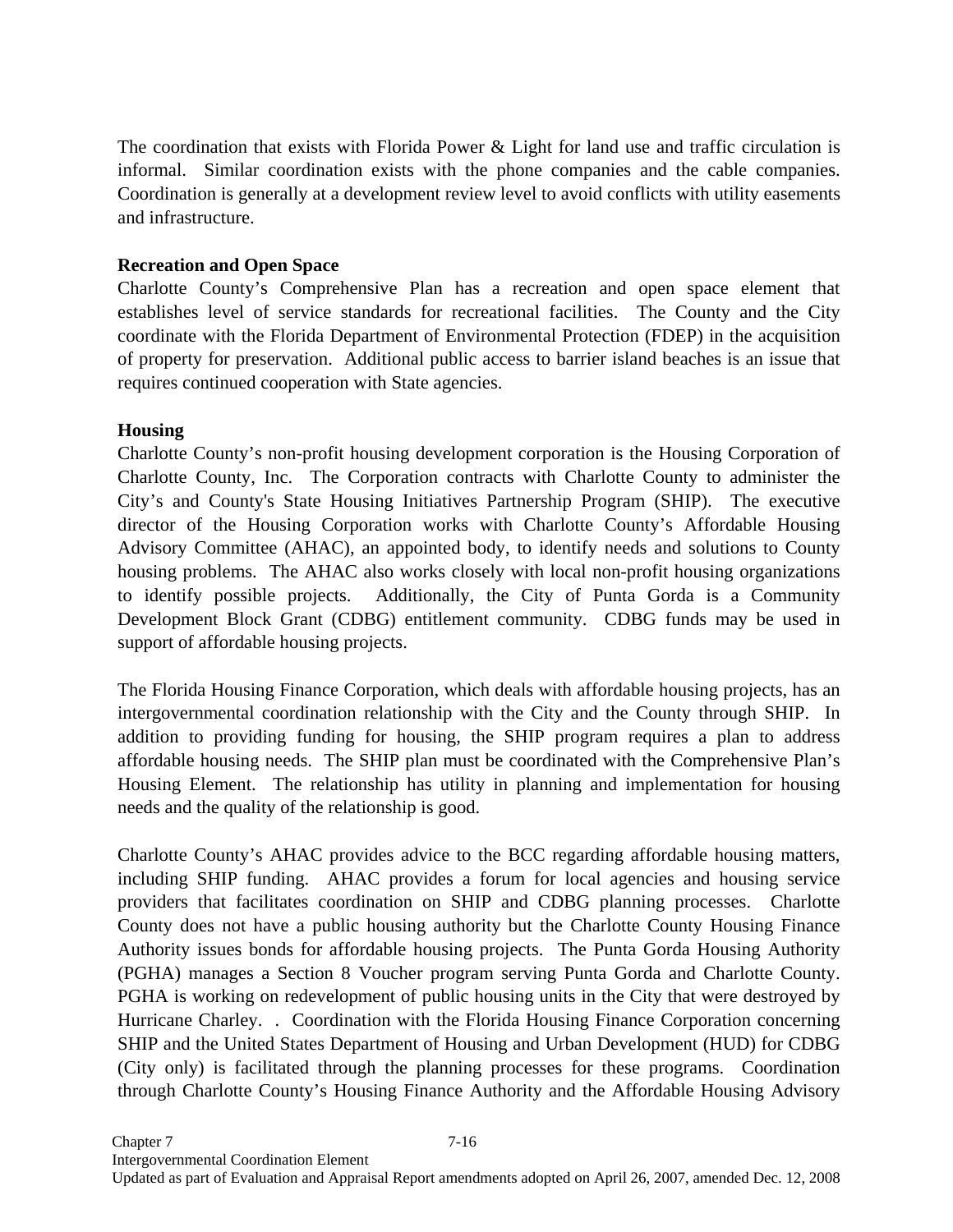The coordination that exists with Florida Power & Light for land use and traffic circulation is informal. Similar coordination exists with the phone companies and the cable companies. Coordination is generally at a development review level to avoid conflicts with utility easements and infrastructure.

**Recreation and Open Space**

Charlotte County's Comprehensive Plan has a recreation and open space element that establishes level of service standards for recreational facilities. The County and the City coordinate with the Florida Department of Environmental Protection (FDEP) in the acquisition of property for preservation. Additional public access to barrier island beaches is an issue that requires continued cooperation with State agencies.

**Housing**

Charlotte County's non-profit housing development corporation is the Housing Corporation of Charlotte County, Inc. The Corporation contracts with Charlotte County to administer the City's and County's State Housing Initiatives Partnership Program (SHIP). The executive director of the Housing Corporation works with Charlotte County's Affordable Housing Advisory Committee (AHAC), an appointed body, to identify needs and solutions to County housing problems. The AHAC also works closely with local non-profit housing organizations to identify possible projects. Additionally, the City of Punta Gorda is a Community Development Block Grant (CDBG) entitlement community. CDBG funds may be used in support of affordable housing projects.

The Florida Housing Finance Corporation, which deals with affordable housing projects, has an intergovernmental coordination relationship with the City and the County through SHIP. In addition to providing funding for housing, the SHIP program requires a plan to address affordable housing needs. The SHIP plan must be coordinated with the Comprehensive Plan's Housing Element. The relationship has utility in planning and implementation for housing needs and the quality of the relationship is good.

Charlotte County's AHAC provides advice to the BCC regarding affordable housing matters, including SHIP funding. AHAC provides a forum for local agencies and housing service providers that facilitates coordination on SHIP and CDBG planning processes. Charlotte County does not have a public housing authority but the Charlotte County Housing Finance Authority issues bonds for affordable housing projects. The Punta Gorda Housing Authority (PGHA) manages a Section 8 Voucher program serving Punta Gorda and Charlotte County. PGHA is working on redevelopment of public housing units in the City that were destroyed by Hurricane Charley. . Coordination with the Florida Housing Finance Corporation concerning SHIP and the United States Department of Housing and Urban Development (HUD) for CDBG (City only) is facilitated through the planning processes for these programs. Coordination through Charlotte County's Housing Finance Authority and the Affordable Housing Advisory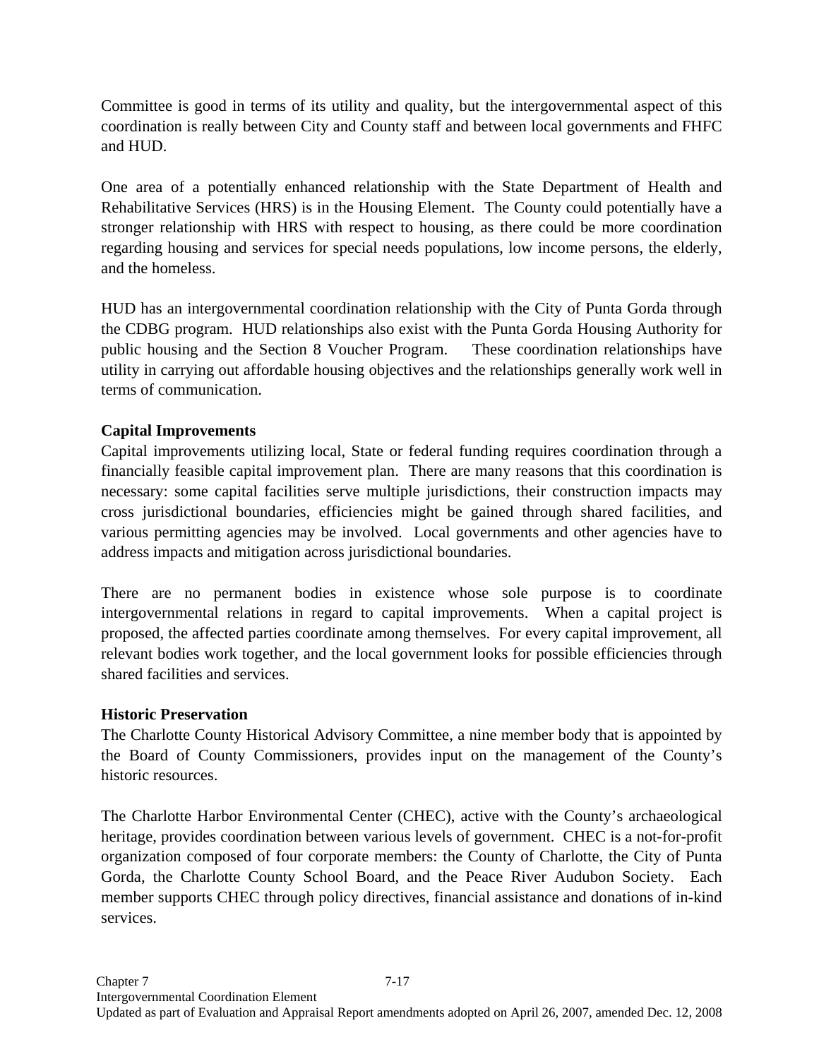Committee is good in terms of its utility and quality, but the intergovernmental aspect of this coordination is really between City and County staff and between local governments and FHFC and HUD.

One area of a potentially enhanced relationship with the State Department of Health and Rehabilitative Services (HRS) is in the Housing Element. The County could potentially have a stronger relationship with HRS with respect to housing, as there could be more coordination regarding housing and services for special needs populations, low income persons, the elderly, and the homeless.

HUD has an intergovernmental coordination relationship with the City of Punta Gorda through the CDBG program. HUD relationships also exist with the Punta Gorda Housing Authority for public housing and the Section 8 Voucher Program. These coordination relationships have utility in carrying out affordable housing objectives and the relationships generally work well in terms of communication.

**Capital Improvements**

Capital improvements utilizing local, State or federal funding requires coordination through a financially feasible capital improvement plan. There are many reasons that this coordination is necessary: some capital facilities serve multiple jurisdictions, their construction impacts may cross jurisdictional boundaries, efficiencies might be gained through shared facilities, and various permitting agencies may be involved. Local governments and other agencies have to address impacts and mitigation across jurisdictional boundaries.

There are no permanent bodies in existence whose sole purpose is to coordinate intergovernmental relations in regard to capital improvements. When a capital project is proposed, the affected parties coordinate among themselves. For every capital improvement, all relevant bodies work together, and the local government looks for possible efficiencies through shared facilities and services.

**Historic Preservation**

The Charlotte County Historical Advisory Committee, a nine member body that is appointed by the Board of County Commissioners, provides input on the management of the County's historic resources.

The Charlotte Harbor Environmental Center (CHEC), active with the County's archaeological heritage, provides coordination between various levels of government. CHEC is a not-for-profit organization composed of four corporate members: the County of Charlotte, the City of Punta Gorda, the Charlotte County School Board, and the Peace River Audubon Society. Each member supports CHEC through policy directives, financial assistance and donations of in-kind services.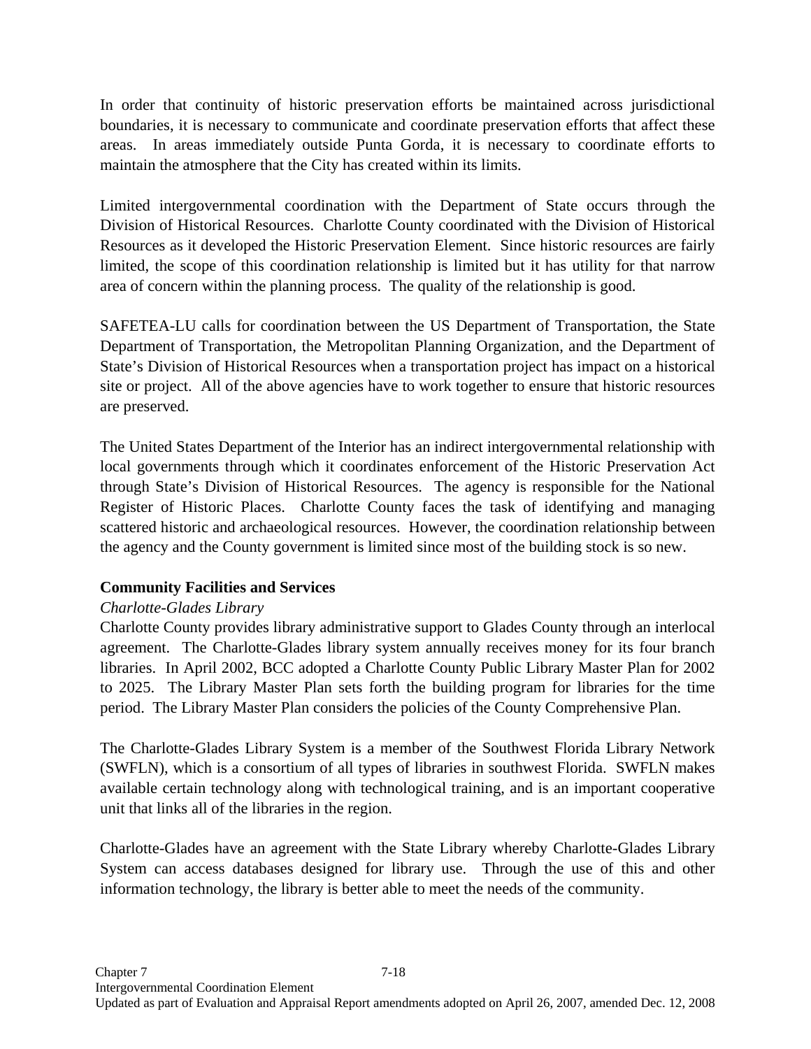In order that continuity of historic preservation efforts be maintained across jurisdictional boundaries, it is necessary to communicate and coordinate preservation efforts that affect these areas. In areas immediately outside Punta Gorda, it is necessary to coordinate efforts to maintain the atmosphere that the City has created within its limits.

Limited intergovernmental coordination with the Department of State occurs through the Division of Historical Resources. Charlotte County coordinated with the Division of Historical Resources as it developed the Historic Preservation Element. Since historic resources are fairly limited, the scope of this coordination relationship is limited but it has utility for that narrow area of concern within the planning process. The quality of the relationship is good.

SAFETEA-LU calls for coordination between the US Department of Transportation, the State Department of Transportation, the Metropolitan Planning Organization, and the Department of State's Division of Historical Resources when a transportation project has impact on a historical site or project. All of the above agencies have to work together to ensure that historic resources are preserved.

The United States Department of the Interior has an indirect intergovernmental relationship with local governments through which it coordinates enforcement of the Historic Preservation Act through State's Division of Historical Resources. The agency is responsible for the National Register of Historic Places. Charlotte County faces the task of identifying and managing scattered historic and archaeological resources. However, the coordination relationship between the agency and the County government is limited since most of the building stock is so new.

**Community Facilities and Services**

*Charlotte-Glades Library*

Charlotte County provides library administrative support to Glades County through an interlocal agreement. The Charlotte-Glades library system annually receives money for its four branch libraries. In April 2002, BCC adopted a Charlotte County Public Library Master Plan for 2002 to 2025. The Library Master Plan sets forth the building program for libraries for the time period. The Library Master Plan considers the policies of the County Comprehensive Plan.

The Charlotte-Glades Library System is a member of the Southwest Florida Library Network (SWFLN), which is a consortium of all types of libraries in southwest Florida. SWFLN makes available certain technology along with technological training, and is an important cooperative unit that links all of the libraries in the region.

Charlotte-Glades have an agreement with the State Library whereby Charlotte-Glades Library System can access databases designed for library use. Through the use of this and other information technology, the library is better able to meet the needs of the community.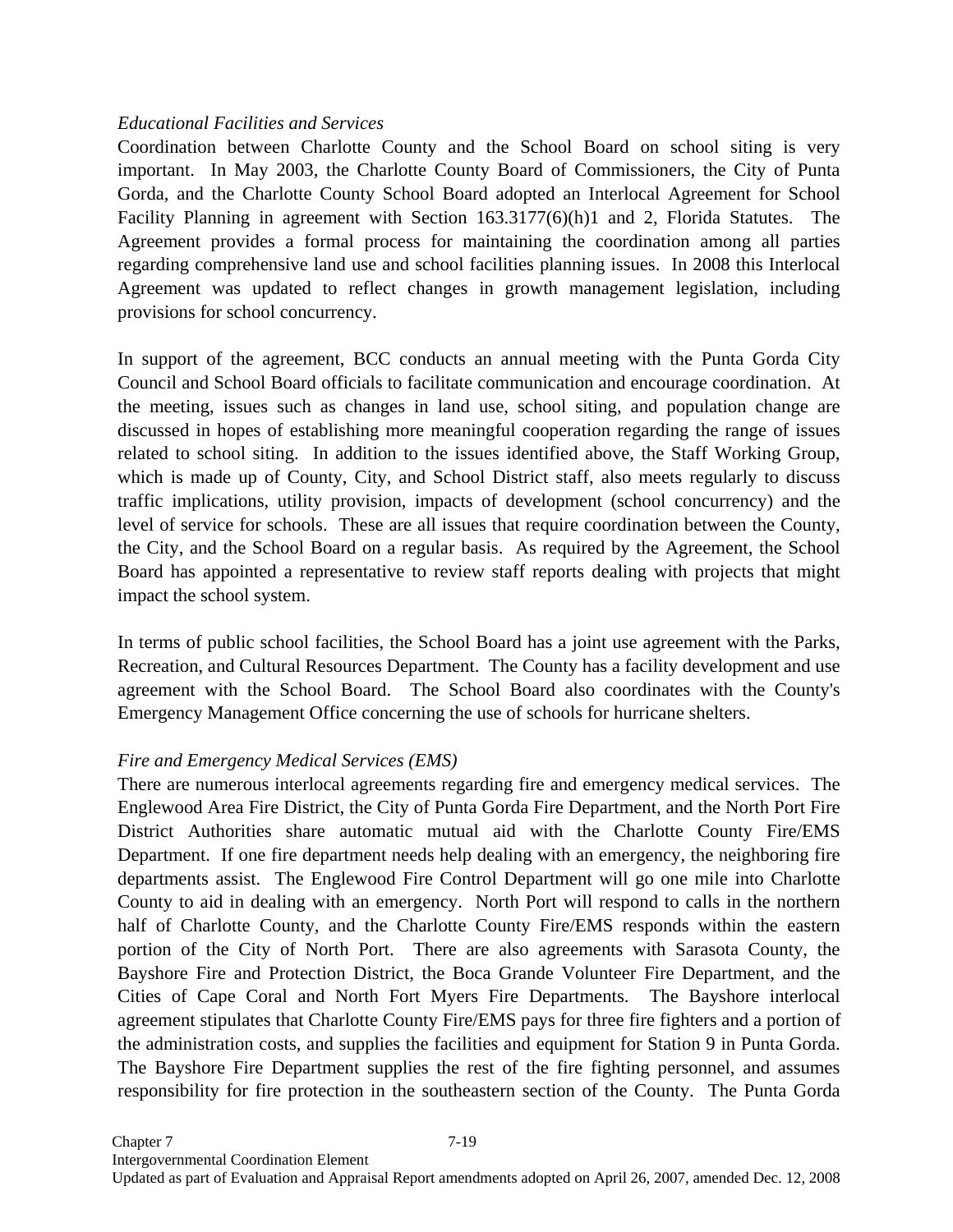*Educational Facilities and Services*

Coordination between Charlotte County and the School Board on school siting is very important. In May 2003, the Charlotte County Board of Commissioners, the City of Punta Gorda, and the Charlotte County School Board adopted an Interlocal Agreement for School Facility Planning in agreement with Section 163.3177(6)(h)1 and 2, Florida Statutes. The Agreement provides a formal process for maintaining the coordination among all parties regarding comprehensive land use and school facilities planning issues. In 2008 this Interlocal Agreement was updated to reflect changes in growth management legislation, including provisions for school concurrency.

In support of the agreement, BCC conducts an annual meeting with the Punta Gorda City Council and School Board officials to facilitate communication and encourage coordination. At the meeting, issues such as changes in land use, school siting, and population change are discussed in hopes of establishing more meaningful cooperation regarding the range of issues related to school siting. In addition to the issues identified above, the Staff Working Group, which is made up of County, City, and School District staff, also meets regularly to discuss traffic implications, utility provision, impacts of development (school concurrency) and the level of service for schools. These are all issues that require coordination between the County, the City, and the School Board on a regular basis. As required by the Agreement, the School Board has appointed a representative to review staff reports dealing with projects that might impact the school system.

In terms of public school facilities, the School Board has a joint use agreement with the Parks, Recreation, and Cultural Resources Department. The County has a facility development and use agreement with the School Board. The School Board also coordinates with the County's Emergency Management Office concerning the use of schools for hurricane shelters.

*Fire and Emergency Medical Services (EMS)*

There are numerous interlocal agreements regarding fire and emergency medical services. The Englewood Area Fire District, the City of Punta Gorda Fire Department, and the North Port Fire District Authorities share automatic mutual aid with the Charlotte County Fire/EMS Department. If one fire department needs help dealing with an emergency, the neighboring fire departments assist. The Englewood Fire Control Department will go one mile into Charlotte County to aid in dealing with an emergency. North Port will respond to calls in the northern half of Charlotte County, and the Charlotte County Fire/EMS responds within the eastern portion of the City of North Port. There are also agreements with Sarasota County, the Bayshore Fire and Protection District, the Boca Grande Volunteer Fire Department, and the Cities of Cape Coral and North Fort Myers Fire Departments. The Bayshore interlocal agreement stipulates that Charlotte County Fire/EMS pays for three fire fighters and a portion of the administration costs, and supplies the facilities and equipment for Station 9 in Punta Gorda. The Bayshore Fire Department supplies the rest of the fire fighting personnel, and assumes responsibility for fire protection in the southeastern section of the County. The Punta Gorda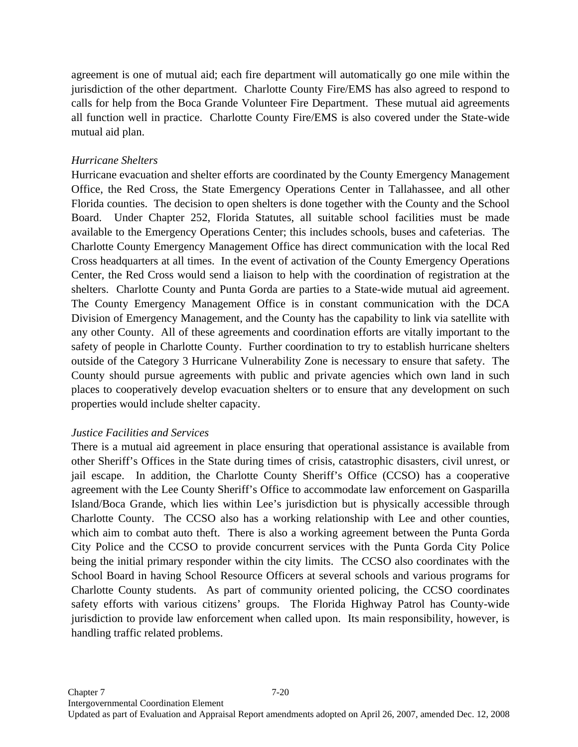agreement is one of mutual aid; each fire department will automatically go one mile within the jurisdiction of the other department. Charlotte County Fire/EMS has also agreed to respond to calls for help from the Boca Grande Volunteer Fire Department. These mutual aid agreements all function well in practice. Charlotte County Fire/EMS is also covered under the State-wide mutual aid plan.

*Hurricane Shelters*

Hurricane evacuation and shelter efforts are coordinated by the County Emergency Management Office, the Red Cross, the State Emergency Operations Center in Tallahassee, and all other Florida counties. The decision to open shelters is done together with the County and the School Board. Under Chapter 252, Florida Statutes, all suitable school facilities must be made available to the Emergency Operations Center; this includes schools, buses and cafeterias. The Charlotte County Emergency Management Office has direct communication with the local Red Cross headquarters at all times. In the event of activation of the County Emergency Operations Center, the Red Cross would send a liaison to help with the coordination of registration at the shelters. Charlotte County and Punta Gorda are parties to a State-wide mutual aid agreement. The County Emergency Management Office is in constant communication with the DCA Division of Emergency Management, and the County has the capability to link via satellite with any other County. All of these agreements and coordination efforts are vitally important to the safety of people in Charlotte County. Further coordination to try to establish hurricane shelters outside of the Category 3 Hurricane Vulnerability Zone is necessary to ensure that safety. The County should pursue agreements with public and private agencies which own land in such places to cooperatively develop evacuation shelters or to ensure that any development on such properties would include shelter capacity.

*Justice Facilities and Services*

There is a mutual aid agreement in place ensuring that operational assistance is available from other Sheriff's Offices in the State during times of crisis, catastrophic disasters, civil unrest, or jail escape. In addition, the Charlotte County Sheriff's Office (CCSO) has a cooperative agreement with the Lee County Sheriff's Office to accommodate law enforcement on Gasparilla Island/Boca Grande, which lies within Lee's jurisdiction but is physically accessible through Charlotte County. The CCSO also has a working relationship with Lee and other counties, which aim to combat auto theft. There is also a working agreement between the Punta Gorda City Police and the CCSO to provide concurrent services with the Punta Gorda City Police being the initial primary responder within the city limits. The CCSO also coordinates with the School Board in having School Resource Officers at several schools and various programs for Charlotte County students. As part of community oriented policing, the CCSO coordinates safety efforts with various citizens' groups. The Florida Highway Patrol has County-wide jurisdiction to provide law enforcement when called upon. Its main responsibility, however, is handling traffic related problems.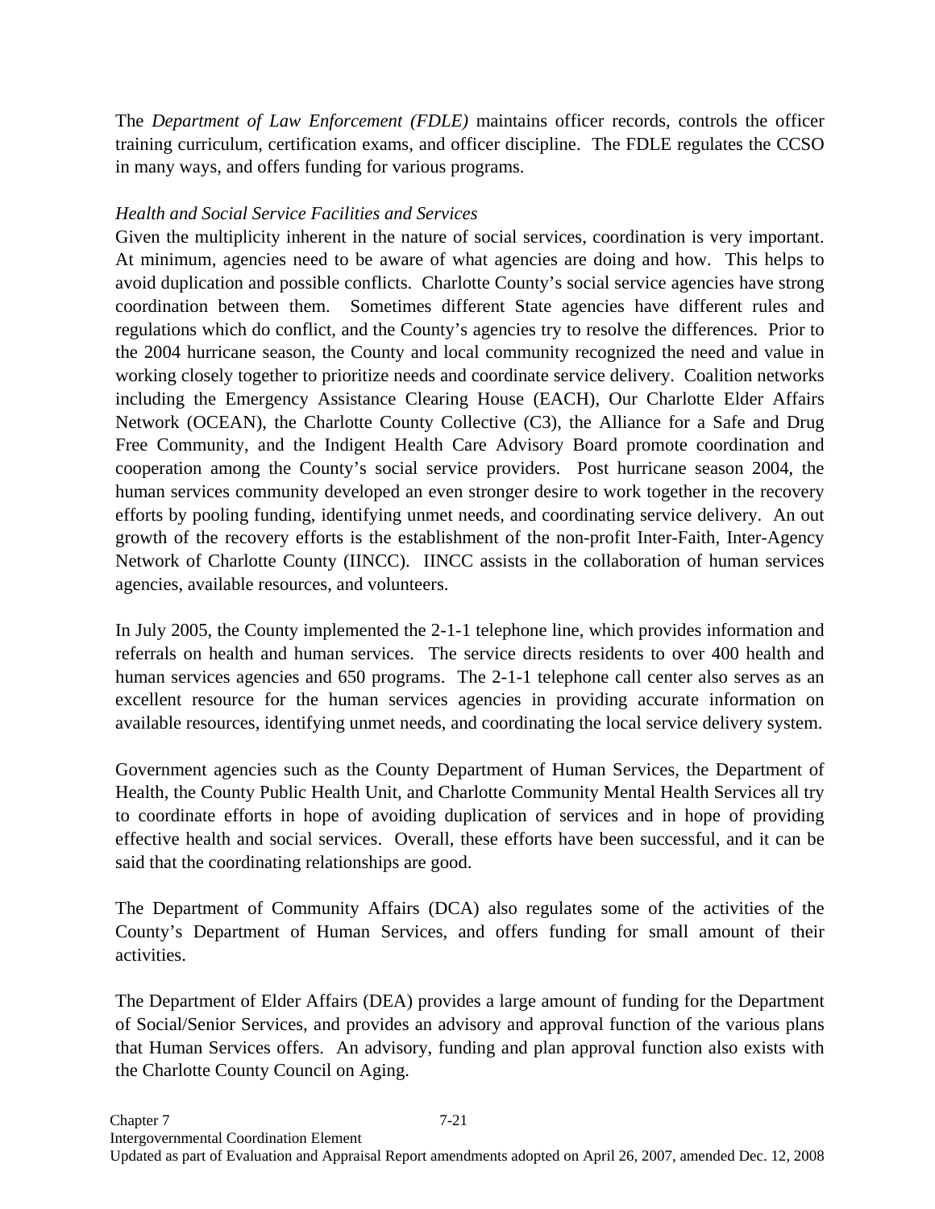The *Department of Law Enforcement (FDLE)* maintains officer records, controls the officer training curriculum, certification exams, and officer discipline. The FDLE regulates the CCSO in many ways, and offers funding for various programs.

*Health and Social Service Facilities and Services*

Given the multiplicity inherent in the nature of social services, coordination is very important. At minimum, agencies need to be aware of what agencies are doing and how. This helps to avoid duplication and possible conflicts. Charlotte County's social service agencies have strong coordination between them. Sometimes different State agencies have different rules and regulations which do conflict, and the County's agencies try to resolve the differences. Prior to the 2004 hurricane season, the County and local community recognized the need and value in working closely together to prioritize needs and coordinate service delivery. Coalition networks including the Emergency Assistance Clearing House (EACH), Our Charlotte Elder Affairs Network (OCEAN), the Charlotte County Collective (C3), the Alliance for a Safe and Drug Free Community, and the Indigent Health Care Advisory Board promote coordination and cooperation among the County's social service providers. Post hurricane season 2004, the human services community developed an even stronger desire to work together in the recovery efforts by pooling funding, identifying unmet needs, and coordinating service delivery. An out growth of the recovery efforts is the establishment of the non-profit Inter-Faith, Inter-Agency Network of Charlotte County (IINCC). IINCC assists in the collaboration of human services agencies, available resources, and volunteers.

In July 2005, the County implemented the 2-1-1 telephone line, which provides information and referrals on health and human services. The service directs residents to over 400 health and human services agencies and 650 programs. The 2-1-1 telephone call center also serves as an excellent resource for the human services agencies in providing accurate information on available resources, identifying unmet needs, and coordinating the local service delivery system.

Government agencies such as the County Department of Human Services, the Department of Health, the County Public Health Unit, and Charlotte Community Mental Health Services all try to coordinate efforts in hope of avoiding duplication of services and in hope of providing effective health and social services. Overall, these efforts have been successful, and it can be said that the coordinating relationships are good.

The Department of Community Affairs (DCA) also regulates some of the activities of the County's Department of Human Services, and offers funding for small amount of their activities.

The Department of Elder Affairs (DEA) provides a large amount of funding for the Department of Social/Senior Services, and provides an advisory and approval function of the various plans that Human Services offers. An advisory, funding and plan approval function also exists with the Charlotte County Council on Aging.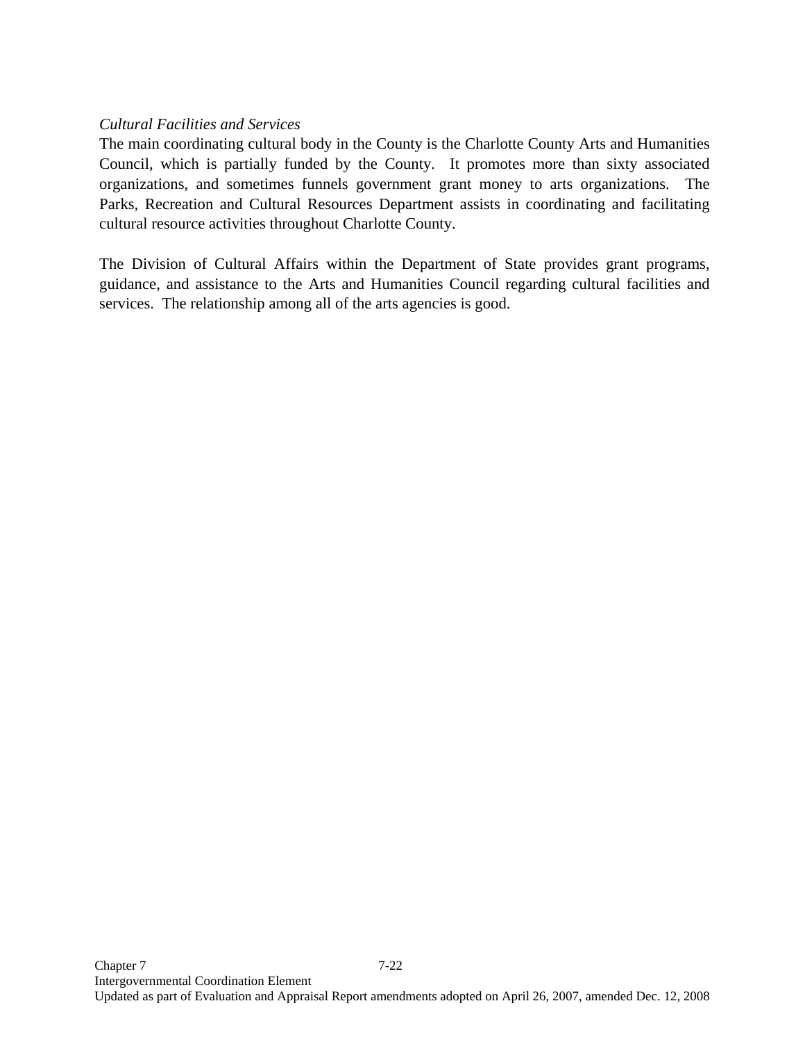*Cultural Facilities and Services*

The main coordinating cultural body in the County is the Charlotte County Arts and Humanities Council, which is partially funded by the County. It promotes more than sixty associated organizations, and sometimes funnels government grant money to arts organizations. The Parks, Recreation and Cultural Resources Department assists in coordinating and facilitating cultural resource activities throughout Charlotte County.

The Division of Cultural Affairs within the Department of State provides grant programs, guidance, and assistance to the Arts and Humanities Council regarding cultural facilities and services. The relationship among all of the arts agencies is good.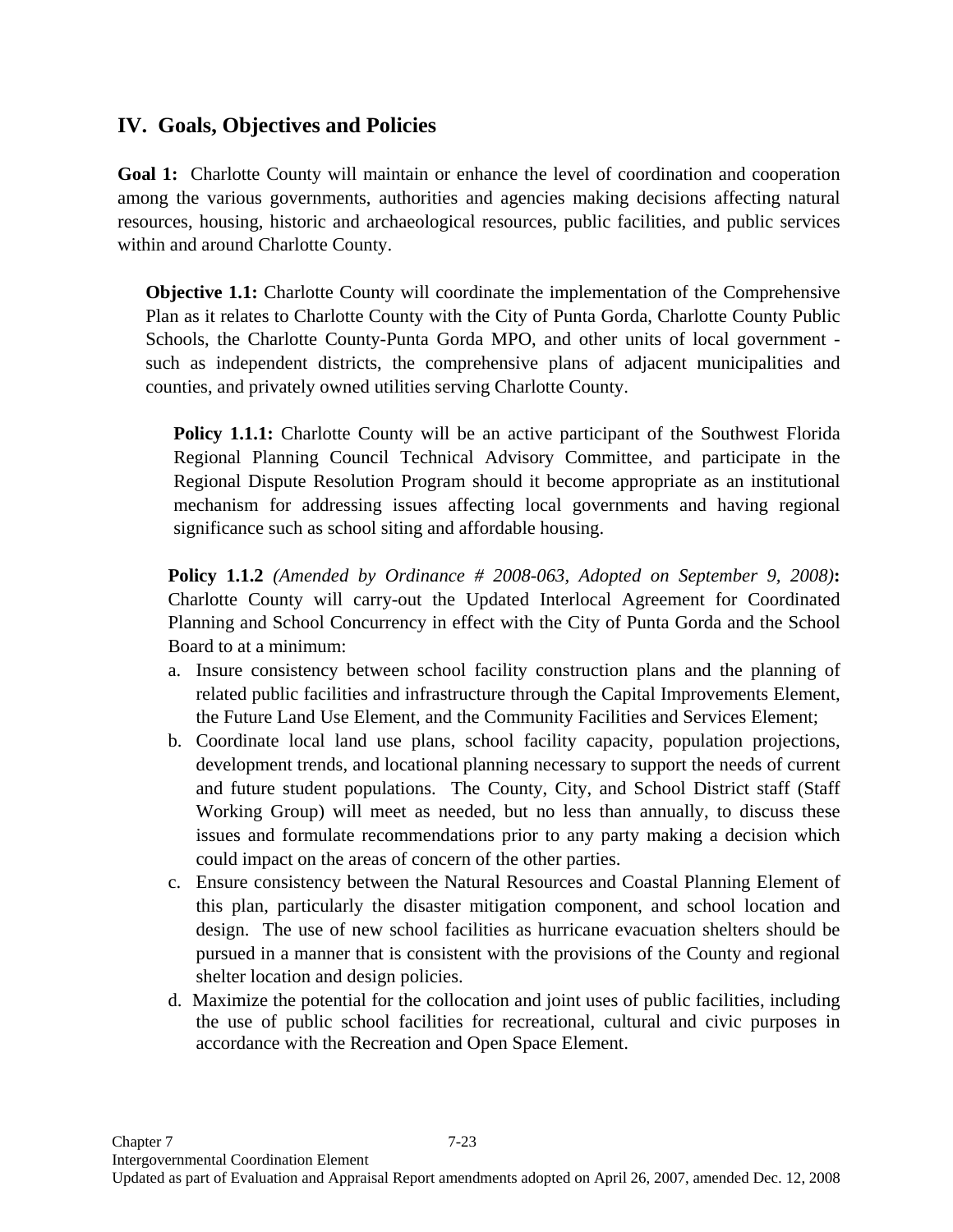## IV. Goals, Objectives and Policies

**Goal 1:** Charlotte County will maintain or enhance the level of coordination and cooperation among the various governments, authorities and agencies making decisions affecting natural resources, housing, historic and archaeological resources, public facilities, and public services within and around Charlotte County.

**Objective 1.1:** Charlotte County will coordinate the implementation of the Comprehensive Plan as it relates to Charlotte County with the City of Punta Gorda, Charlotte County Public Schools, the Charlotte County-Punta Gorda MPO, and other units of local government - such as independent districts, the comprehensive plans of adjacent municipalities and counties, and privately owned utilities serving Charlotte County.

**Policy 1.1.1:** Charlotte County will be an active participant of the Southwest Florida Regional Planning Council Technical Advisory Committee, and participate in the Regional Dispute Resolution Program should it become appropriate as an institutional mechanism for addressing issues affecting local governments and having regional significance such as school siting and affordable housing.

**Policy 1.1.2** *(Amended by Ordinance # 2008-063, Adopted on September 9, 2008)***:** Charlotte County will carry-out the Updated Interlocal Agreement for Coordinated Planning and School Concurrency in effect with the City of Punta Gorda and the School Board to at a minimum:

a. Insure consistency between school facility construction plans and the planning of related public facilities and infrastructure through the Capital Improvements Element, the Future Land Use Element, and the Community Facilities and Services Element;
b. Coordinate local land use plans, school facility capacity, population projections, development trends, and locational planning necessary to support the needs of current and future student populations. The County, City, and School District staff (Staff Working Group) will meet as needed, but no less than annually, to discuss these issues and formulate recommendations prior to any party making a decision which could impact on the areas of concern of the other parties.
c. Ensure consistency between the Natural Resources and Coastal Planning Element of this plan, particularly the disaster mitigation component, and school location and design. The use of new school facilities as hurricane evacuation shelters should be pursued in a manner that is consistent with the provisions of the County and regional shelter location and design policies.
d. Maximize the potential for the collocation and joint uses of public facilities, including the use of public school facilities for recreational, cultural and civic purposes in accordance with the Recreation and Open Space Element.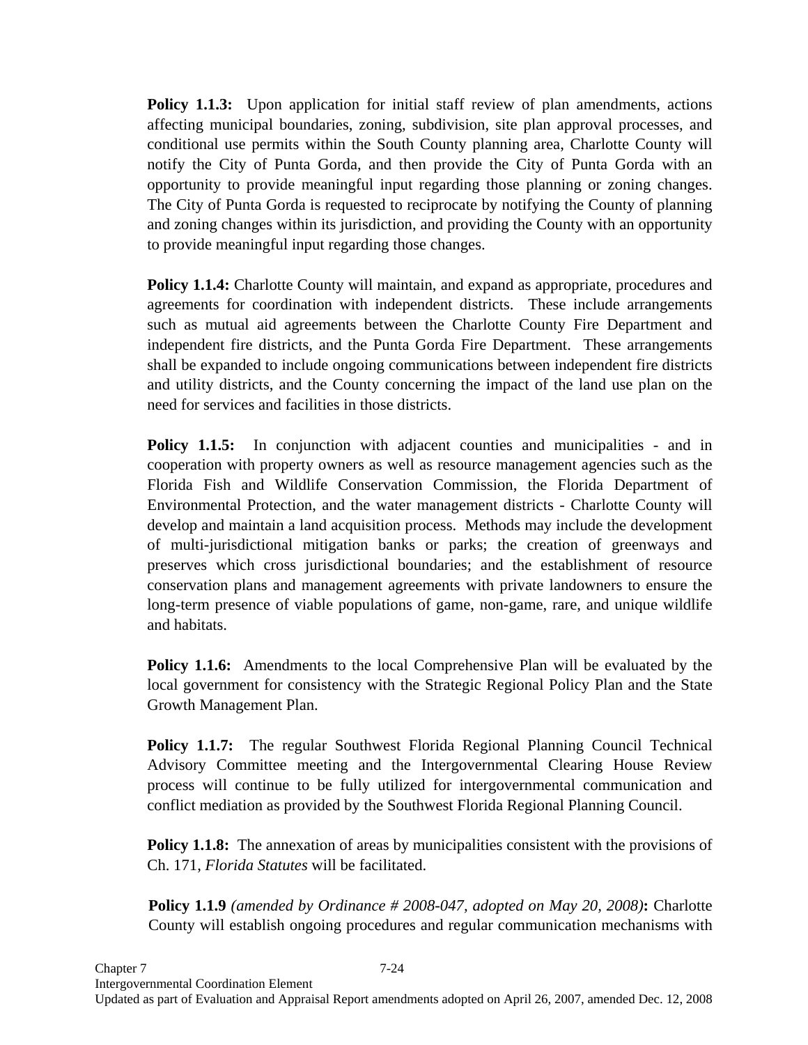**Policy 1.1.3:** Upon application for initial staff review of plan amendments, actions affecting municipal boundaries, zoning, subdivision, site plan approval processes, and conditional use permits within the South County planning area, Charlotte County will notify the City of Punta Gorda, and then provide the City of Punta Gorda with an opportunity to provide meaningful input regarding those planning or zoning changes. The City of Punta Gorda is requested to reciprocate by notifying the County of planning and zoning changes within its jurisdiction, and providing the County with an opportunity to provide meaningful input regarding those changes.

**Policy 1.1.4:** Charlotte County will maintain, and expand as appropriate, procedures and agreements for coordination with independent districts. These include arrangements such as mutual aid agreements between the Charlotte County Fire Department and independent fire districts, and the Punta Gorda Fire Department. These arrangements shall be expanded to include ongoing communications between independent fire districts and utility districts, and the County concerning the impact of the land use plan on the need for services and facilities in those districts.

**Policy 1.1.5:** In conjunction with adjacent counties and municipalities - and in cooperation with property owners as well as resource management agencies such as the Florida Fish and Wildlife Conservation Commission, the Florida Department of Environmental Protection, and the water management districts - Charlotte County will develop and maintain a land acquisition process. Methods may include the development of multi-jurisdictional mitigation banks or parks; the creation of greenways and preserves which cross jurisdictional boundaries; and the establishment of resource conservation plans and management agreements with private landowners to ensure the long-term presence of viable populations of game, non-game, rare, and unique wildlife and habitats.

**Policy 1.1.6:** Amendments to the local Comprehensive Plan will be evaluated by the local government for consistency with the Strategic Regional Policy Plan and the State Growth Management Plan.

**Policy 1.1.7:** The regular Southwest Florida Regional Planning Council Technical Advisory Committee meeting and the Intergovernmental Clearing House Review process will continue to be fully utilized for intergovernmental communication and conflict mediation as provided by the Southwest Florida Regional Planning Council.

**Policy 1.1.8:** The annexation of areas by municipalities consistent with the provisions of Ch. 171, *Florida Statutes* will be facilitated.

**Policy 1.1.9** *(amended by Ordinance # 2008-047, adopted on May 20, 2008)***:** Charlotte County will establish ongoing procedures and regular communication mechanisms with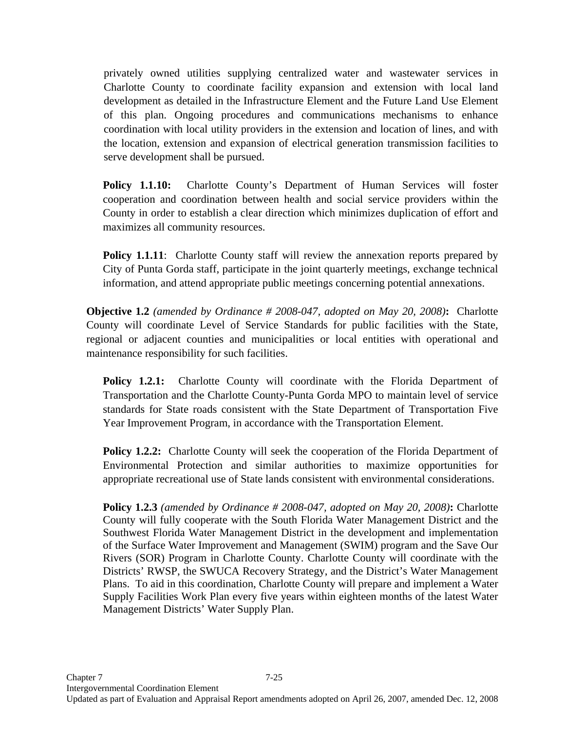privately owned utilities supplying centralized water and wastewater services in Charlotte County to coordinate facility expansion and extension with local land development as detailed in the Infrastructure Element and the Future Land Use Element of this plan. Ongoing procedures and communications mechanisms to enhance coordination with local utility providers in the extension and location of lines, and with the location, extension and expansion of electrical generation transmission facilities to serve development shall be pursued.

**Policy 1.1.10:** Charlotte County's Department of Human Services will foster cooperation and coordination between health and social service providers within the County in order to establish a clear direction which minimizes duplication of effort and maximizes all community resources.

**Policy 1.1.11**: Charlotte County staff will review the annexation reports prepared by City of Punta Gorda staff, participate in the joint quarterly meetings, exchange technical information, and attend appropriate public meetings concerning potential annexations.

**Objective 1.2** *(amended by Ordinance # 2008-047, adopted on May 20, 2008)***:** Charlotte County will coordinate Level of Service Standards for public facilities with the State, regional or adjacent counties and municipalities or local entities with operational and maintenance responsibility for such facilities.

**Policy 1.2.1:** Charlotte County will coordinate with the Florida Department of Transportation and the Charlotte County-Punta Gorda MPO to maintain level of service standards for State roads consistent with the State Department of Transportation Five Year Improvement Program, in accordance with the Transportation Element.

**Policy 1.2.2:** Charlotte County will seek the cooperation of the Florida Department of Environmental Protection and similar authorities to maximize opportunities for appropriate recreational use of State lands consistent with environmental considerations.

**Policy 1.2.3** *(amended by Ordinance # 2008-047, adopted on May 20, 2008)***:** Charlotte County will fully cooperate with the South Florida Water Management District and the Southwest Florida Water Management District in the development and implementation of the Surface Water Improvement and Management (SWIM) program and the Save Our Rivers (SOR) Program in Charlotte County. Charlotte County will coordinate with the Districts' RWSP, the SWUCA Recovery Strategy, and the District's Water Management Plans. To aid in this coordination, Charlotte County will prepare and implement a Water Supply Facilities Work Plan every five years within eighteen months of the latest Water Management Districts' Water Supply Plan.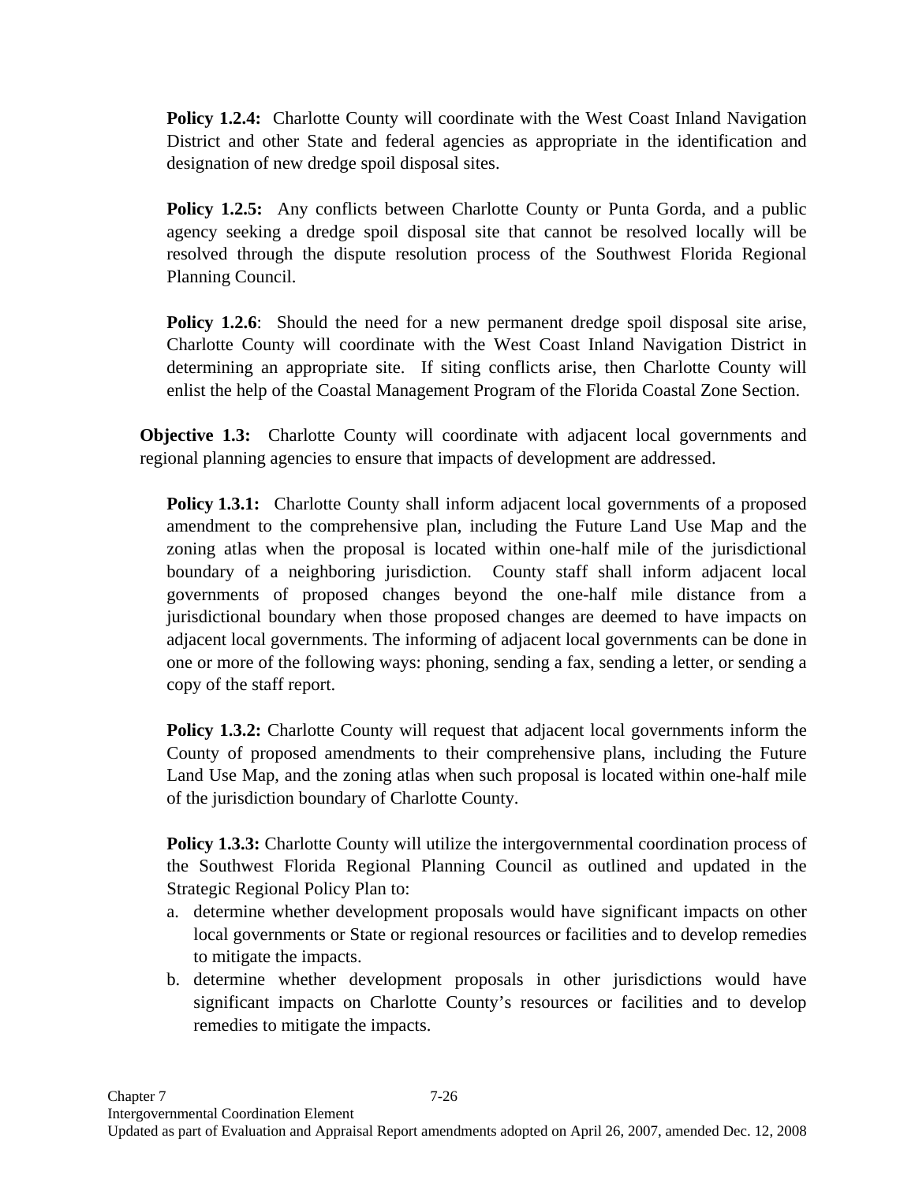**Policy 1.2.4:** Charlotte County will coordinate with the West Coast Inland Navigation District and other State and federal agencies as appropriate in the identification and designation of new dredge spoil disposal sites.

**Policy 1.2.5:** Any conflicts between Charlotte County or Punta Gorda, and a public agency seeking a dredge spoil disposal site that cannot be resolved locally will be resolved through the dispute resolution process of the Southwest Florida Regional Planning Council.

**Policy 1.2.6**: Should the need for a new permanent dredge spoil disposal site arise, Charlotte County will coordinate with the West Coast Inland Navigation District in determining an appropriate site. If siting conflicts arise, then Charlotte County will enlist the help of the Coastal Management Program of the Florida Coastal Zone Section.

**Objective 1.3:** Charlotte County will coordinate with adjacent local governments and regional planning agencies to ensure that impacts of development are addressed.

**Policy 1.3.1:** Charlotte County shall inform adjacent local governments of a proposed amendment to the comprehensive plan, including the Future Land Use Map and the zoning atlas when the proposal is located within one-half mile of the jurisdictional boundary of a neighboring jurisdiction. County staff shall inform adjacent local governments of proposed changes beyond the one-half mile distance from a jurisdictional boundary when those proposed changes are deemed to have impacts on adjacent local governments. The informing of adjacent local governments can be done in one or more of the following ways: phoning, sending a fax, sending a letter, or sending a copy of the staff report.

**Policy 1.3.2:** Charlotte County will request that adjacent local governments inform the County of proposed amendments to their comprehensive plans, including the Future Land Use Map, and the zoning atlas when such proposal is located within one-half mile of the jurisdiction boundary of Charlotte County.

**Policy 1.3.3:** Charlotte County will utilize the intergovernmental coordination process of the Southwest Florida Regional Planning Council as outlined and updated in the Strategic Regional Policy Plan to:

a. determine whether development proposals would have significant impacts on other local governments or State or regional resources or facilities and to develop remedies to mitigate the impacts.
b. determine whether development proposals in other jurisdictions would have significant impacts on Charlotte County's resources or facilities and to develop remedies to mitigate the impacts.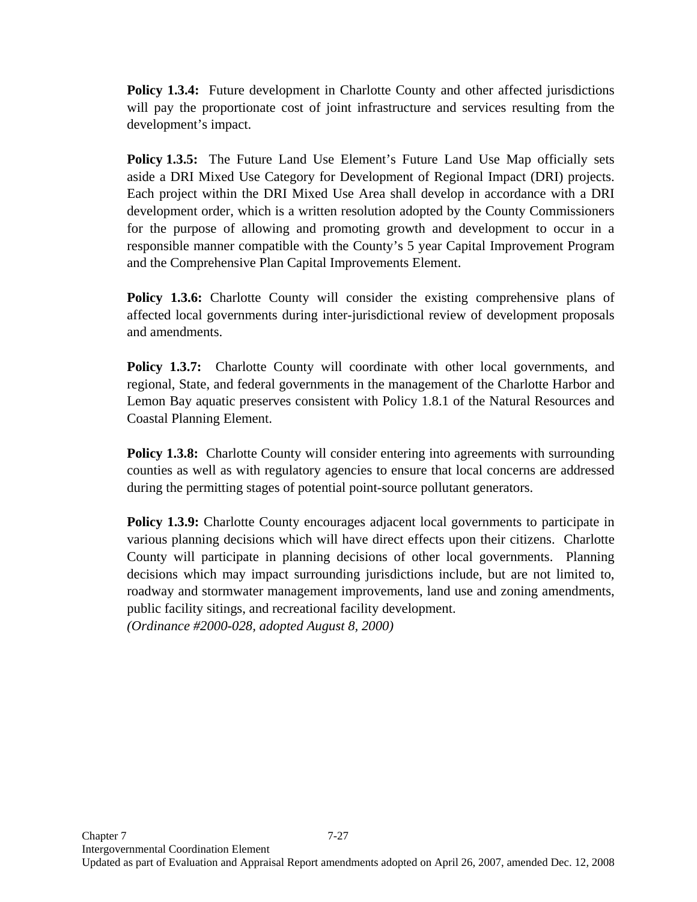**Policy 1.3.4:** Future development in Charlotte County and other affected jurisdictions will pay the proportionate cost of joint infrastructure and services resulting from the development's impact.

**Policy 1.3.5:** The Future Land Use Element's Future Land Use Map officially sets aside a DRI Mixed Use Category for Development of Regional Impact (DRI) projects. Each project within the DRI Mixed Use Area shall develop in accordance with a DRI development order, which is a written resolution adopted by the County Commissioners for the purpose of allowing and promoting growth and development to occur in a responsible manner compatible with the County's 5 year Capital Improvement Program and the Comprehensive Plan Capital Improvements Element.

**Policy 1.3.6:** Charlotte County will consider the existing comprehensive plans of affected local governments during inter-jurisdictional review of development proposals and amendments.

**Policy 1.3.7:** Charlotte County will coordinate with other local governments, and regional, State, and federal governments in the management of the Charlotte Harbor and Lemon Bay aquatic preserves consistent with Policy 1.8.1 of the Natural Resources and Coastal Planning Element.

**Policy 1.3.8:** Charlotte County will consider entering into agreements with surrounding counties as well as with regulatory agencies to ensure that local concerns are addressed during the permitting stages of potential point-source pollutant generators.

**Policy 1.3.9:** Charlotte County encourages adjacent local governments to participate in various planning decisions which will have direct effects upon their citizens. Charlotte County will participate in planning decisions of other local governments. Planning decisions which may impact surrounding jurisdictions include, but are not limited to, roadway and stormwater management improvements, land use and zoning amendments, public facility sitings, and recreational facility development.
*(Ordinance #2000-028, adopted August 8, 2000)*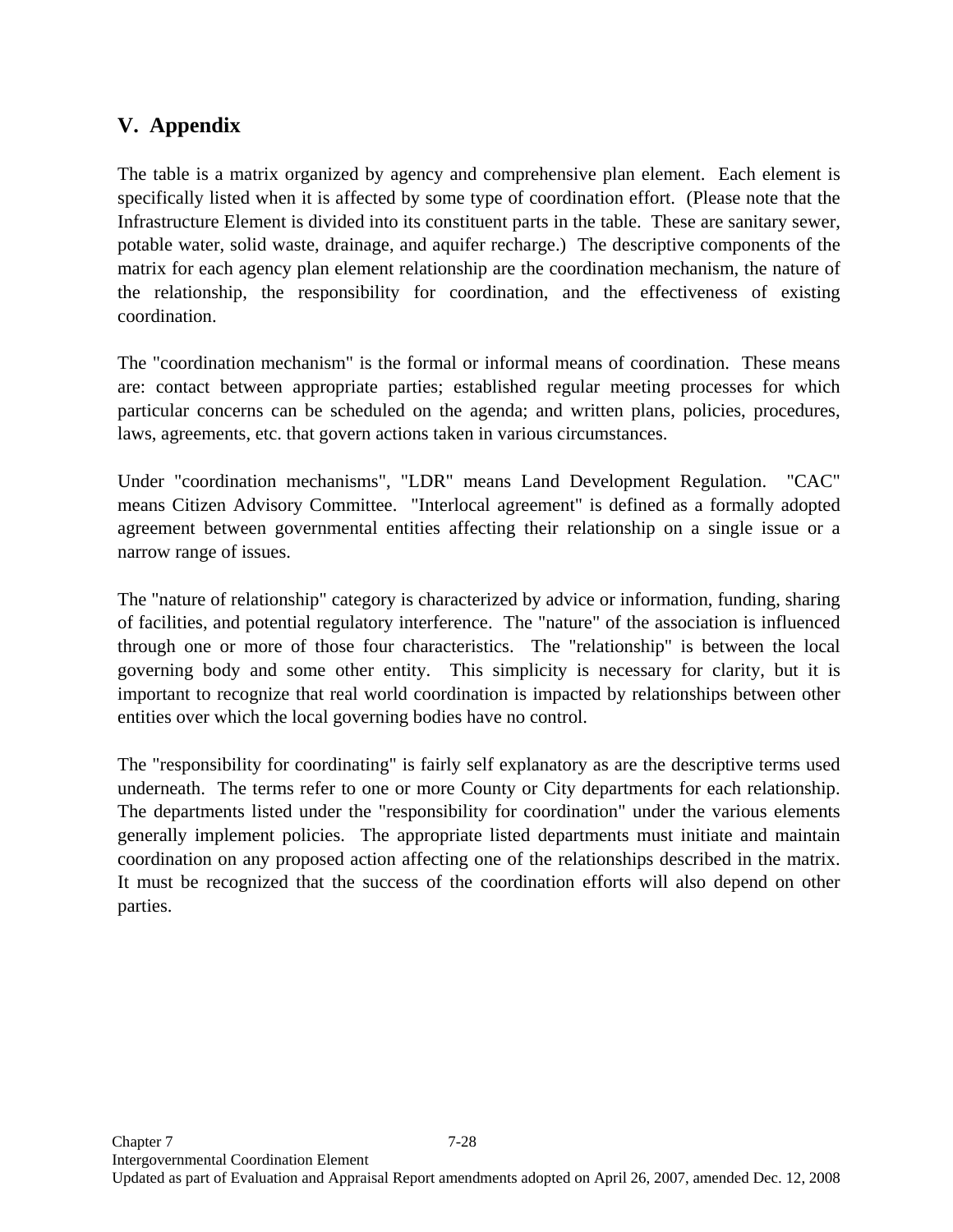## V. Appendix

The table is a matrix organized by agency and comprehensive plan element. Each element is specifically listed when it is affected by some type of coordination effort. (Please note that the Infrastructure Element is divided into its constituent parts in the table. These are sanitary sewer, potable water, solid waste, drainage, and aquifer recharge.) The descriptive components of the matrix for each agency plan element relationship are the coordination mechanism, the nature of the relationship, the responsibility for coordination, and the effectiveness of existing coordination.

The "coordination mechanism" is the formal or informal means of coordination. These means are: contact between appropriate parties; established regular meeting processes for which particular concerns can be scheduled on the agenda; and written plans, policies, procedures, laws, agreements, etc. that govern actions taken in various circumstances.

Under "coordination mechanisms", "LDR" means Land Development Regulation. "CAC" means Citizen Advisory Committee. "Interlocal agreement" is defined as a formally adopted agreement between governmental entities affecting their relationship on a single issue or a narrow range of issues.

The "nature of relationship" category is characterized by advice or information, funding, sharing of facilities, and potential regulatory interference. The "nature" of the association is influenced through one or more of those four characteristics. The "relationship" is between the local governing body and some other entity. This simplicity is necessary for clarity, but it is important to recognize that real world coordination is impacted by relationships between other entities over which the local governing bodies have no control.

The "responsibility for coordinating" is fairly self explanatory as are the descriptive terms used underneath. The terms refer to one or more County or City departments for each relationship. The departments listed under the "responsibility for coordination" under the various elements generally implement policies. The appropriate listed departments must initiate and maintain coordination on any proposed action affecting one of the relationships described in the matrix. It must be recognized that the success of the coordination efforts will also depend on other parties.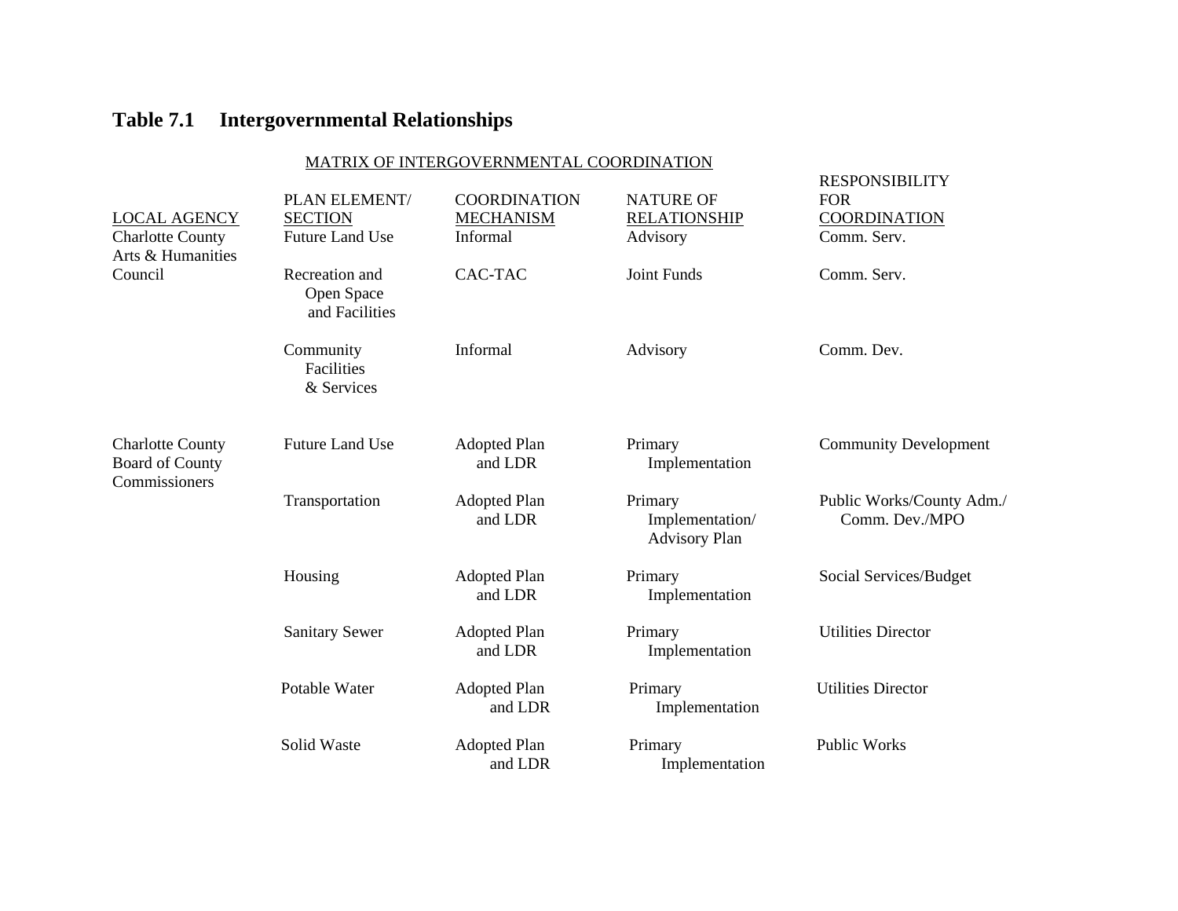## Table 7.1 Intergovernmental Relationships

MATRIX OF INTERGOVERNMENTAL COORDINATION

| LOCAL AGENCY | PLAN ELEMENT/ SECTION | COORDINATION MECHANISM | NATURE OF RELATIONSHIP | RESPONSIBILITY FOR COORDINATION |
|---|---|---|---|---|
| Charlotte County Arts & Humanities Council | Future Land Use | Informal | Advisory | Comm. Serv. |
| | Recreation and Open Space and Facilities | CAC-TAC | Joint Funds | Comm. Serv. |
| | Community Facilities & Services | Informal | Advisory | Comm. Dev. |
| Charlotte County Board of County Commissioners | Future Land Use | Adopted Plan and LDR | Primary Implementation | Community Development |
| | Transportation | Adopted Plan and LDR | Primary Implementation/ Advisory Plan | Public Works/County Adm./ Comm. Dev./MPO |
| | Housing | Adopted Plan and LDR | Primary Implementation | Social Services/Budget |
| | Sanitary Sewer | Adopted Plan and LDR | Primary Implementation | Utilities Director |
| | Potable Water | Adopted Plan and LDR | Primary Implementation | Utilities Director |
| | Solid Waste | Adopted Plan and LDR | Primary Implementation | Public Works |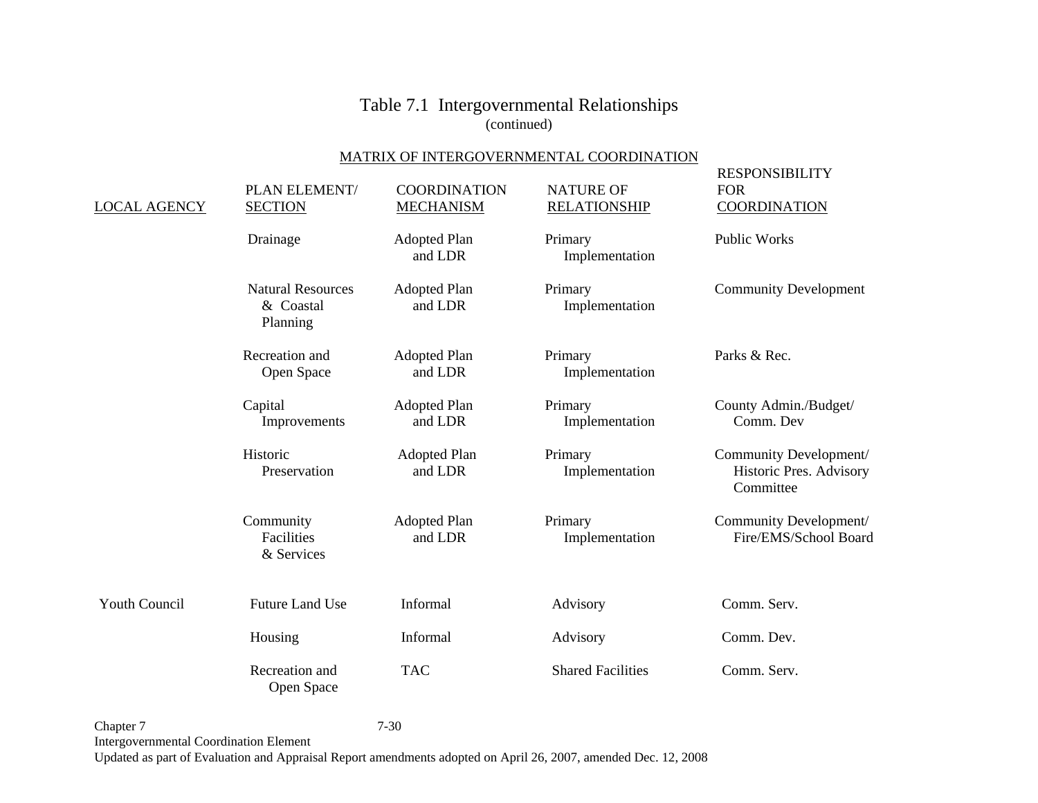# Table 7.1 Intergovernmental Relationships

(continued)

MATRIX OF INTERGOVERNMENTAL COORDINATION

| LOCAL AGENCY | PLAN ELEMENT/ SECTION | COORDINATION MECHANISM | NATURE OF RELATIONSHIP | RESPONSIBILITY FOR COORDINATION |
|---|---|---|---|---|
| | Drainage | Adopted Plan and LDR | Primary Implementation | Public Works |
| | Natural Resources & Coastal Planning | Adopted Plan and LDR | Primary Implementation | Community Development |
| | Recreation and Open Space | Adopted Plan and LDR | Primary Implementation | Parks & Rec. |
| | Capital Improvements | Adopted Plan and LDR | Primary Implementation | County Admin./Budget/ Comm. Dev |
| | Historic Preservation | Adopted Plan and LDR | Primary Implementation | Community Development/ Historic Pres. Advisory Committee |
| | Community Facilities & Services | Adopted Plan and LDR | Primary Implementation | Community Development/ Fire/EMS/School Board |
| Youth Council | Future Land Use | Informal | Advisory | Comm. Serv. |
| | Housing | Informal | Advisory | Comm. Dev. |
| | Recreation and Open Space | TAC | Shared Facilities | Comm. Serv. |

Chapter 7
Intergovernmental Coordination Element
Updated as part of Evaluation and Appraisal Report amendments adopted on April 26, 2007, amended Dec. 12, 2008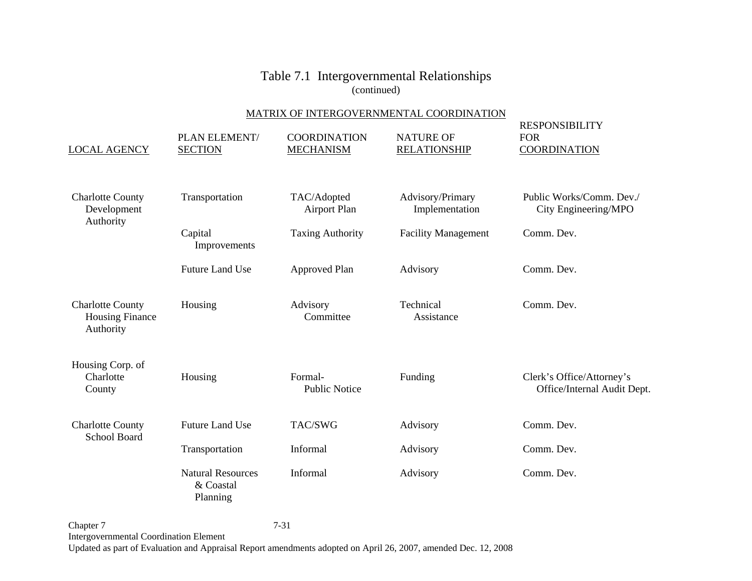# Table 7.1 Intergovernmental Relationships
(continued)

MATRIX OF INTERGOVERNMENTAL COORDINATION

| LOCAL AGENCY | PLAN ELEMENT/ SECTION | COORDINATION MECHANISM | NATURE OF RELATIONSHIP | RESPONSIBILITY FOR COORDINATION |
|---|---|---|---|---|
| Charlotte County Development Authority | Transportation | TAC/Adopted Airport Plan | Advisory/Primary Implementation | Public Works/Comm. Dev./ City Engineering/MPO |
| | Capital Improvements | Taxing Authority | Facility Management | Comm. Dev. |
| | Future Land Use | Approved Plan | Advisory | Comm. Dev. |
| Charlotte County Housing Finance Authority | Housing | Advisory Committee | Technical Assistance | Comm. Dev. |
| Housing Corp. of Charlotte County | Housing | Formal- Public Notice | Funding | Clerk's Office/Attorney's Office/Internal Audit Dept. |
| Charlotte County School Board | Future Land Use | TAC/SWG | Advisory | Comm. Dev. |
| | Transportation | Informal | Advisory | Comm. Dev. |
| | Natural Resources & Coastal Planning | Informal | Advisory | Comm. Dev. |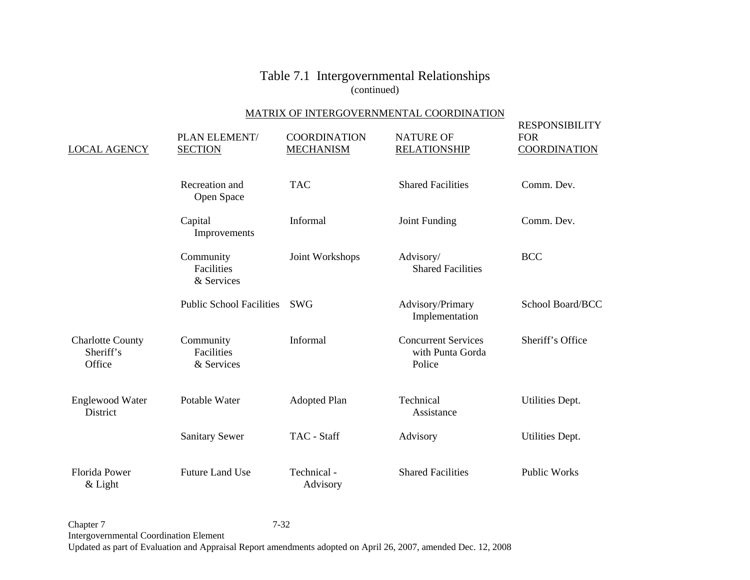# Table 7.1 Intergovernmental Relationships

(continued)

MATRIX OF INTERGOVERNMENTAL COORDINATION

| LOCAL AGENCY | PLAN ELEMENT/ SECTION | COORDINATION MECHANISM | NATURE OF RELATIONSHIP | RESPONSIBILITY FOR COORDINATION |
|---|---|---|---|---|
| | Recreation and Open Space | TAC | Shared Facilities | Comm. Dev. |
| | Capital Improvements | Informal | Joint Funding | Comm. Dev. |
| | Community Facilities & Services | Joint Workshops | Advisory/ Shared Facilities | BCC |
| | Public School Facilities | SWG | Advisory/Primary Implementation | School Board/BCC |
| Charlotte County Sheriff's Office | Community Facilities & Services | Informal | Concurrent Services with Punta Gorda Police | Sheriff's Office |
| Englewood Water District | Potable Water | Adopted Plan | Technical Assistance | Utilities Dept. |
| | Sanitary Sewer | TAC - Staff | Advisory | Utilities Dept. |
| Florida Power & Light | Future Land Use | Technical - Advisory | Shared Facilities | Public Works |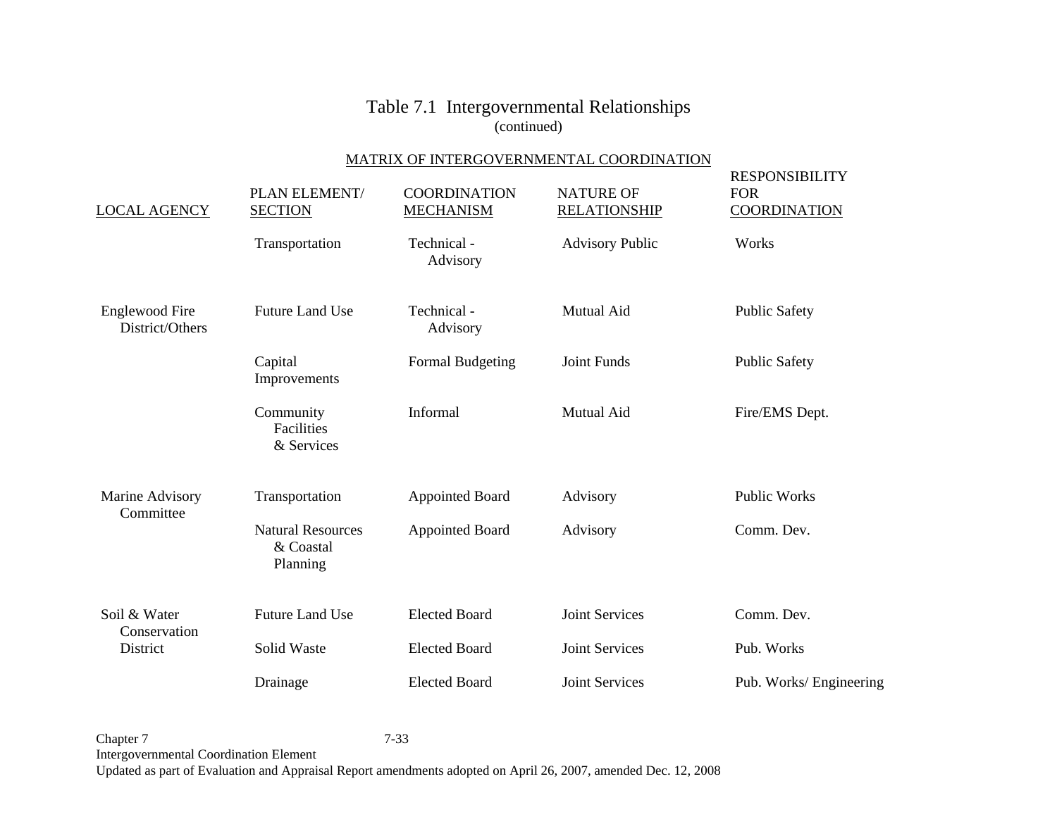# Table 7.1 Intergovernmental Relationships
(continued)

MATRIX OF INTERGOVERNMENTAL COORDINATION

| LOCAL AGENCY | PLAN ELEMENT/ SECTION | COORDINATION MECHANISM | NATURE OF RELATIONSHIP | RESPONSIBILITY FOR COORDINATION |
|---|---|---|---|---|
| | Transportation | Technical - Advisory | Advisory Public | Works |
| Englewood Fire District/Others | Future Land Use | Technical - Advisory | Mutual Aid | Public Safety |
| | Capital Improvements | Formal Budgeting | Joint Funds | Public Safety |
| | Community Facilities & Services | Informal | Mutual Aid | Fire/EMS Dept. |
| Marine Advisory Committee | Transportation | Appointed Board | Advisory | Public Works |
| | Natural Resources & Coastal Planning | Appointed Board | Advisory | Comm. Dev. |
| Soil & Water Conservation District | Future Land Use | Elected Board | Joint Services | Comm. Dev. |
| | Solid Waste | Elected Board | Joint Services | Pub. Works |
| | Drainage | Elected Board | Joint Services | Pub. Works/ Engineering |

Chapter 7
Intergovernmental Coordination Element
Updated as part of Evaluation and Appraisal Report amendments adopted on April 26, 2007, amended Dec. 12, 2008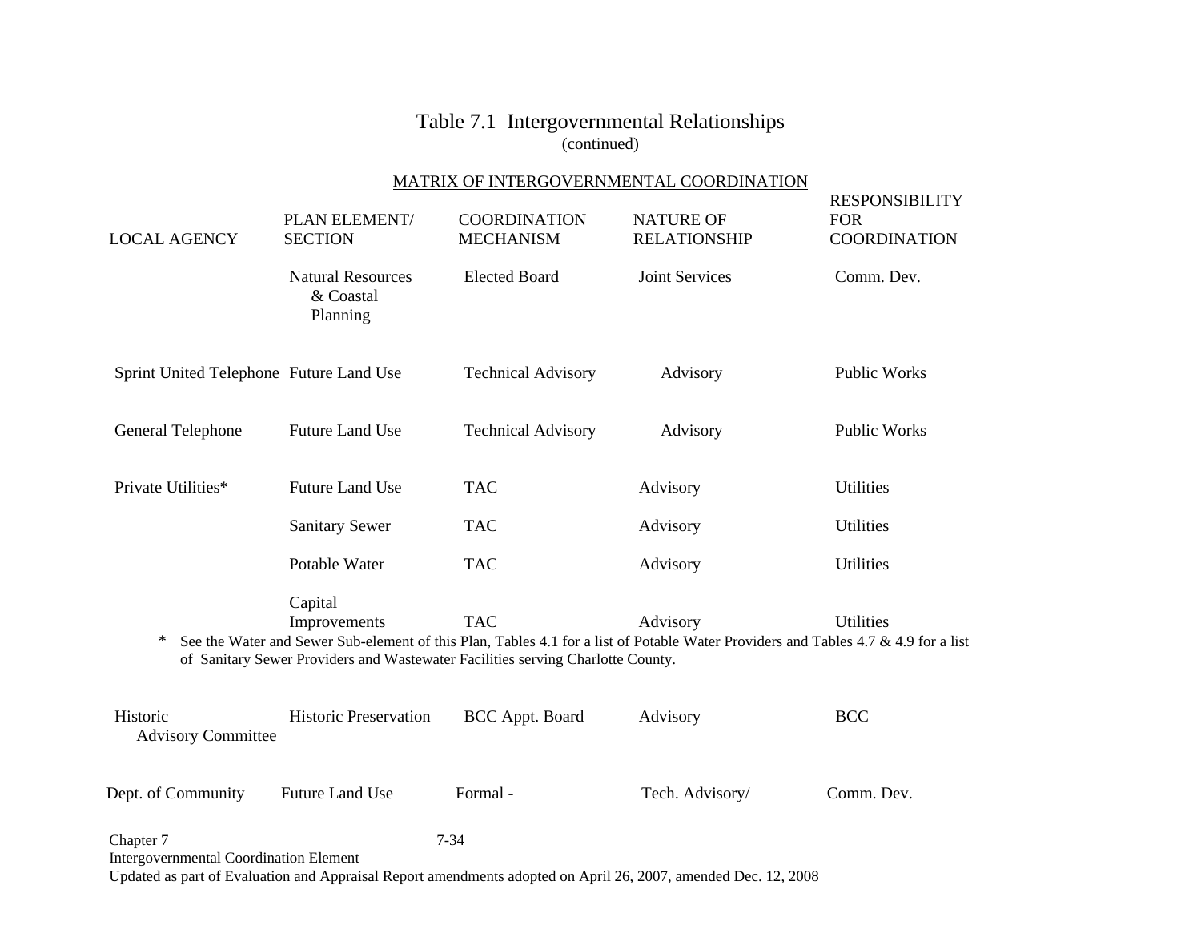# Table 7.1 Intergovernmental Relationships
(continued)

MATRIX OF INTERGOVERNMENTAL COORDINATION

| LOCAL AGENCY | PLAN ELEMENT/ SECTION | COORDINATION MECHANISM | NATURE OF RELATIONSHIP | RESPONSIBILITY FOR COORDINATION |
|---|---|---|---|---|
| | Natural Resources & Coastal Planning | Elected Board | Joint Services | Comm. Dev. |
| Sprint United Telephone | Future Land Use | Technical Advisory | Advisory | Public Works |
| General Telephone | Future Land Use | Technical Advisory | Advisory | Public Works |
| Private Utilities* | Future Land Use | TAC | Advisory | Utilities |
| | Sanitary Sewer | TAC | Advisory | Utilities |
| | Potable Water | TAC | Advisory | Utilities |
| | Capital Improvements | TAC | Advisory | Utilities |

\* See the Water and Sewer Sub-element of this Plan, Tables 4.1 for a list of Potable Water Providers and Tables 4.7 & 4.9 for a list of Sanitary Sewer Providers and Wastewater Facilities serving Charlotte County.

| LOCAL AGENCY | PLAN ELEMENT/ SECTION | COORDINATION MECHANISM | NATURE OF RELATIONSHIP | RESPONSIBILITY FOR COORDINATION |
|---|---|---|---|---|
| Historic Advisory Committee | Historic Preservation | BCC Appt. Board | Advisory | BCC |
| Dept. of Community | Future Land Use | Formal - | Tech. Advisory/ | Comm. Dev. |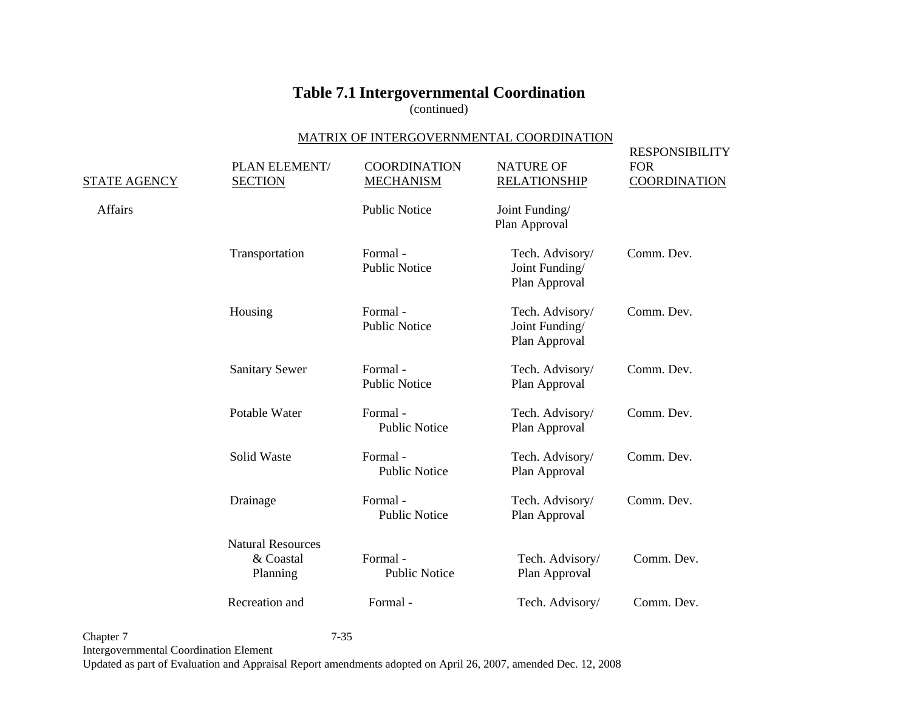# Table 7.1 Intergovernmental Coordination

(continued)

MATRIX OF INTERGOVERNMENTAL COORDINATION

| STATE AGENCY | PLAN ELEMENT/ SECTION | COORDINATION MECHANISM | NATURE OF RELATIONSHIP | RESPONSIBILITY FOR COORDINATION |
|---|---|---|---|---|
| Affairs | | Public Notice | Joint Funding/ Plan Approval | |
| | Transportation | Formal - Public Notice | Tech. Advisory/ Joint Funding/ Plan Approval | Comm. Dev. |
| | Housing | Formal - Public Notice | Tech. Advisory/ Joint Funding/ Plan Approval | Comm. Dev. |
| | Sanitary Sewer | Formal - Public Notice | Tech. Advisory/ Plan Approval | Comm. Dev. |
| | Potable Water | Formal - Public Notice | Tech. Advisory/ Plan Approval | Comm. Dev. |
| | Solid Waste | Formal - Public Notice | Tech. Advisory/ Plan Approval | Comm. Dev. |
| | Drainage | Formal - Public Notice | Tech. Advisory/ Plan Approval | Comm. Dev. |
| | Natural Resources & Coastal Planning | Formal - Public Notice | Tech. Advisory/ Plan Approval | Comm. Dev. |
| | Recreation and | Formal - | Tech. Advisory/ | Comm. Dev. |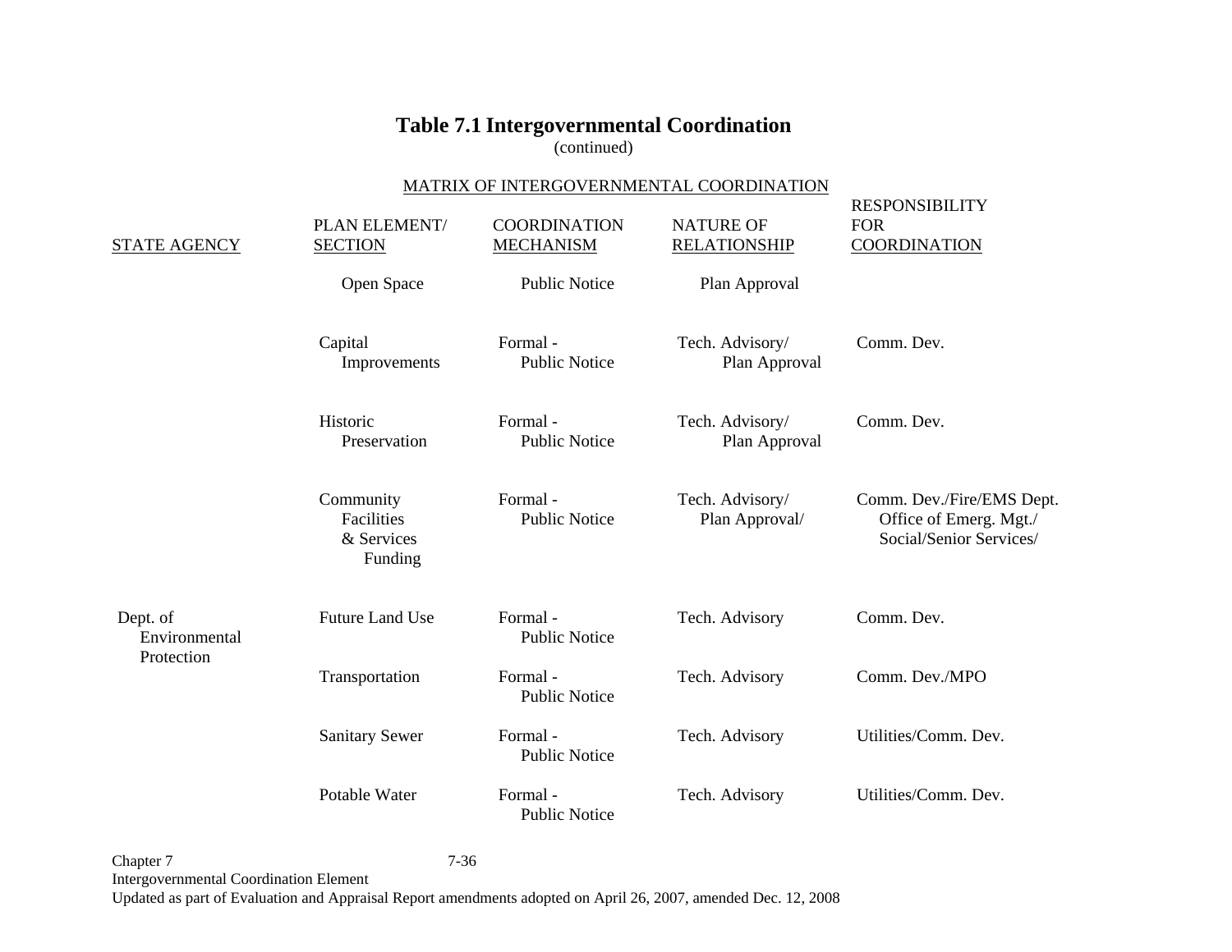## Table 7.1 Intergovernmental Coordination

(continued)

MATRIX OF INTERGOVERNMENTAL COORDINATION

| STATE AGENCY | PLAN ELEMENT/ SECTION | COORDINATION MECHANISM | NATURE OF RELATIONSHIP | RESPONSIBILITY FOR COORDINATION |
|---|---|---|---|---|
| | Open Space | Public Notice | Plan Approval | |
| | Capital Improvements | Formal - Public Notice | Tech. Advisory/ Plan Approval | Comm. Dev. |
| | Historic Preservation | Formal - Public Notice | Tech. Advisory/ Plan Approval | Comm. Dev. |
| | Community Facilities & Services Funding | Formal - Public Notice | Tech. Advisory/ Plan Approval/ | Comm. Dev./Fire/EMS Dept. Office of Emerg. Mgt./ Social/Senior Services/ |
| Dept. of Environmental Protection | Future Land Use | Formal - Public Notice | Tech. Advisory | Comm. Dev. |
| | Transportation | Formal - Public Notice | Tech. Advisory | Comm. Dev./MPO |
| | Sanitary Sewer | Formal - Public Notice | Tech. Advisory | Utilities/Comm. Dev. |
| | Potable Water | Formal - Public Notice | Tech. Advisory | Utilities/Comm. Dev. |

Chapter 7

Intergovernmental Coordination Element

Updated as part of Evaluation and Appraisal Report amendments adopted on April 26, 2007, amended Dec. 12, 2008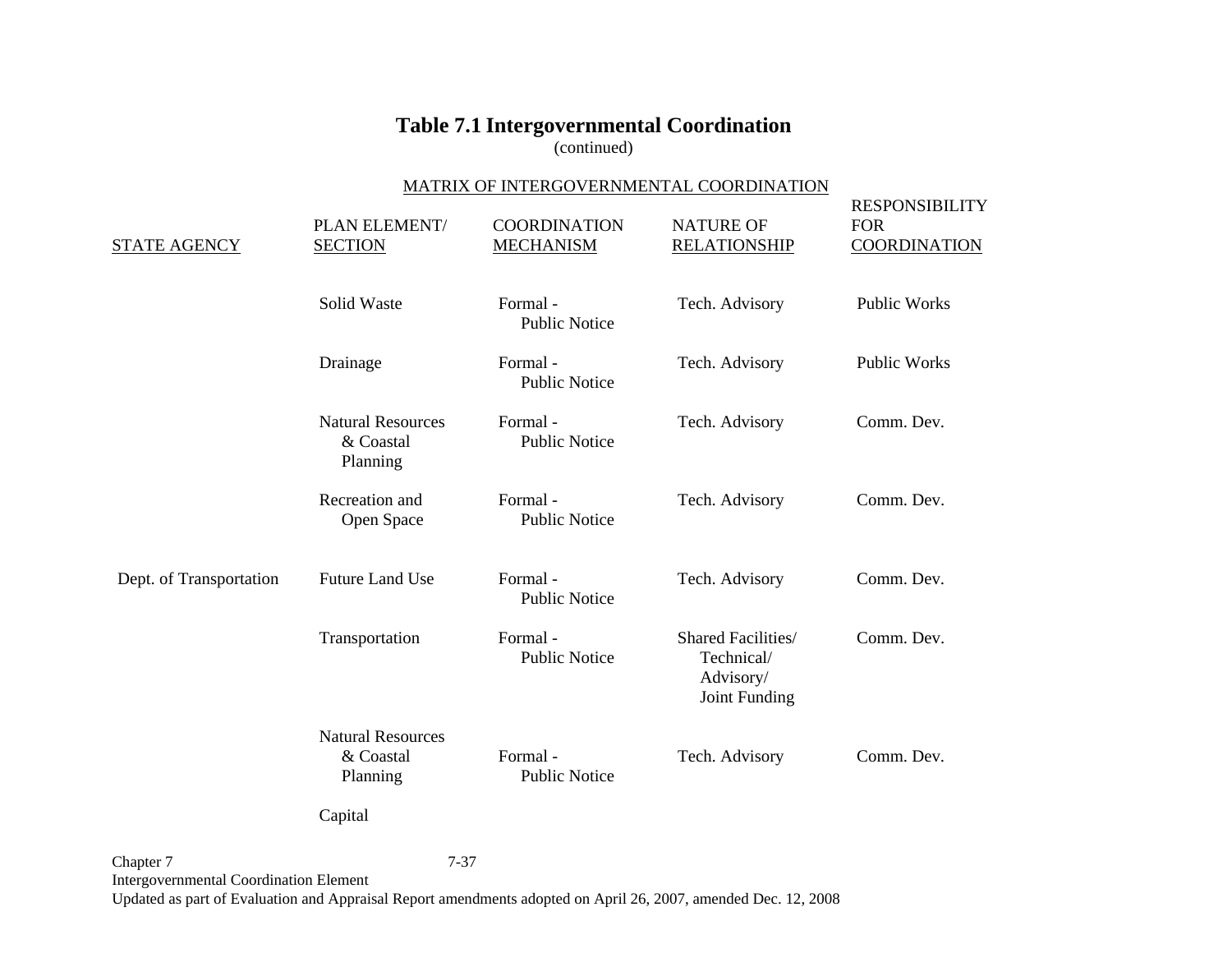# Table 7.1 Intergovernmental Coordination

(continued)

MATRIX OF INTERGOVERNMENTAL COORDINATION

| STATE AGENCY | PLAN ELEMENT/ SECTION | COORDINATION MECHANISM | NATURE OF RELATIONSHIP | RESPONSIBILITY FOR COORDINATION |
|---|---|---|---|---|
| | Solid Waste | Formal - Public Notice | Tech. Advisory | Public Works |
| | Drainage | Formal - Public Notice | Tech. Advisory | Public Works |
| | Natural Resources & Coastal Planning | Formal - Public Notice | Tech. Advisory | Comm. Dev. |
| | Recreation and Open Space | Formal - Public Notice | Tech. Advisory | Comm. Dev. |
| Dept. of Transportation | Future Land Use | Formal - Public Notice | Tech. Advisory | Comm. Dev. |
| | Transportation | Formal - Public Notice | Shared Facilities/ Technical/ Advisory/ Joint Funding | Comm. Dev. |
| | Natural Resources & Coastal Planning | Formal - Public Notice | Tech. Advisory | Comm. Dev. |
| | Capital | | | |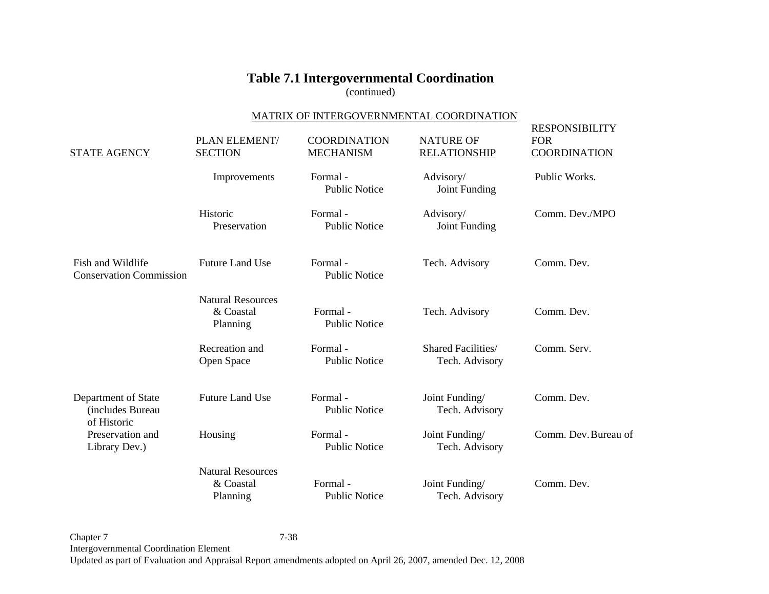# Table 7.1 Intergovernmental Coordination

(continued)

MATRIX OF INTERGOVERNMENTAL COORDINATION

| STATE AGENCY | PLAN ELEMENT/ SECTION | COORDINATION MECHANISM | NATURE OF RELATIONSHIP | RESPONSIBILITY FOR COORDINATION |
|---|---|---|---|---|
| | Improvements | Formal - Public Notice | Advisory/ Joint Funding | Public Works. |
| | Historic Preservation | Formal - Public Notice | Advisory/ Joint Funding | Comm. Dev./MPO |
| Fish and Wildlife Conservation Commission | Future Land Use | Formal - Public Notice | Tech. Advisory | Comm. Dev. |
| | Natural Resources & Coastal Planning | Formal - Public Notice | Tech. Advisory | Comm. Dev. |
| | Recreation and Open Space | Formal - Public Notice | Shared Facilities/ Tech. Advisory | Comm. Serv. |
| Department of State (includes Bureau of Historic Preservation and Library Dev.) | Future Land Use | Formal - Public Notice | Joint Funding/ Tech. Advisory | Comm. Dev. |
| | Housing | Formal - Public Notice | Joint Funding/ Tech. Advisory | Comm. Dev. Bureau of |
| | Natural Resources & Coastal Planning | Formal - Public Notice | Joint Funding/ Tech. Advisory | Comm. Dev. |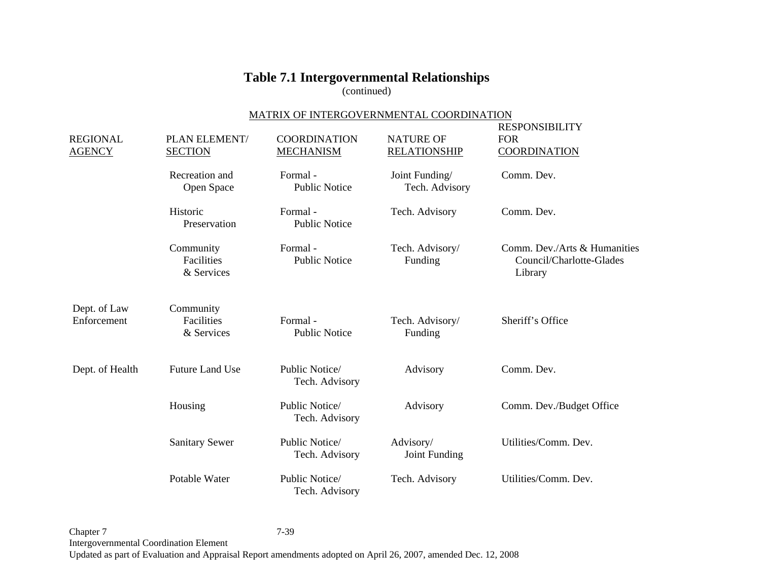## Table 7.1 Intergovernmental Relationships

(continued)

MATRIX OF INTERGOVERNMENTAL COORDINATION

| REGIONAL AGENCY | PLAN ELEMENT/ SECTION | COORDINATION MECHANISM | NATURE OF RELATIONSHIP | RESPONSIBILITY FOR COORDINATION |
|---|---|---|---|---|
| | Recreation and Open Space | Formal - Public Notice | Joint Funding/ Tech. Advisory | Comm. Dev. |
| | Historic Preservation | Formal - Public Notice | Tech. Advisory | Comm. Dev. |
| | Community Facilities & Services | Formal - Public Notice | Tech. Advisory/ Funding | Comm. Dev./Arts & Humanities Council/Charlotte-Glades Library |
| Dept. of Law Enforcement | Community Facilities & Services | Formal - Public Notice | Tech. Advisory/ Funding | Sheriff's Office |
| Dept. of Health | Future Land Use | Public Notice/ Tech. Advisory | Advisory | Comm. Dev. |
| | Housing | Public Notice/ Tech. Advisory | Advisory | Comm. Dev./Budget Office |
| | Sanitary Sewer | Public Notice/ Tech. Advisory | Advisory/ Joint Funding | Utilities/Comm. Dev. |
| | Potable Water | Public Notice/ Tech. Advisory | Tech. Advisory | Utilities/Comm. Dev. |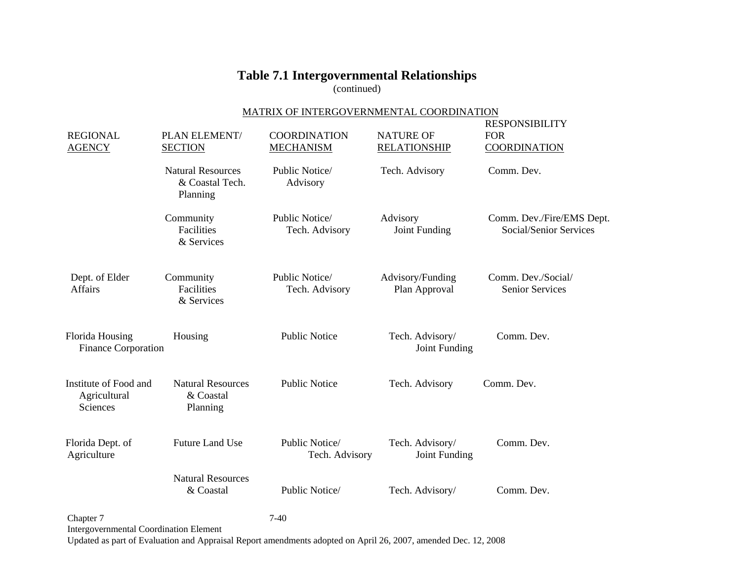## Table 7.1 Intergovernmental Relationships

(continued)

MATRIX OF INTERGOVERNMENTAL COORDINATION

| REGIONAL AGENCY | PLAN ELEMENT/ SECTION | COORDINATION MECHANISM | NATURE OF RELATIONSHIP | RESPONSIBILITY FOR COORDINATION |
|---|---|---|---|---|
| | Natural Resources & Coastal Tech. Planning | Public Notice/ Advisory | Tech. Advisory | Comm. Dev. |
| | Community Facilities & Services | Public Notice/ Tech. Advisory | Advisory Joint Funding | Comm. Dev./Fire/EMS Dept. Social/Senior Services |
| Dept. of Elder Affairs | Community Facilities & Services | Public Notice/ Tech. Advisory | Advisory/Funding Plan Approval | Comm. Dev./Social/ Senior Services |
| Florida Housing Finance Corporation | Housing | Public Notice | Tech. Advisory/ Joint Funding | Comm. Dev. |
| Institute of Food and Agricultural Sciences | Natural Resources & Coastal Planning | Public Notice | Tech. Advisory | Comm. Dev. |
| Florida Dept. of Agriculture | Future Land Use | Public Notice/ Tech. Advisory | Tech. Advisory/ Joint Funding | Comm. Dev. |
| | Natural Resources & Coastal | Public Notice/ | Tech. Advisory/ | Comm. Dev. |

Chapter 7
Intergovernmental Coordination Element
Updated as part of Evaluation and Appraisal Report amendments adopted on April 26, 2007, amended Dec. 12, 2008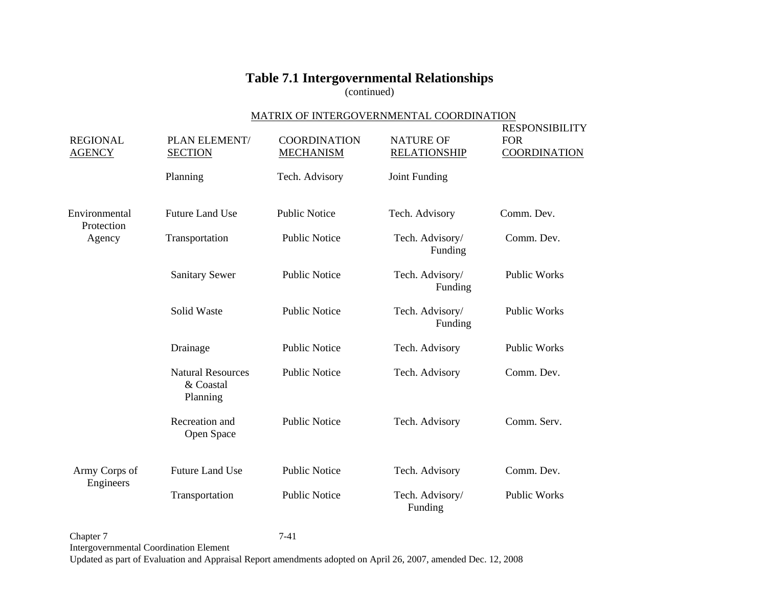# Table 7.1 Intergovernmental Relationships

(continued)

MATRIX OF INTERGOVERNMENTAL COORDINATION

| REGIONAL AGENCY | PLAN ELEMENT/ SECTION | COORDINATION MECHANISM | NATURE OF RELATIONSHIP | RESPONSIBILITY FOR COORDINATION |
|---|---|---|---|---|
| | Planning | Tech. Advisory | Joint Funding | |
| Environmental Protection Agency | Future Land Use | Public Notice | Tech. Advisory | Comm. Dev. |
| | Transportation | Public Notice | Tech. Advisory/ Funding | Comm. Dev. |
| | Sanitary Sewer | Public Notice | Tech. Advisory/ Funding | Public Works |
| | Solid Waste | Public Notice | Tech. Advisory/ Funding | Public Works |
| | Drainage | Public Notice | Tech. Advisory | Public Works |
| | Natural Resources & Coastal Planning | Public Notice | Tech. Advisory | Comm. Dev. |
| | Recreation and Open Space | Public Notice | Tech. Advisory | Comm. Serv. |
| Army Corps of Engineers | Future Land Use | Public Notice | Tech. Advisory | Comm. Dev. |
| | Transportation | Public Notice | Tech. Advisory/ Funding | Public Works |

Chapter 7
Intergovernmental Coordination Element
Updated as part of Evaluation and Appraisal Report amendments adopted on April 26, 2007, amended Dec. 12, 2008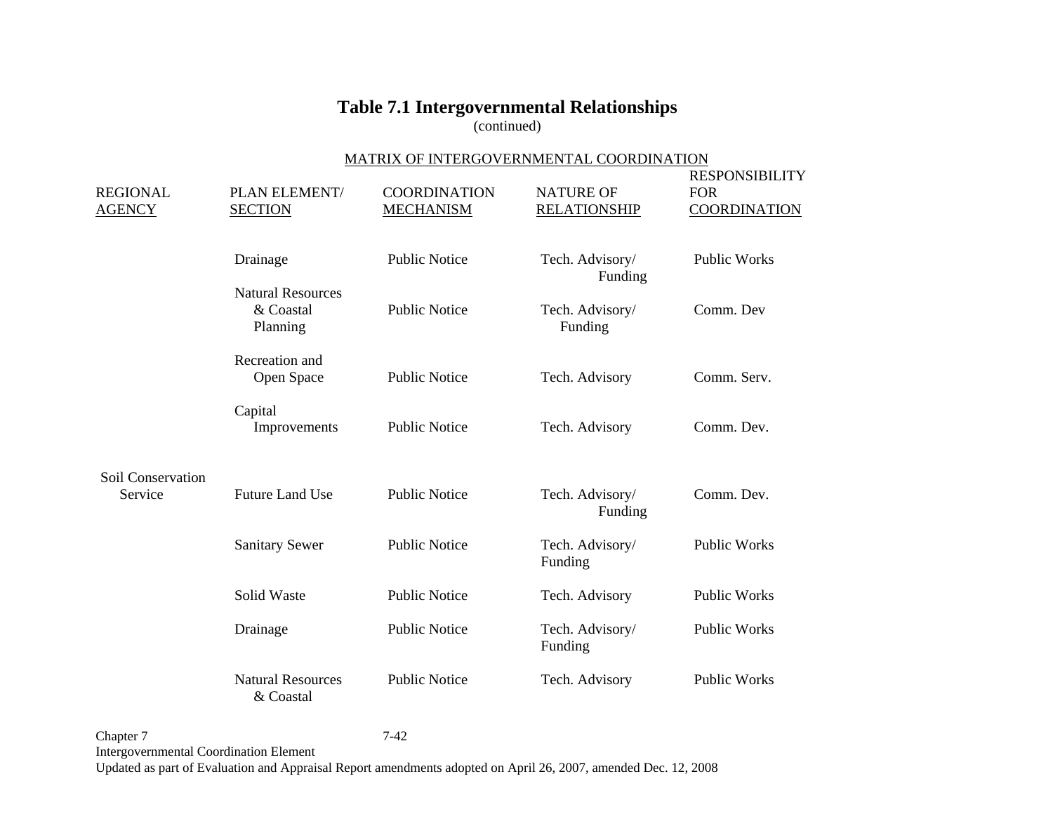## Table 7.1 Intergovernmental Relationships

(continued)

MATRIX OF INTERGOVERNMENTAL COORDINATION

| REGIONAL AGENCY | PLAN ELEMENT/ SECTION | COORDINATION MECHANISM | NATURE OF RELATIONSHIP | RESPONSIBILITY FOR COORDINATION |
|---|---|---|---|---|
| | Drainage | Public Notice | Tech. Advisory/ Funding | Public Works |
| | Natural Resources & Coastal Planning | Public Notice | Tech. Advisory/ Funding | Comm. Dev |
| | Recreation and Open Space | Public Notice | Tech. Advisory | Comm. Serv. |
| | Capital Improvements | Public Notice | Tech. Advisory | Comm. Dev. |
| Soil Conservation Service | Future Land Use | Public Notice | Tech. Advisory/ Funding | Comm. Dev. |
| | Sanitary Sewer | Public Notice | Tech. Advisory/ Funding | Public Works |
| | Solid Waste | Public Notice | Tech. Advisory | Public Works |
| | Drainage | Public Notice | Tech. Advisory/ Funding | Public Works |
| | Natural Resources & Coastal | Public Notice | Tech. Advisory | Public Works |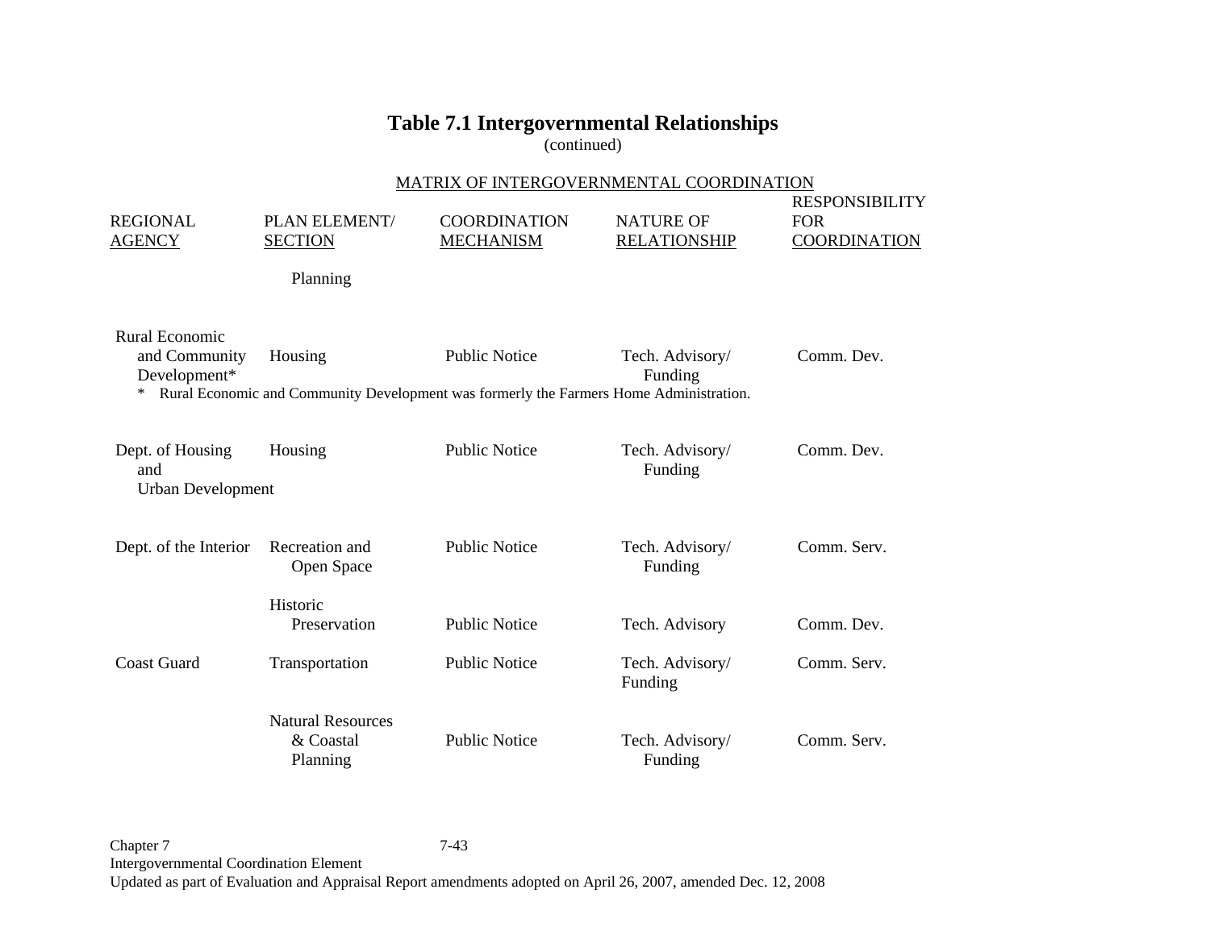# Table 7.1 Intergovernmental Relationships

(continued)

MATRIX OF INTERGOVERNMENTAL COORDINATION

| REGIONAL AGENCY | PLAN ELEMENT/ SECTION | COORDINATION MECHANISM | NATURE OF RELATIONSHIP | RESPONSIBILITY FOR COORDINATION |
|---|---|---|---|---|
| | Planning | | | |
| Rural Economic and Community Development* | Housing | Public Notice | Tech. Advisory/ Funding | Comm. Dev. |
| Dept. of Housing and Urban Development | Housing | Public Notice | Tech. Advisory/ Funding | Comm. Dev. |
| Dept. of the Interior | Recreation and Open Space | Public Notice | Tech. Advisory/ Funding | Comm. Serv. |
| | Historic Preservation | Public Notice | Tech. Advisory | Comm. Dev. |
| Coast Guard | Transportation | Public Notice | Tech. Advisory/ Funding | Comm. Serv. |
| | Natural Resources & Coastal Planning | Public Notice | Tech. Advisory/ Funding | Comm. Serv. |

\* Rural Economic and Community Development was formerly the Farmers Home Administration.

Chapter 7
Intergovernmental Coordination Element
Updated as part of Evaluation and Appraisal Report amendments adopted on April 26, 2007, amended Dec. 12, 2008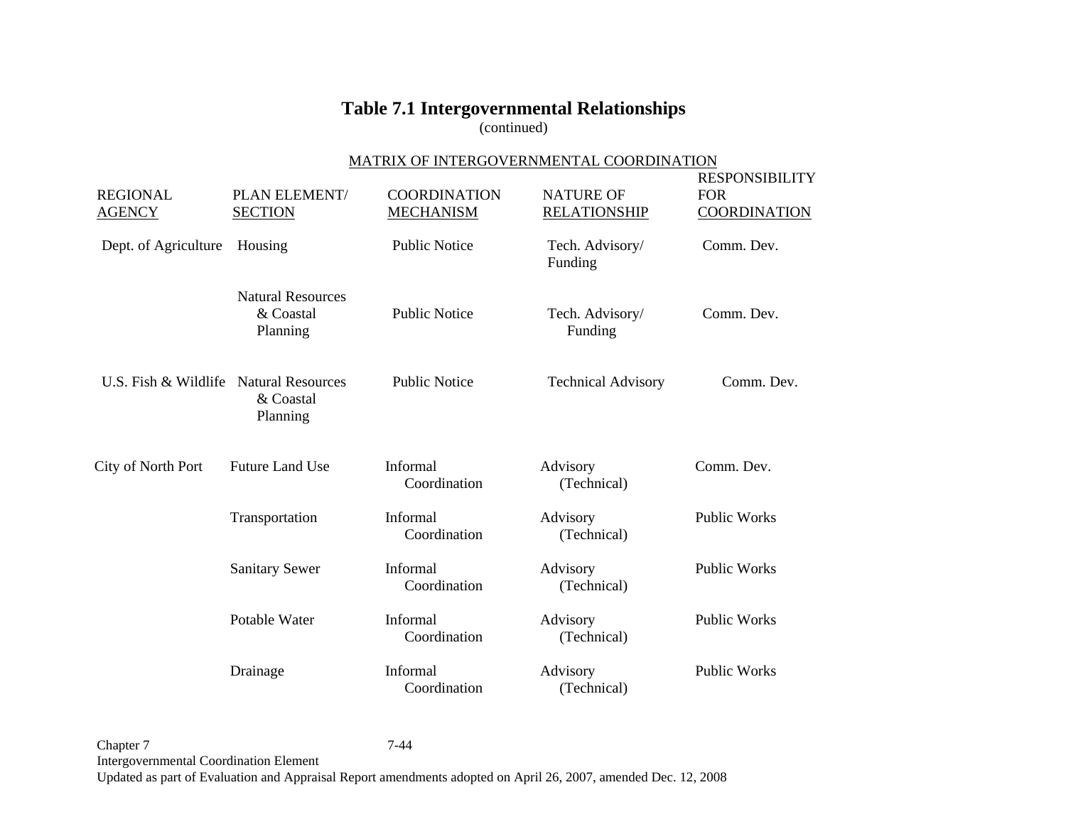# Table 7.1 Intergovernmental Relationships

(continued)

MATRIX OF INTERGOVERNMENTAL COORDINATION

| REGIONAL AGENCY | PLAN ELEMENT/ SECTION | COORDINATION MECHANISM | NATURE OF RELATIONSHIP | RESPONSIBILITY FOR COORDINATION |
|---|---|---|---|---|
| Dept. of Agriculture | Housing | Public Notice | Tech. Advisory/ Funding | Comm. Dev. |
| | Natural Resources & Coastal Planning | Public Notice | Tech. Advisory/ Funding | Comm. Dev. |
| U.S. Fish & Wildlife | Natural Resources & Coastal Planning | Public Notice | Technical Advisory | Comm. Dev. |
| City of North Port | Future Land Use | Informal Coordination | Advisory (Technical) | Comm. Dev. |
| | Transportation | Informal Coordination | Advisory (Technical) | Public Works |
| | Sanitary Sewer | Informal Coordination | Advisory (Technical) | Public Works |
| | Potable Water | Informal Coordination | Advisory (Technical) | Public Works |
| | Drainage | Informal Coordination | Advisory (Technical) | Public Works |

Chapter 7
Intergovernmental Coordination Element
Updated as part of Evaluation and Appraisal Report amendments adopted on April 26, 2007, amended Dec. 12, 2008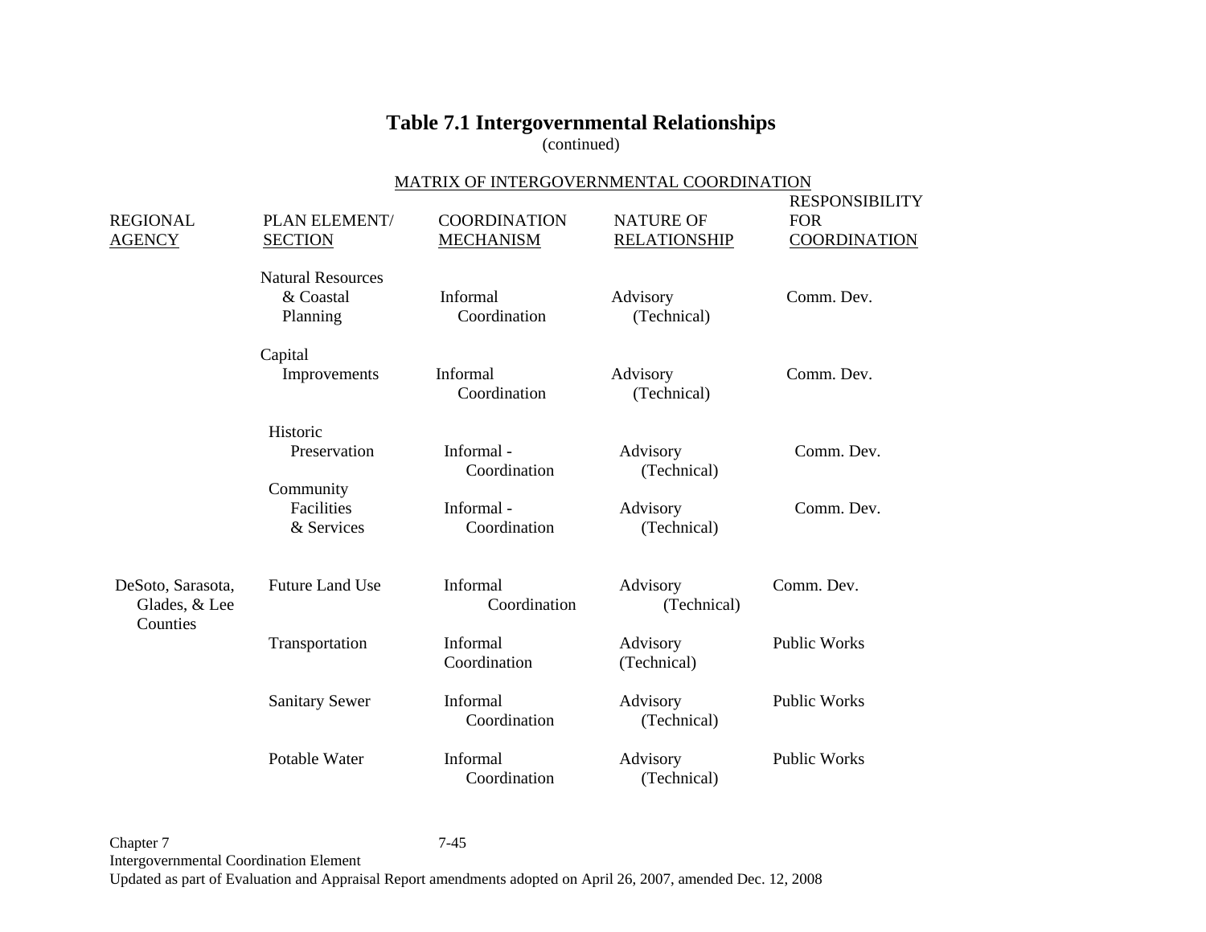# Table 7.1 Intergovernmental Relationships

(continued)

MATRIX OF INTERGOVERNMENTAL COORDINATION

| REGIONAL AGENCY | PLAN ELEMENT/ SECTION | COORDINATION MECHANISM | NATURE OF RELATIONSHIP | RESPONSIBILITY FOR COORDINATION |
|---|---|---|---|---|
| | Natural Resources & Coastal Planning | Informal Coordination | Advisory (Technical) | Comm. Dev. |
| | Capital Improvements | Informal Coordination | Advisory (Technical) | Comm. Dev. |
| | Historic Preservation | Informal - Coordination | Advisory (Technical) | Comm. Dev. |
| | Community Facilities & Services | Informal - Coordination | Advisory (Technical) | Comm. Dev. |
| DeSoto, Sarasota, Glades, & Lee Counties | Future Land Use | Informal Coordination | Advisory (Technical) | Comm. Dev. |
| | Transportation | Informal Coordination | Advisory (Technical) | Public Works |
| | Sanitary Sewer | Informal Coordination | Advisory (Technical) | Public Works |
| | Potable Water | Informal Coordination | Advisory (Technical) | Public Works |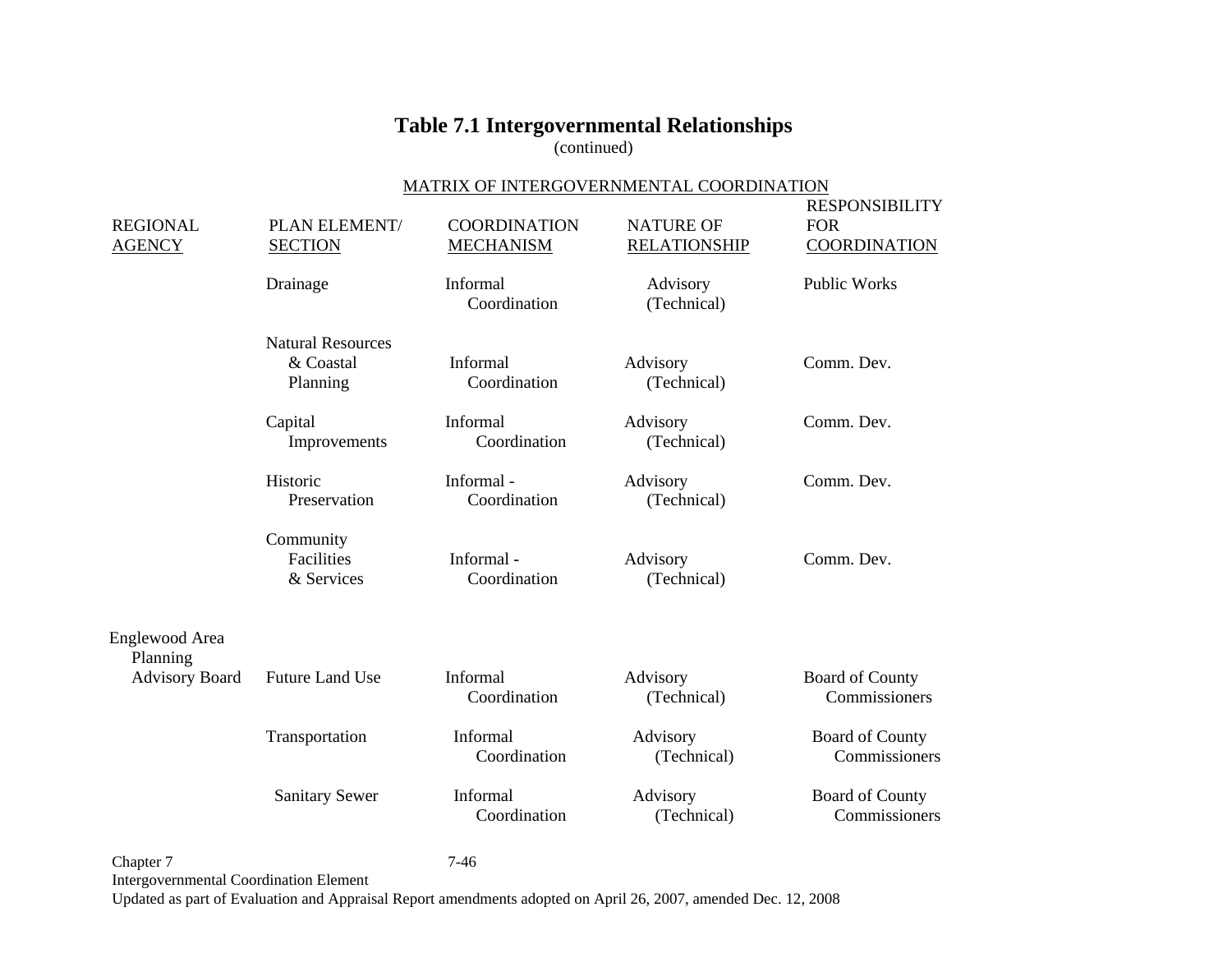# Table 7.1 Intergovernmental Relationships

(continued)

MATRIX OF INTERGOVERNMENTAL COORDINATION

| REGIONAL AGENCY | PLAN ELEMENT/ SECTION | COORDINATION MECHANISM | NATURE OF RELATIONSHIP | RESPONSIBILITY FOR COORDINATION |
|---|---|---|---|---|
| | Drainage | Informal Coordination | Advisory (Technical) | Public Works |
| | Natural Resources & Coastal Planning | Informal Coordination | Advisory (Technical) | Comm. Dev. |
| | Capital Improvements | Informal Coordination | Advisory (Technical) | Comm. Dev. |
| | Historic Preservation | Informal - Coordination | Advisory (Technical) | Comm. Dev. |
| | Community Facilities & Services | Informal - Coordination | Advisory (Technical) | Comm. Dev. |
| Englewood Area Planning Advisory Board | Future Land Use | Informal Coordination | Advisory (Technical) | Board of County Commissioners |
| | Transportation | Informal Coordination | Advisory (Technical) | Board of County Commissioners |
| | Sanitary Sewer | Informal Coordination | Advisory (Technical) | Board of County Commissioners |

Updated as part of Evaluation and Appraisal Report amendments adopted on April 26, 2007, amended Dec. 12, 2008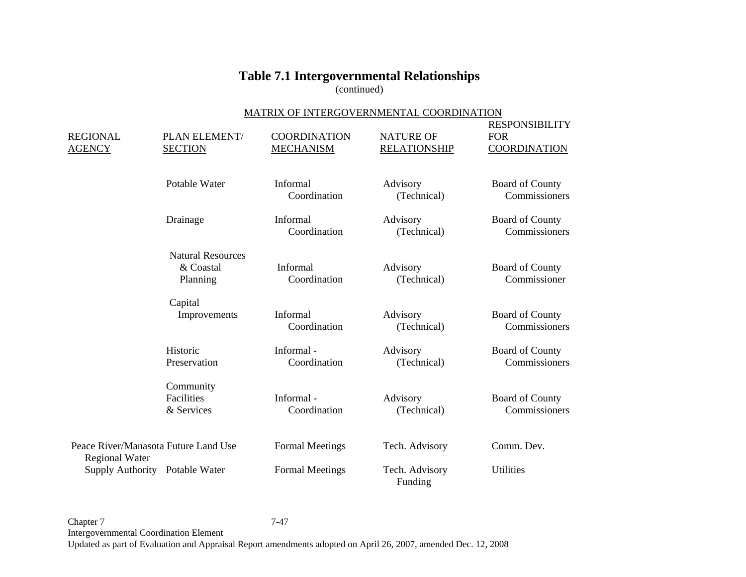## Table 7.1 Intergovernmental Relationships

(continued)

MATRIX OF INTERGOVERNMENTAL COORDINATION

| REGIONAL AGENCY | PLAN ELEMENT/ SECTION | COORDINATION MECHANISM | NATURE OF RELATIONSHIP | RESPONSIBILITY FOR COORDINATION |
|---|---|---|---|---|
| | Potable Water | Informal Coordination | Advisory (Technical) | Board of County Commissioners |
| | Drainage | Informal Coordination | Advisory (Technical) | Board of County Commissioners |
| | Natural Resources & Coastal Planning | Informal Coordination | Advisory (Technical) | Board of County Commissioner |
| | Capital Improvements | Informal Coordination | Advisory (Technical) | Board of County Commissioners |
| | Historic Preservation | Informal - Coordination | Advisory (Technical) | Board of County Commissioners |
| | Community Facilities & Services | Informal - Coordination | Advisory (Technical) | Board of County Commissioners |
| Peace River/Manasota Regional Water Supply Authority | Future Land Use | Formal Meetings | Tech. Advisory | Comm. Dev. |
| | Potable Water | Formal Meetings | Tech. Advisory Funding | Utilities |

Chapter 7
Intergovernmental Coordination Element
Updated as part of Evaluation and Appraisal Report amendments adopted on April 26, 2007, amended Dec. 12, 2008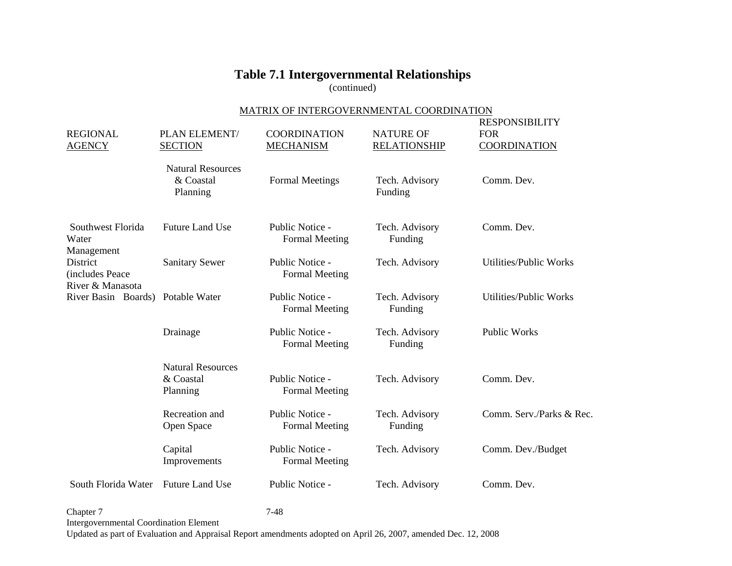# Table 7.1 Intergovernmental Relationships

(continued)

MATRIX OF INTERGOVERNMENTAL COORDINATION

| REGIONAL AGENCY | PLAN ELEMENT/ SECTION | COORDINATION MECHANISM | NATURE OF RELATIONSHIP | RESPONSIBILITY FOR COORDINATION |
|---|---|---|---|---|
| | Natural Resources & Coastal Planning | Formal Meetings | Tech. Advisory Funding | Comm. Dev. |
| Southwest Florida Water Management District (includes Peace River & Manasota River Basin Boards) | Future Land Use | Public Notice - Formal Meeting | Tech. Advisory Funding | Comm. Dev. |
| | Sanitary Sewer | Public Notice - Formal Meeting | Tech. Advisory | Utilities/Public Works |
| | Potable Water | Public Notice - Formal Meeting | Tech. Advisory Funding | Utilities/Public Works |
| | Drainage | Public Notice - Formal Meeting | Tech. Advisory Funding | Public Works |
| | Natural Resources & Coastal Planning | Public Notice - Formal Meeting | Tech. Advisory | Comm. Dev. |
| | Recreation and Open Space | Public Notice - Formal Meeting | Tech. Advisory Funding | Comm. Serv./Parks & Rec. |
| | Capital Improvements | Public Notice - Formal Meeting | Tech. Advisory | Comm. Dev./Budget |
| South Florida Water | Future Land Use | Public Notice - | Tech. Advisory | Comm. Dev. |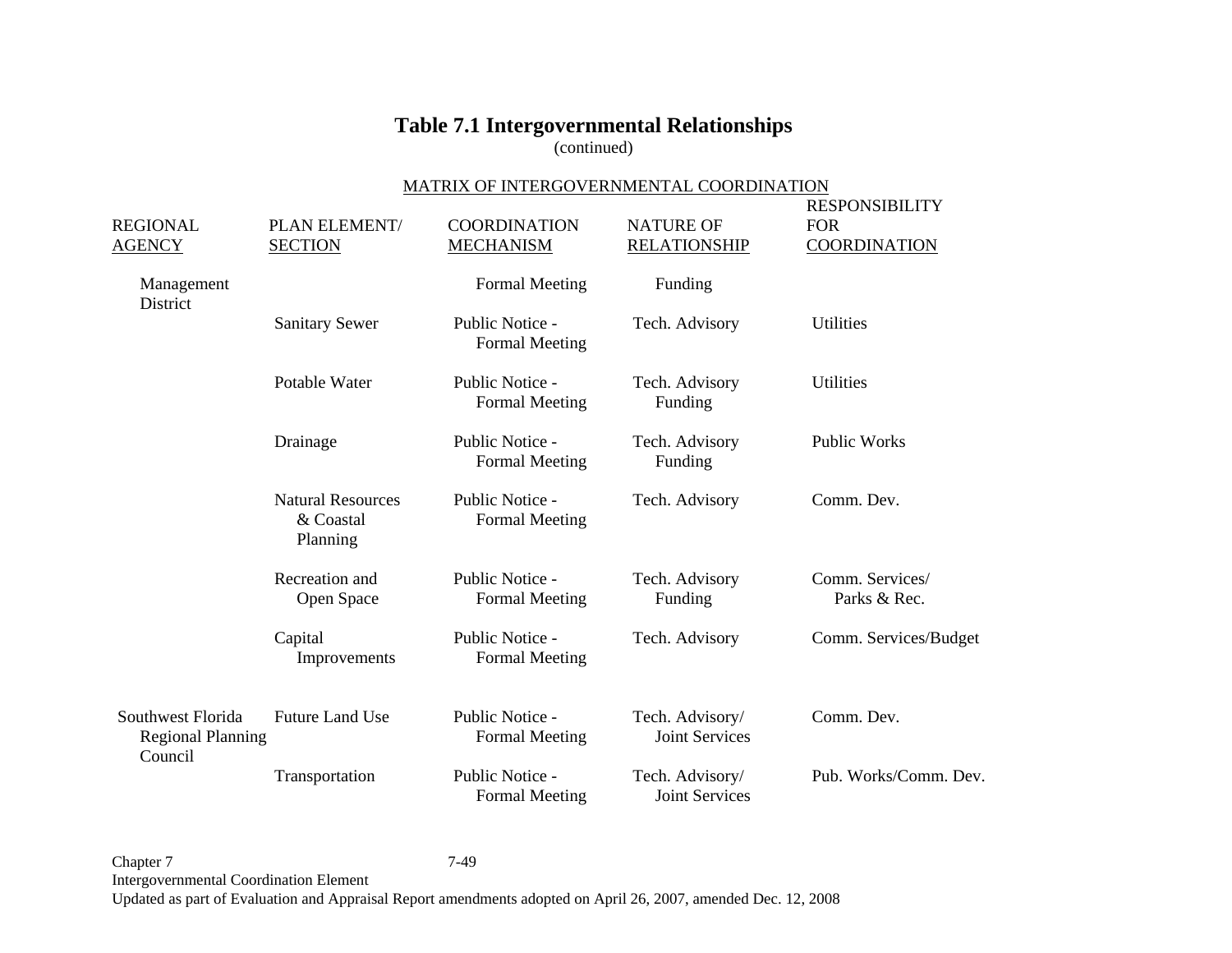## Table 7.1 Intergovernmental Relationships

(continued)

MATRIX OF INTERGOVERNMENTAL COORDINATION

| REGIONAL AGENCY | PLAN ELEMENT/ SECTION | COORDINATION MECHANISM | NATURE OF RELATIONSHIP | RESPONSIBILITY FOR COORDINATION |
|---|---|---|---|---|
| Management District | | Formal Meeting | Funding | |
| | Sanitary Sewer | Public Notice - Formal Meeting | Tech. Advisory | Utilities |
| | Potable Water | Public Notice - Formal Meeting | Tech. Advisory Funding | Utilities |
| | Drainage | Public Notice - Formal Meeting | Tech. Advisory Funding | Public Works |
| | Natural Resources & Coastal Planning | Public Notice - Formal Meeting | Tech. Advisory | Comm. Dev. |
| | Recreation and Open Space | Public Notice - Formal Meeting | Tech. Advisory Funding | Comm. Services/ Parks & Rec. |
| | Capital Improvements | Public Notice - Formal Meeting | Tech. Advisory | Comm. Services/Budget |
| Southwest Florida Regional Planning Council | Future Land Use | Public Notice - Formal Meeting | Tech. Advisory/ Joint Services | Comm. Dev. |
| | Transportation | Public Notice - Formal Meeting | Tech. Advisory/ Joint Services | Pub. Works/Comm. Dev. |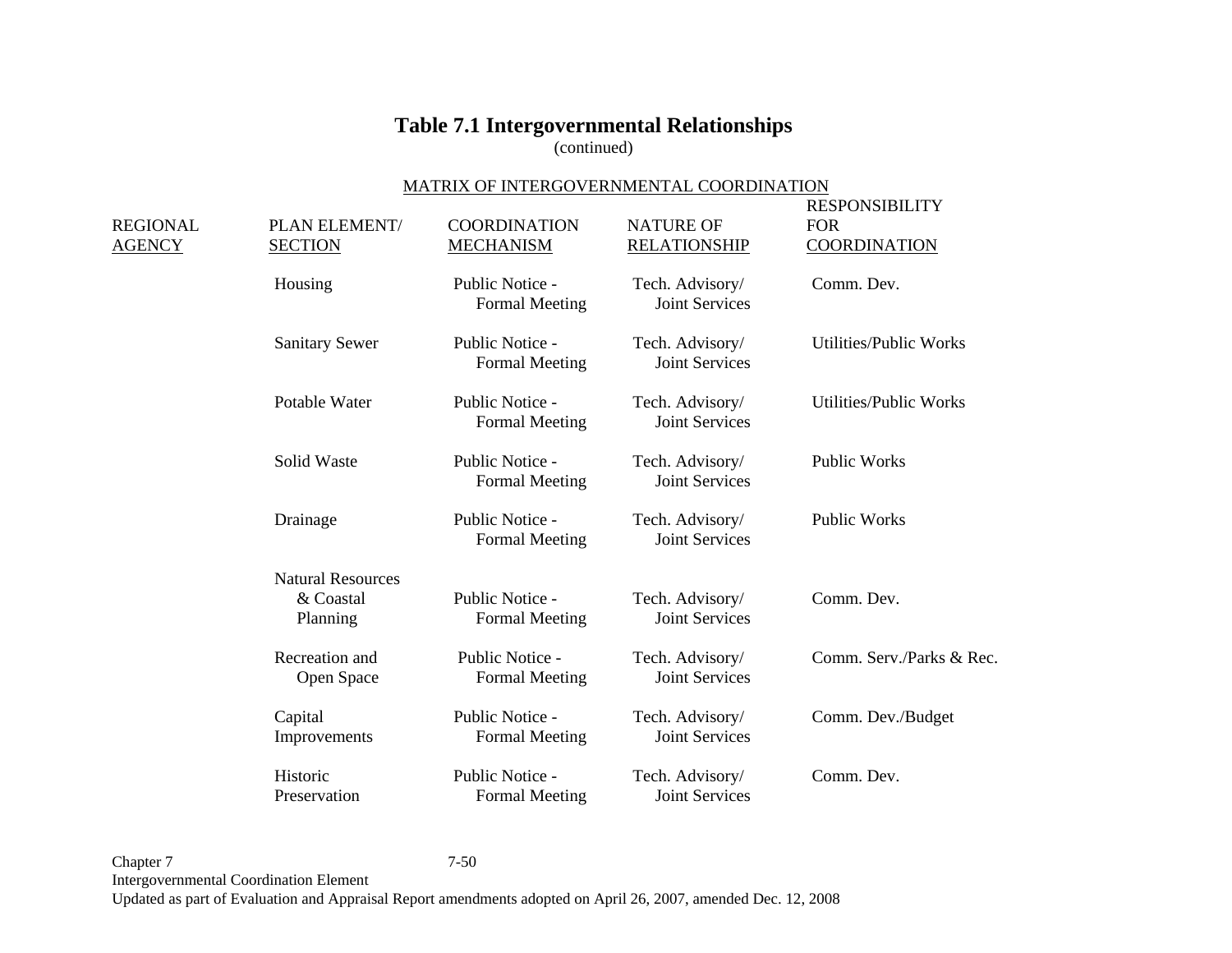## Table 7.1 Intergovernmental Relationships

(continued)

MATRIX OF INTERGOVERNMENTAL COORDINATION

| REGIONAL AGENCY | PLAN ELEMENT/ SECTION | COORDINATION MECHANISM | NATURE OF RELATIONSHIP | RESPONSIBILITY FOR COORDINATION |
|---|---|---|---|---|
| | Housing | Public Notice - Formal Meeting | Tech. Advisory/ Joint Services | Comm. Dev. |
| | Sanitary Sewer | Public Notice - Formal Meeting | Tech. Advisory/ Joint Services | Utilities/Public Works |
| | Potable Water | Public Notice - Formal Meeting | Tech. Advisory/ Joint Services | Utilities/Public Works |
| | Solid Waste | Public Notice - Formal Meeting | Tech. Advisory/ Joint Services | Public Works |
| | Drainage | Public Notice - Formal Meeting | Tech. Advisory/ Joint Services | Public Works |
| | Natural Resources & Coastal Planning | Public Notice - Formal Meeting | Tech. Advisory/ Joint Services | Comm. Dev. |
| | Recreation and Open Space | Public Notice - Formal Meeting | Tech. Advisory/ Joint Services | Comm. Serv./Parks & Rec. |
| | Capital Improvements | Public Notice - Formal Meeting | Tech. Advisory/ Joint Services | Comm. Dev./Budget |
| | Historic Preservation | Public Notice - Formal Meeting | Tech. Advisory/ Joint Services | Comm. Dev. |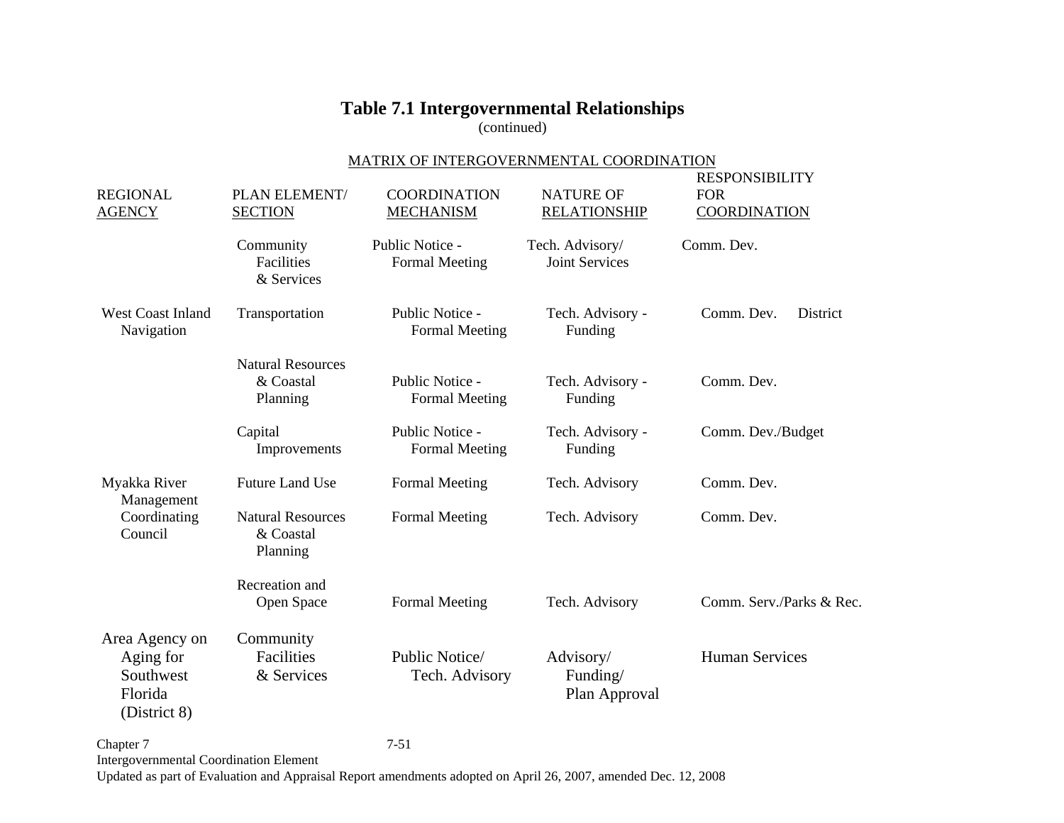# Table 7.1 Intergovernmental Relationships

(continued)

MATRIX OF INTERGOVERNMENTAL COORDINATION

| REGIONAL AGENCY | PLAN ELEMENT/ SECTION | COORDINATION MECHANISM | NATURE OF RELATIONSHIP | RESPONSIBILITY FOR COORDINATION |
|---|---|---|---|---|
| | Community Facilities & Services | Public Notice - Formal Meeting | Tech. Advisory/ Joint Services | Comm. Dev. |
| West Coast Inland Navigation | Transportation | Public Notice - Formal Meeting | Tech. Advisory - Funding | Comm. Dev. District |
| | Natural Resources & Coastal Planning | Public Notice - Formal Meeting | Tech. Advisory - Funding | Comm. Dev. |
| | Capital Improvements | Public Notice - Formal Meeting | Tech. Advisory - Funding | Comm. Dev./Budget |
| Myakka River Management Coordinating Council | Future Land Use | Formal Meeting | Tech. Advisory | Comm. Dev. |
| | Natural Resources & Coastal Planning | Formal Meeting | Tech. Advisory | Comm. Dev. |
| | Recreation and Open Space | Formal Meeting | Tech. Advisory | Comm. Serv./Parks & Rec. |
| Area Agency on Aging for Southwest Florida (District 8) | Community Facilities & Services | Public Notice/ Tech. Advisory | Advisory/ Funding/ Plan Approval | Human Services |

Chapter 7
Intergovernmental Coordination Element
Updated as part of Evaluation and Appraisal Report amendments adopted on April 26, 2007, amended Dec. 12, 2008